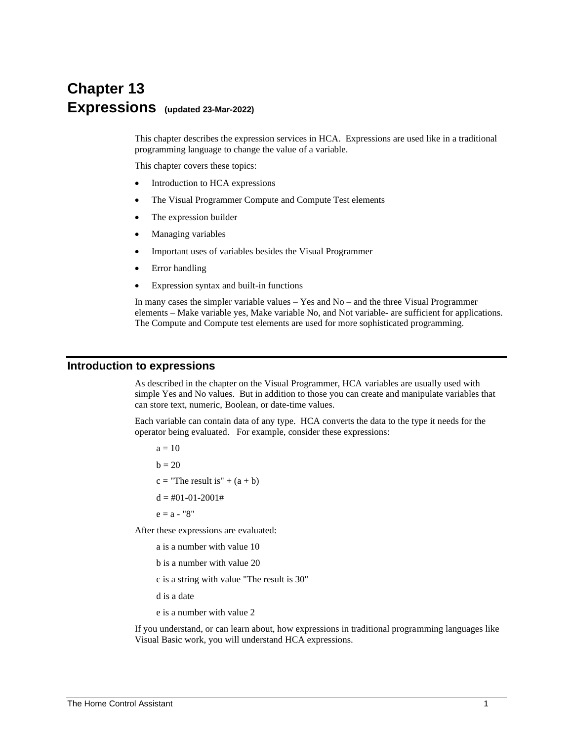# Chapter 13
# Expressions **(updated 23-Mar-2022)**

This chapter describes the expression services in HCA. Expressions are used like in a traditional programming language to change the value of a variable.

This chapter covers these topics:

- Introduction to HCA expressions
- The Visual Programmer Compute and Compute Test elements
- The expression builder
- Managing variables
- Important uses of variables besides the Visual Programmer
- Error handling
- Expression syntax and built-in functions

In many cases the simpler variable values – Yes and No – and the three Visual Programmer elements – Make variable yes, Make variable No, and Not variable- are sufficient for applications. The Compute and Compute test elements are used for more sophisticated programming.

## Introduction to expressions

As described in the chapter on the Visual Programmer, HCA variables are usually used with simple Yes and No values. But in addition to those you can create and manipulate variables that can store text, numeric, Boolean, or date-time values.

Each variable can contain data of any type. HCA converts the data to the type it needs for the operator being evaluated. For example, consider these expressions:

```
a = 10
b = 20
c = "The result is" + (a + b)
d = #01-01-2001#
e = a - "8"
```

After these expressions are evaluated:

a is a number with value 10

b is a number with value 20

c is a string with value "The result is 30"

d is a date

e is a number with value 2

If you understand, or can learn about, how expressions in traditional programming languages like Visual Basic work, you will understand HCA expressions.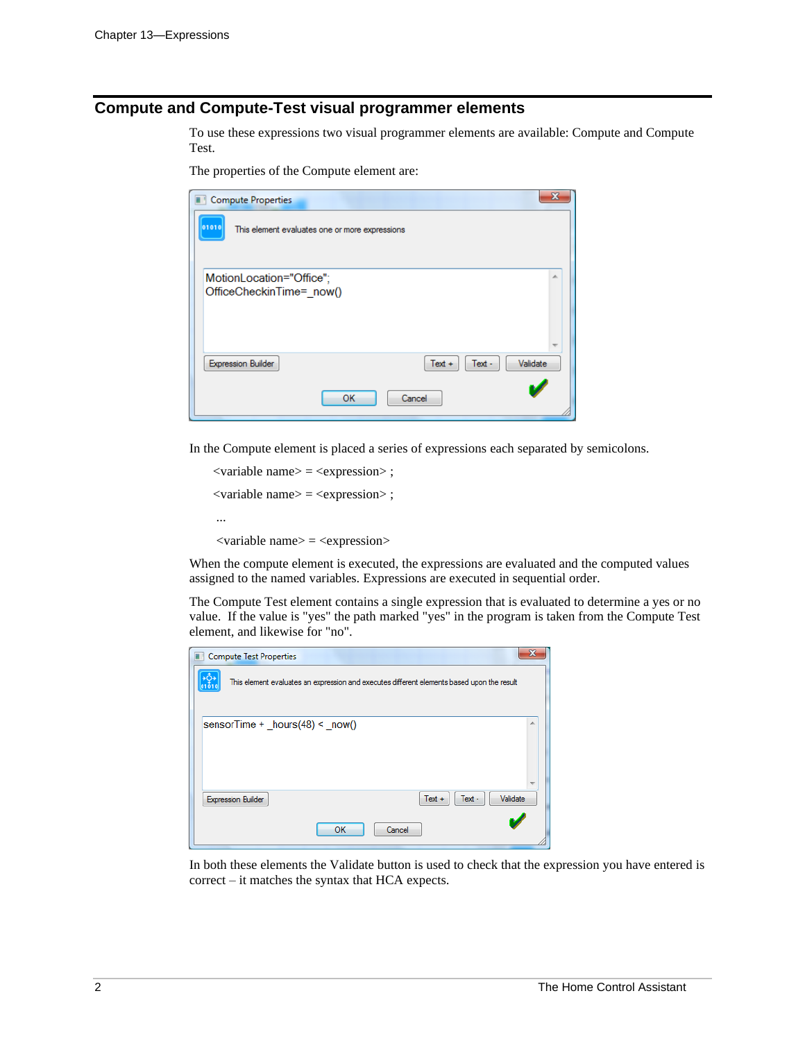## Compute and Compute-Test visual programmer elements

To use these expressions two visual programmer elements are available: Compute and Compute Test.

The properties of the Compute element are:

Compute Properties

This element evaluates one or more expressions

```
MotionLocation="Office";
OfficeCheckinTime=_now()
```

Expression Builder | Text + | Text - | Validate

OK | Cancel

In the Compute element is placed a series of expressions each separated by semicolons.

<variable name> = <expression> ;

<variable name> = <expression> ;

...

<variable name> = <expression>

When the compute element is executed, the expressions are evaluated and the computed values assigned to the named variables. Expressions are executed in sequential order.

The Compute Test element contains a single expression that is evaluated to determine a yes or no value. If the value is "yes" the path marked "yes" in the program is taken from the Compute Test element, and likewise for "no".

Compute Test Properties

This element evaluates an expression and executes different elements based upon the result

```
sensorTime + _hours(48) < _now()
```

Expression Builder | Text + | Text - | Validate

OK | Cancel

In both these elements the Validate button is used to check that the expression you have entered is correct – it matches the syntax that HCA expects.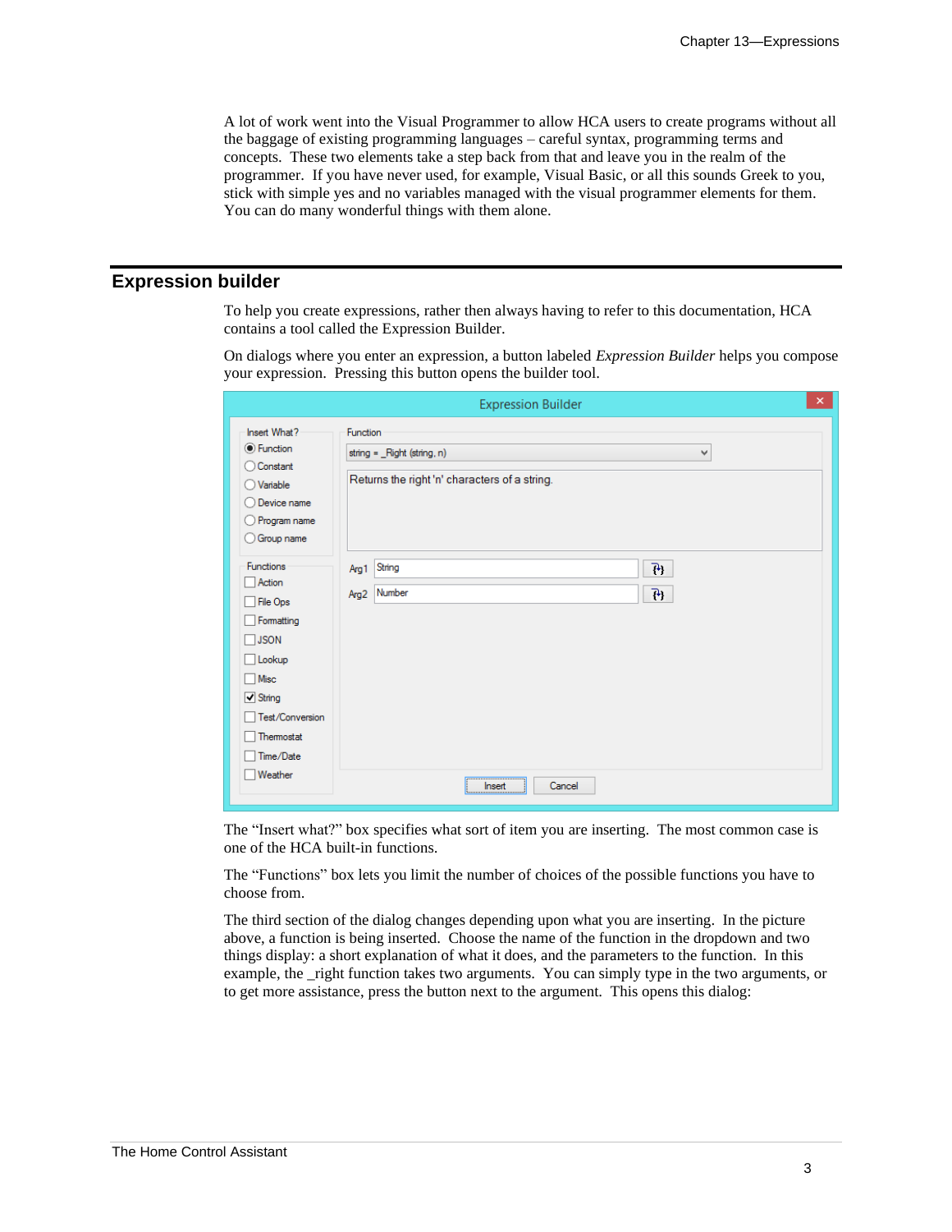A lot of work went into the Visual Programmer to allow HCA users to create programs without all the baggage of existing programming languages – careful syntax, programming terms and concepts. These two elements take a step back from that and leave you in the realm of the programmer. If you have never used, for example, Visual Basic, or all this sounds Greek to you, stick with simple yes and no variables managed with the visual programmer elements for them. You can do many wonderful things with them alone.

## Expression builder

To help you create expressions, rather then always having to refer to this documentation, HCA contains a tool called the Expression Builder.

On dialogs where you enter an expression, a button labeled *Expression Builder* helps you compose your expression. Pressing this button opens the builder tool.

The "Insert what?" box specifies what sort of item you are inserting. The most common case is one of the HCA built-in functions.

The "Functions" box lets you limit the number of choices of the possible functions you have to choose from.

The third section of the dialog changes depending upon what you are inserting. In the picture above, a function is being inserted. Choose the name of the function in the dropdown and two things display: a short explanation of what it does, and the parameters to the function. In this example, the _right function takes two arguments. You can simply type in the two arguments, or to get more assistance, press the button next to the argument. This opens this dialog: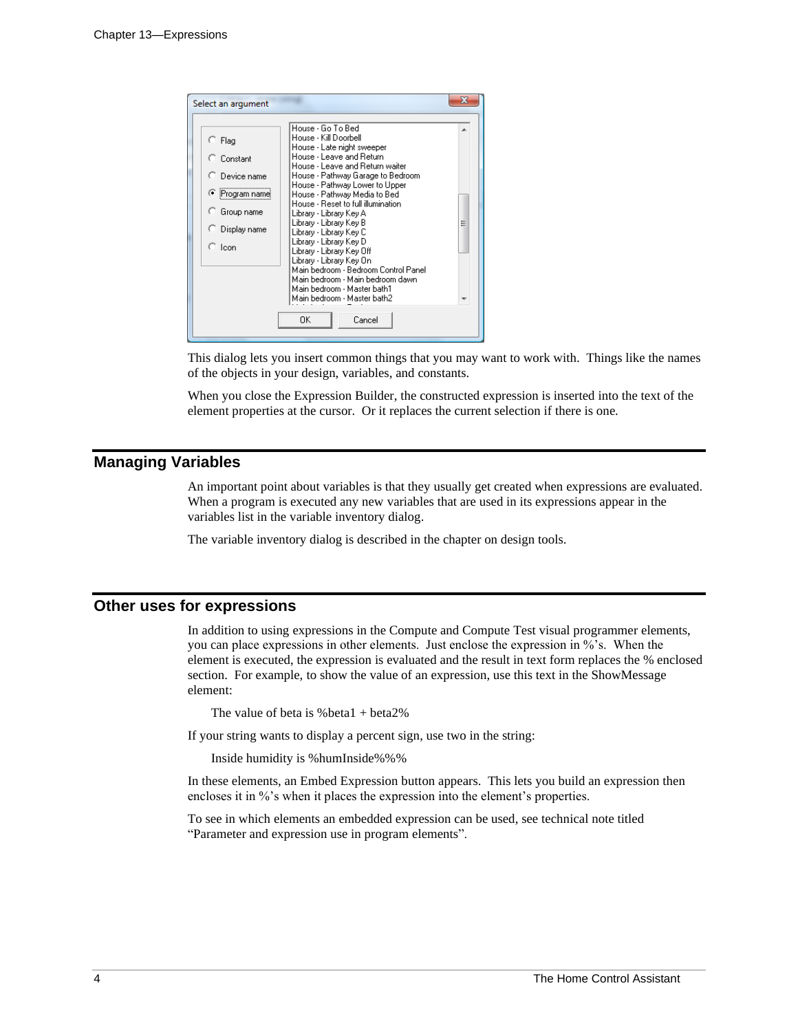This dialog lets you insert common things that you may want to work with. Things like the names of the objects in your design, variables, and constants.

When you close the Expression Builder, the constructed expression is inserted into the text of the element properties at the cursor. Or it replaces the current selection if there is one.

## Managing Variables

An important point about variables is that they usually get created when expressions are evaluated. When a program is executed any new variables that are used in its expressions appear in the variables list in the variable inventory dialog.

The variable inventory dialog is described in the chapter on design tools.

## Other uses for expressions

In addition to using expressions in the Compute and Compute Test visual programmer elements, you can place expressions in other elements. Just enclose the expression in %'s. When the element is executed, the expression is evaluated and the result in text form replaces the % enclosed section. For example, to show the value of an expression, use this text in the ShowMessage element:

The value of beta is %beta1 + beta2%

If your string wants to display a percent sign, use two in the string:

Inside humidity is %humInside%%%

In these elements, an Embed Expression button appears. This lets you build an expression then encloses it in %'s when it places the expression into the element's properties.

To see in which elements an embedded expression can be used, see technical note titled "Parameter and expression use in program elements".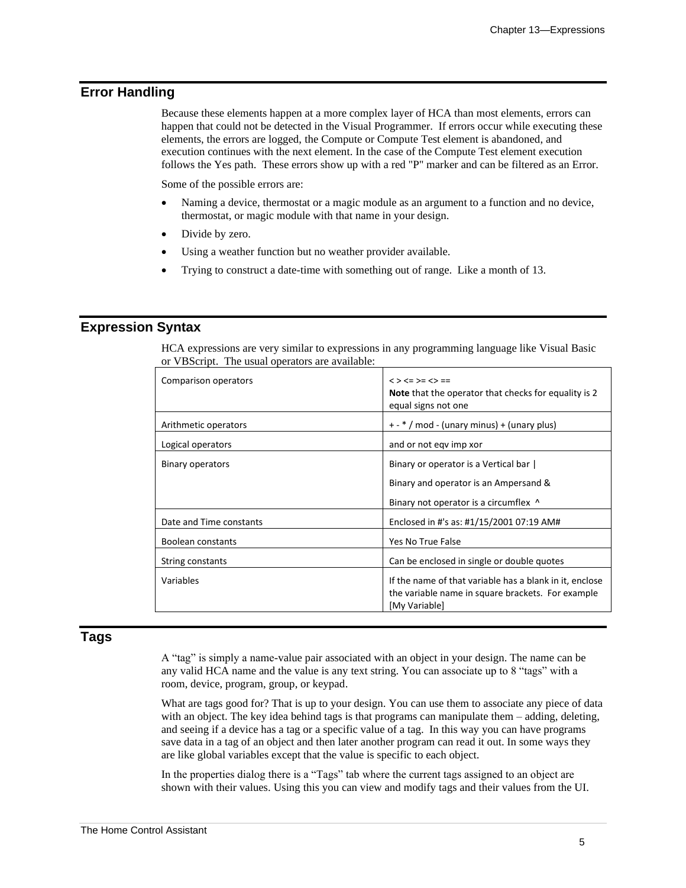## Error Handling

Because these elements happen at a more complex layer of HCA than most elements, errors can happen that could not be detected in the Visual Programmer. If errors occur while executing these elements, the errors are logged, the Compute or Compute Test element is abandoned, and execution continues with the next element. In the case of the Compute Test element execution follows the Yes path. These errors show up with a red "P" marker and can be filtered as an Error.

Some of the possible errors are:

- Naming a device, thermostat or a magic module as an argument to a function and no device, thermostat, or magic module with that name in your design.
- Divide by zero.
- Using a weather function but no weather provider available.
- Trying to construct a date-time with something out of range. Like a month of 13.

## Expression Syntax

HCA expressions are very similar to expressions in any programming language like Visual Basic or VBScript. The usual operators are available:

| | |
|---|---|
| Comparison operators | < > <= >= <> ==<br>**Note** that the operator that checks for equality is 2 equal signs not one |
| Arithmetic operators | + - * / mod - (unary minus) + (unary plus) |
| Logical operators | and or not eqv imp xor |
| Binary operators | Binary or operator is a Vertical bar \|<br>Binary and operator is an Ampersand &<br>Binary not operator is a circumflex ^ |
| Date and Time constants | Enclosed in #'s as: #1/15/2001 07:19 AM# |
| Boolean constants | Yes No True False |
| String constants | Can be enclosed in single or double quotes |
| Variables | If the name of that variable has a blank in it, enclose the variable name in square brackets. For example [My Variable] |

## Tags

A "tag" is simply a name-value pair associated with an object in your design. The name can be any valid HCA name and the value is any text string. You can associate up to 8 "tags" with a room, device, program, group, or keypad.

What are tags good for? That is up to your design. You can use them to associate any piece of data with an object. The key idea behind tags is that programs can manipulate them – adding, deleting, and seeing if a device has a tag or a specific value of a tag. In this way you can have programs save data in a tag of an object and then later another program can read it out. In some ways they are like global variables except that the value is specific to each object.

In the properties dialog there is a "Tags" tab where the current tags assigned to an object are shown with their values. Using this you can view and modify tags and their values from the UI.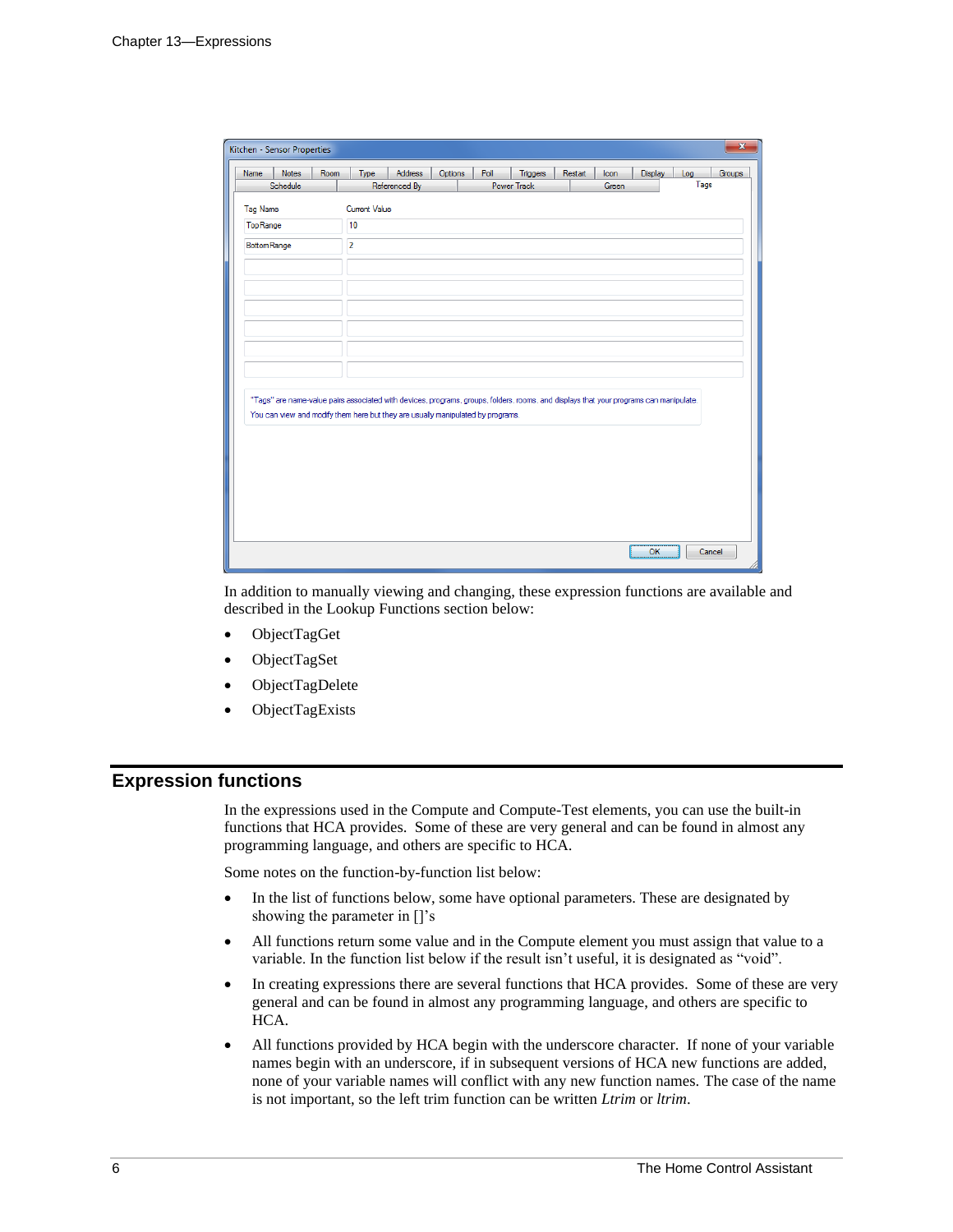In addition to manually viewing and changing, these expression functions are available and described in the Lookup Functions section below:

- ObjectTagGet
- ObjectTagSet
- ObjectTagDelete
- ObjectTagExists

## Expression functions

In the expressions used in the Compute and Compute-Test elements, you can use the built-in functions that HCA provides.  Some of these are very general and can be found in almost any programming language, and others are specific to HCA.

Some notes on the function-by-function list below:

- In the list of functions below, some have optional parameters. These are designated by showing the parameter in []'s
- All functions return some value and in the Compute element you must assign that value to a variable. In the function list below if the result isn't useful, it is designated as "void".
- In creating expressions there are several functions that HCA provides.  Some of these are very general and can be found in almost any programming language, and others are specific to HCA.
- All functions provided by HCA begin with the underscore character.  If none of your variable names begin with an underscore, if in subsequent versions of HCA new functions are added, none of your variable names will conflict with any new function names. The case of the name is not important, so the left trim function can be written *Ltrim* or *ltrim*.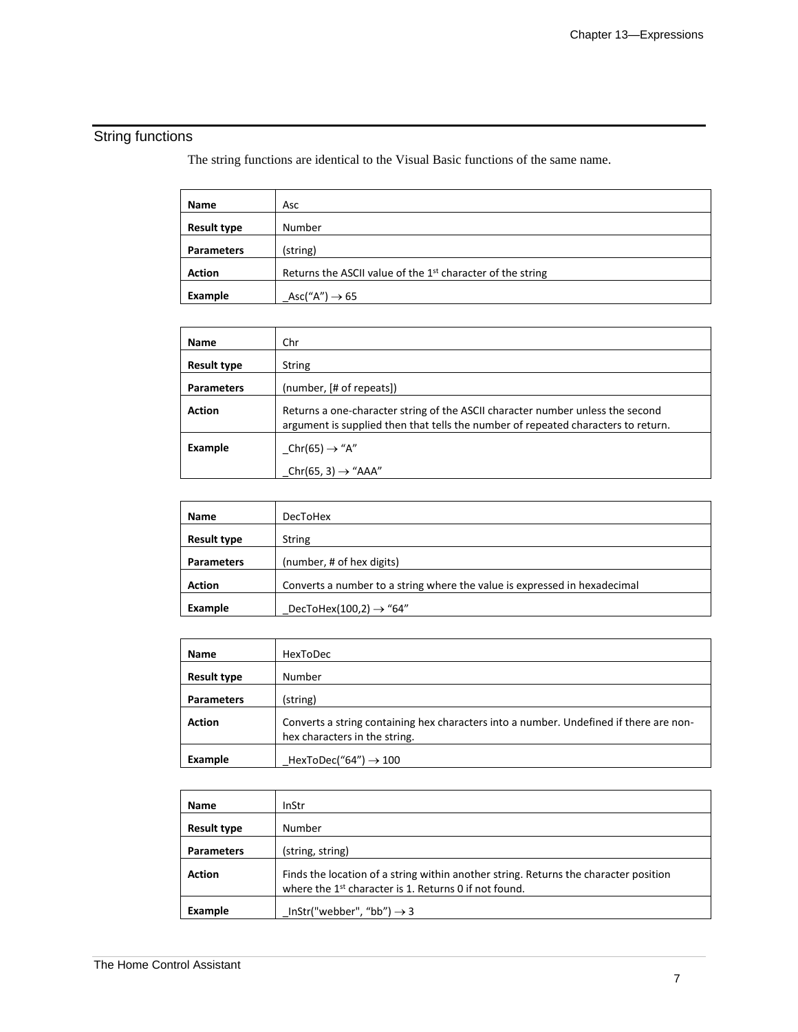## String functions

The string functions are identical to the Visual Basic functions of the same name.

| **Name** | Asc |
|---|---|
| **Result type** | Number |
| **Parameters** | (string) |
| **Action** | Returns the ASCII value of the 1st character of the string |
| **Example** | _Asc(“A”) → 65 |

| **Name** | Chr |
|---|---|
| **Result type** | String |
| **Parameters** | (number, [# of repeats]) |
| **Action** | Returns a one-character string of the ASCII character number unless the second argument is supplied then that tells the number of repeated characters to return. |
| **Example** | _Chr(65) → “A”<br>_Chr(65, 3) → “AAA” |

| **Name** | DecToHex |
|---|---|
| **Result type** | String |
| **Parameters** | (number, # of hex digits) |
| **Action** | Converts a number to a string where the value is expressed in hexadecimal |
| **Example** | _DecToHex(100,2) → “64” |

| **Name** | HexToDec |
|---|---|
| **Result type** | Number |
| **Parameters** | (string) |
| **Action** | Converts a string containing hex characters into a number. Undefined if there are non-hex characters in the string. |
| **Example** | _HexToDec(“64”) → 100 |

| **Name** | InStr |
|---|---|
| **Result type** | Number |
| **Parameters** | (string, string) |
| **Action** | Finds the location of a string within another string. Returns the character position where the 1st character is 1. Returns 0 if not found. |
| **Example** | _InStr("webber", “bb”) → 3 |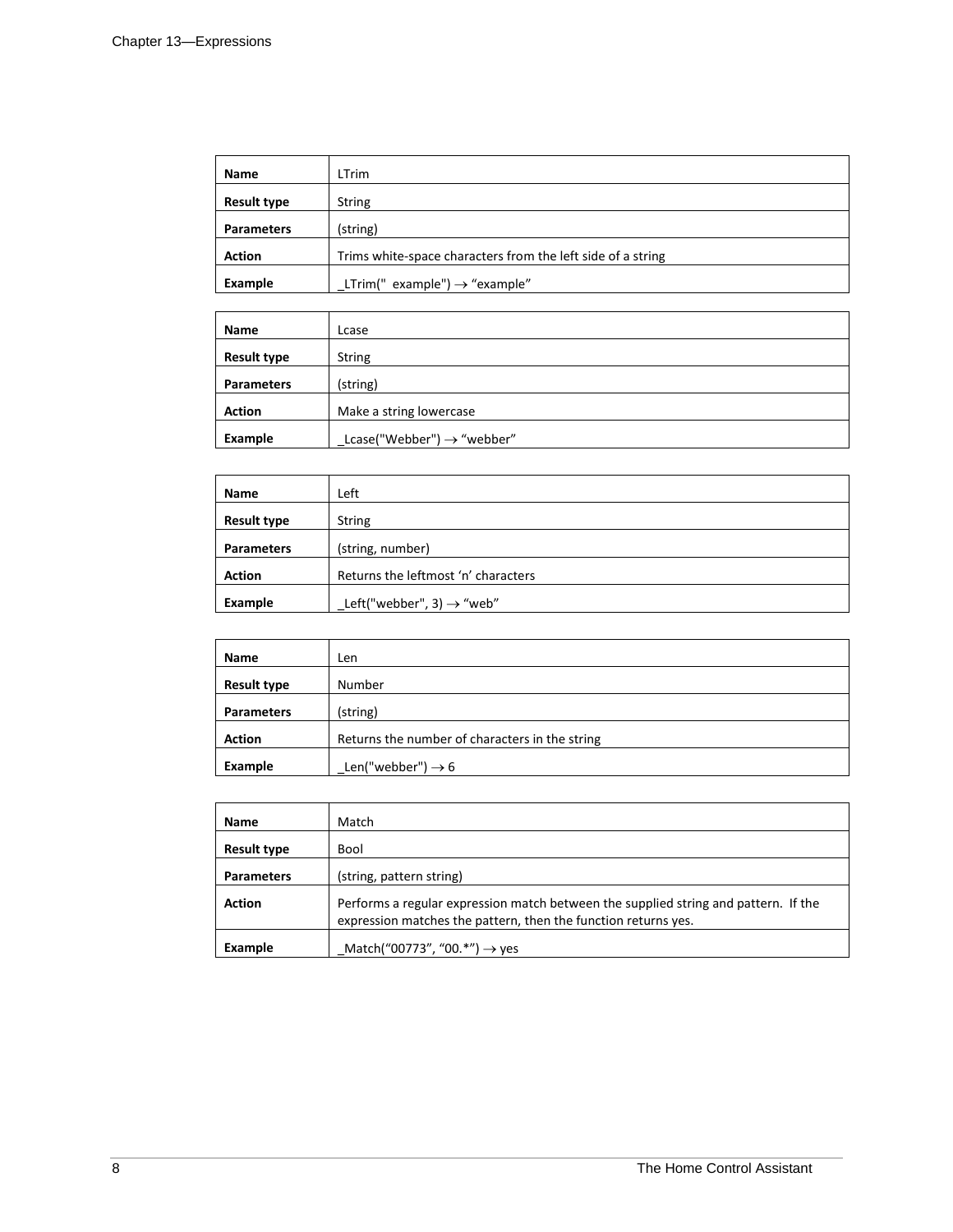| Name | LTrim |
| --- | --- |
| Result type | String |
| Parameters | (string) |
| Action | Trims white-space characters from the left side of a string |
| Example | _LTrim("  example") → “example” |

| Name | Lcase |
| --- | --- |
| Result type | String |
| Parameters | (string) |
| Action | Make a string lowercase |
| Example | _Lcase("Webber") → “webber” |

| Name | Left |
| --- | --- |
| Result type | String |
| Parameters | (string, number) |
| Action | Returns the leftmost ‘n’ characters |
| Example | _Left("webber", 3) → “web” |

| Name | Len |
| --- | --- |
| Result type | Number |
| Parameters | (string) |
| Action | Returns the number of characters in the string |
| Example | _Len("webber") → 6 |

| Name | Match |
| --- | --- |
| Result type | Bool |
| Parameters | (string, pattern string) |
| Action | Performs a regular expression match between the supplied string and pattern. If the expression matches the pattern, then the function returns yes. |
| Example | _Match(“00773”, “00.*”) → yes |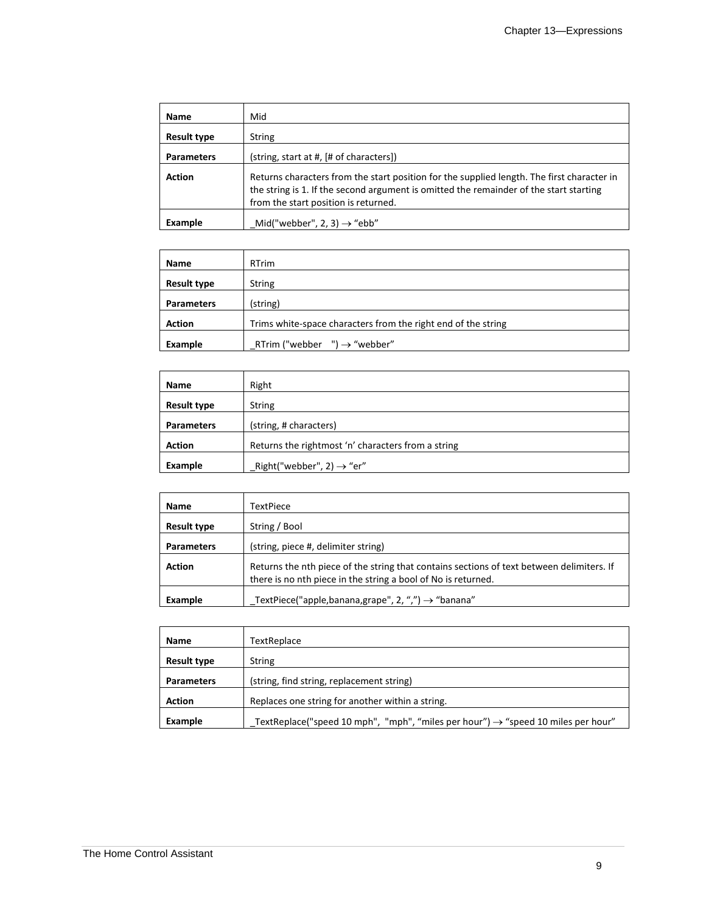| Name | Mid |
|---|---|
| **Result type** | String |
| **Parameters** | (string, start at #, [# of characters]) |
| **Action** | Returns characters from the start position for the supplied length. The first character in the string is 1. If the second argument is omitted the remainder of the start starting from the start position is returned. |
| **Example** | _Mid("webber", 2, 3) → "ebb" |

| Name | RTrim |
|---|---|
| **Result type** | String |
| **Parameters** | (string) |
| **Action** | Trims white-space characters from the right end of the string |
| **Example** | _RTrim ("webber    ") → "webber" |

| Name | Right |
|---|---|
| **Result type** | String |
| **Parameters** | (string, # characters) |
| **Action** | Returns the rightmost 'n' characters from a string |
| **Example** | _Right("webber", 2) → "er" |

| Name | TextPiece |
|---|---|
| **Result type** | String / Bool |
| **Parameters** | (string, piece #, delimiter string) |
| **Action** | Returns the nth piece of the string that contains sections of text between delimiters. If there is no nth piece in the string a bool of No is returned. |
| **Example** | _TextPiece("apple,banana,grape", 2, ",") → "banana" |

| Name | TextReplace |
|---|---|
| **Result type** | String |
| **Parameters** | (string, find string, replacement string) |
| **Action** | Replaces one string for another within a string. |
| **Example** | _TextReplace("speed 10 mph",  "mph", "miles per hour") → "speed 10 miles per hour" |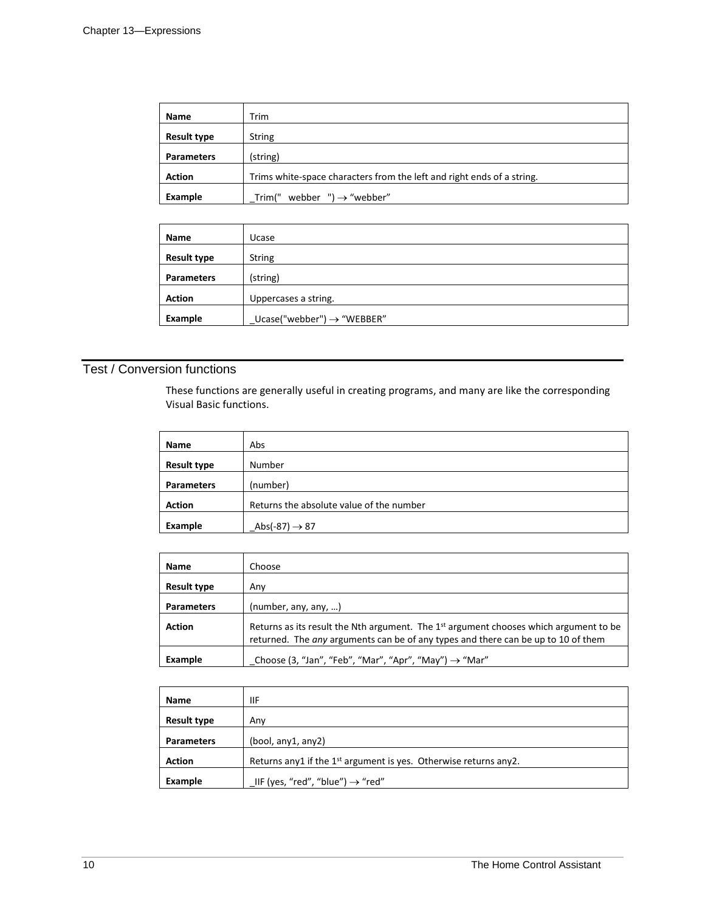| Name | Trim |
|---|---|
| Result type | String |
| Parameters | (string) |
| Action | Trims white-space characters from the left and right ends of a string. |
| Example | _Trim("   webber   ") → “webber” |

| Name | Ucase |
|---|---|
| Result type | String |
| Parameters | (string) |
| Action | Uppercases a string. |
| Example | _Ucase("webber") → “WEBBER” |

## Test / Conversion functions

These functions are generally useful in creating programs, and many are like the corresponding Visual Basic functions.

| Name | Abs |
|---|---|
| Result type | Number |
| Parameters | (number) |
| Action | Returns the absolute value of the number |
| Example | _Abs(-87) → 87 |

| Name | Choose |
|---|---|
| Result type | Any |
| Parameters | (number, any, any, …) |
| Action | Returns as its result the Nth argument. The 1st argument chooses which argument to be returned. The *any* arguments can be of any types and there can be up to 10 of them |
| Example | _Choose (3, “Jan”, “Feb”, “Mar”, “Apr”, “May”) → “Mar” |

| Name | IIF |
|---|---|
| Result type | Any |
| Parameters | (bool, any1, any2) |
| Action | Returns any1 if the 1st argument is yes. Otherwise returns any2. |
| Example | _IIF (yes, “red”, “blue”) → “red” |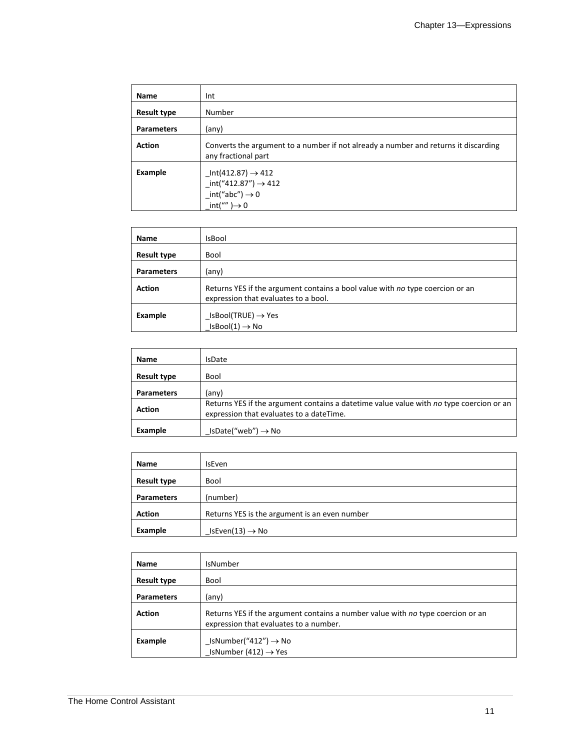| Name | Int |
|---|---|
| Result type | Number |
| Parameters | (any) |
| Action | Converts the argument to a number if not already a number and returns it discarding any fractional part |
| Example | _Int(412.87) → 412<br>_int("412.87") → 412<br>_int("abc") → 0<br>_int("" )→ 0 |

| Name | IsBool |
|---|---|
| Result type | Bool |
| Parameters | (any) |
| Action | Returns YES if the argument contains a bool value with *no* type coercion or an expression that evaluates to a bool. |
| Example | _IsBool(TRUE) → Yes<br>_IsBool(1) → No |

| Name | IsDate |
|---|---|
| Result type | Bool |
| Parameters | (any) |
| Action | Returns YES if the argument contains a datetime value value with *no* type coercion or an expression that evaluates to a dateTime. |
| Example | _IsDate("web") → No |

| Name | IsEven |
|---|---|
| Result type | Bool |
| Parameters | (number) |
| Action | Returns YES is the argument is an even number |
| Example | _IsEven(13) → No |

| Name | IsNumber |
|---|---|
| Result type | Bool |
| Parameters | (any) |
| Action | Returns YES if the argument contains a number value with *no* type coercion or an expression that evaluates to a number. |
| Example | _IsNumber("412") → No<br>_IsNumber (412) → Yes |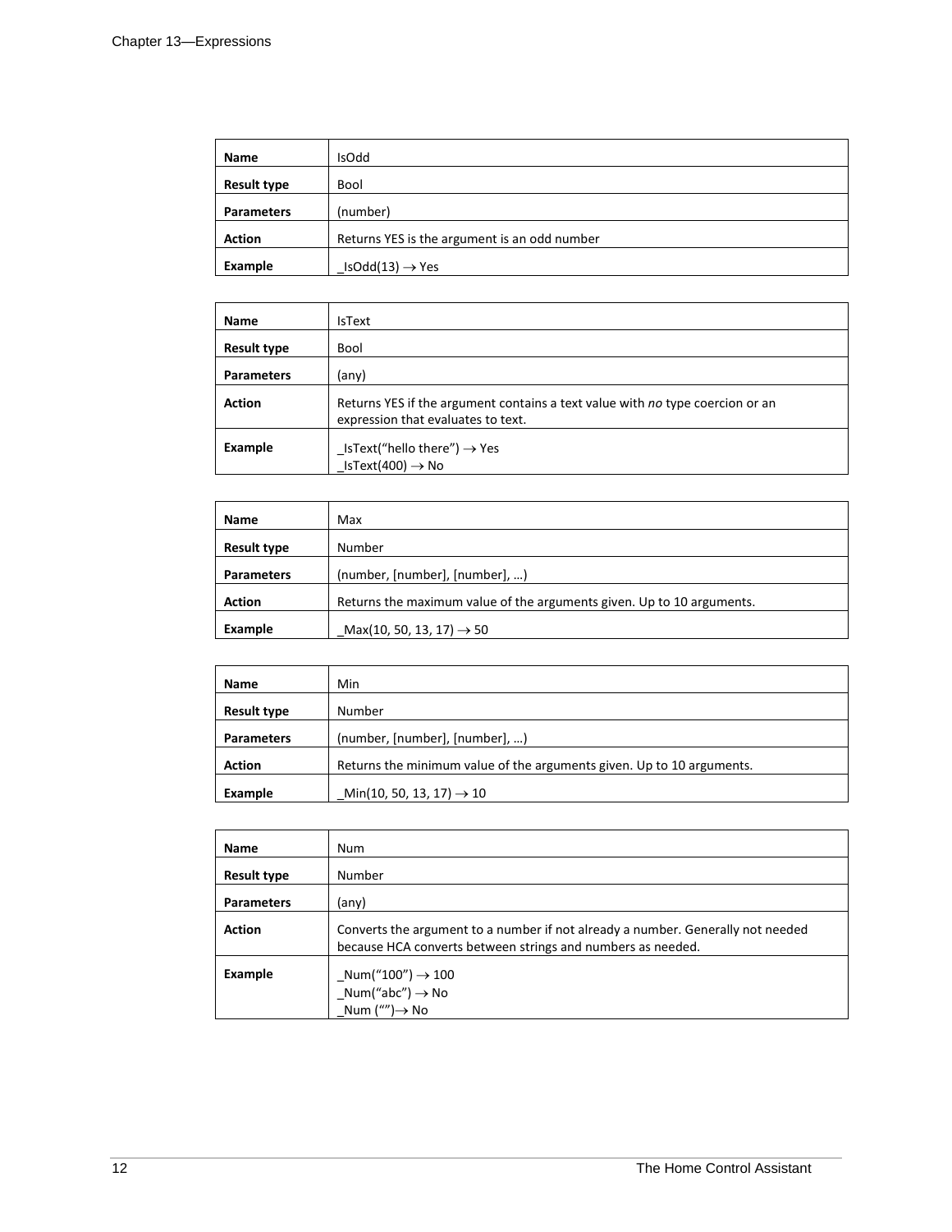| Name | IsOdd |
| --- | --- |
| **Result type** | Bool |
| **Parameters** | (number) |
| **Action** | Returns YES is the argument is an odd number |
| **Example** | _IsOdd(13) → Yes |

| Name | IsText |
| --- | --- |
| **Result type** | Bool |
| **Parameters** | (any) |
| **Action** | Returns YES if the argument contains a text value with *no* type coercion or an expression that evaluates to text. |
| **Example** | _IsText(“hello there”) → Yes<br>_IsText(400) → No |

| Name | Max |
| --- | --- |
| **Result type** | Number |
| **Parameters** | (number, [number], [number], …) |
| **Action** | Returns the maximum value of the arguments given. Up to 10 arguments. |
| **Example** | _Max(10, 50, 13, 17) → 50 |

| Name | Min |
| --- | --- |
| **Result type** | Number |
| **Parameters** | (number, [number], [number], …) |
| **Action** | Returns the minimum value of the arguments given. Up to 10 arguments. |
| **Example** | _Min(10, 50, 13, 17) → 10 |

| Name | Num |
| --- | --- |
| **Result type** | Number |
| **Parameters** | (any) |
| **Action** | Converts the argument to a number if not already a number. Generally not needed because HCA converts between strings and numbers as needed. |
| **Example** | _Num(“100”) → 100<br>_Num(“abc”) → No<br>_Num (“”)→ No |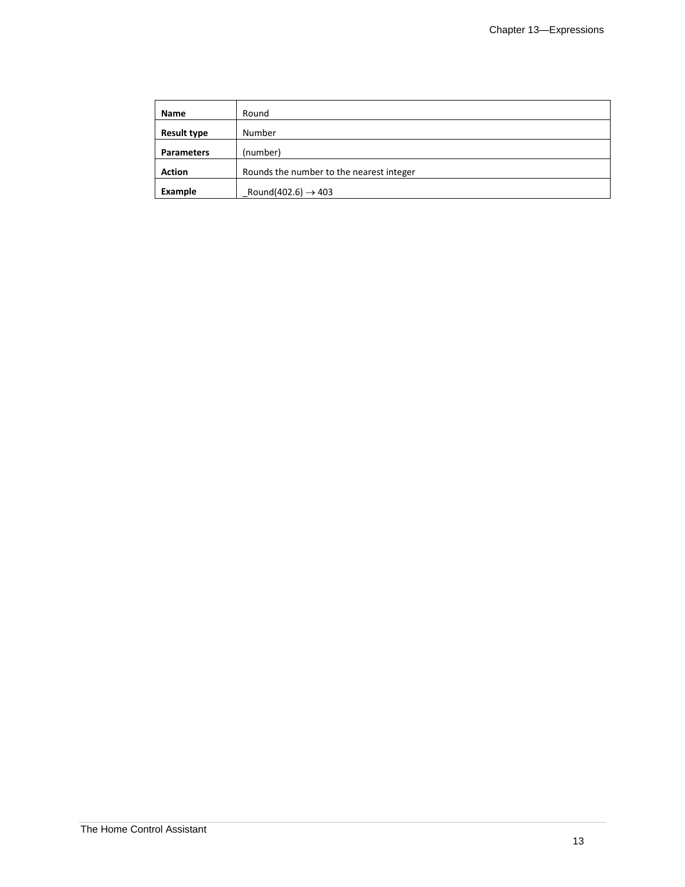| Name | Round |
|---|---|
| Result type | Number |
| Parameters | (number) |
| Action | Rounds the number to the nearest integer |
| Example | _Round(402.6) → 403 |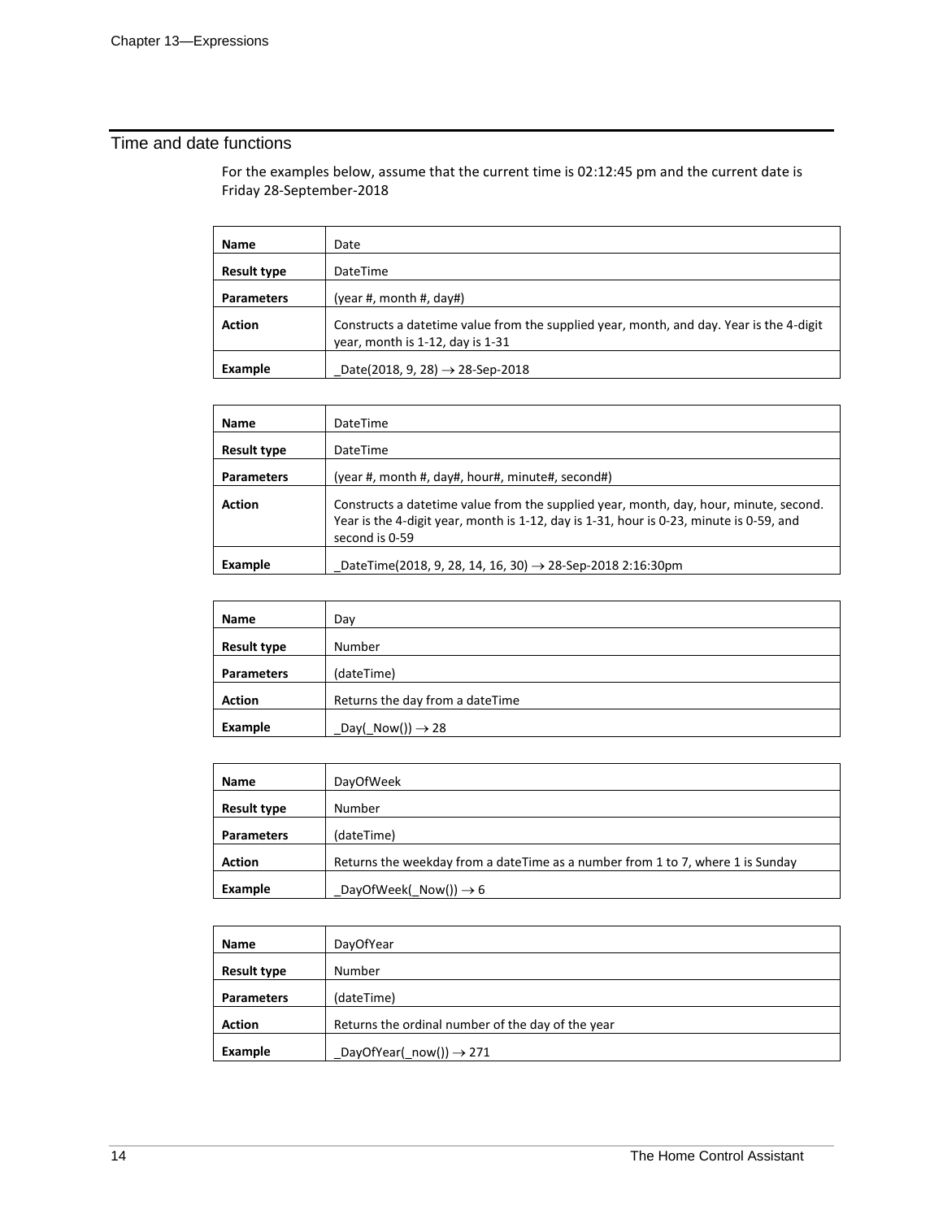## Time and date functions

For the examples below, assume that the current time is 02:12:45 pm and the current date is Friday 28-September-2018

| Name | Date |
|---|---|
| Result type | DateTime |
| Parameters | (year #, month #, day#) |
| Action | Constructs a datetime value from the supplied year, month, and day. Year is the 4-digit year, month is 1-12, day is 1-31 |
| Example | _Date(2018, 9, 28) → 28-Sep-2018 |

| Name | DateTime |
|---|---|
| Result type | DateTime |
| Parameters | (year #, month #, day#, hour#, minute#, second#) |
| Action | Constructs a datetime value from the supplied year, month, day, hour, minute, second. Year is the 4-digit year, month is 1-12, day is 1-31, hour is 0-23, minute is 0-59, and second is 0-59 |
| Example | _DateTime(2018, 9, 28, 14, 16, 30) → 28-Sep-2018 2:16:30pm |

| Name | Day |
|---|---|
| Result type | Number |
| Parameters | (dateTime) |
| Action | Returns the day from a dateTime |
| Example | _Day(_Now()) → 28 |

| Name | DayOfWeek |
|---|---|
| Result type | Number |
| Parameters | (dateTime) |
| Action | Returns the weekday from a dateTime as a number from 1 to 7, where 1 is Sunday |
| Example | _DayOfWeek(_Now()) → 6 |

| Name | DayOfYear |
|---|---|
| Result type | Number |
| Parameters | (dateTime) |
| Action | Returns the ordinal number of the day of the year |
| Example | _DayOfYear(_now()) → 271 |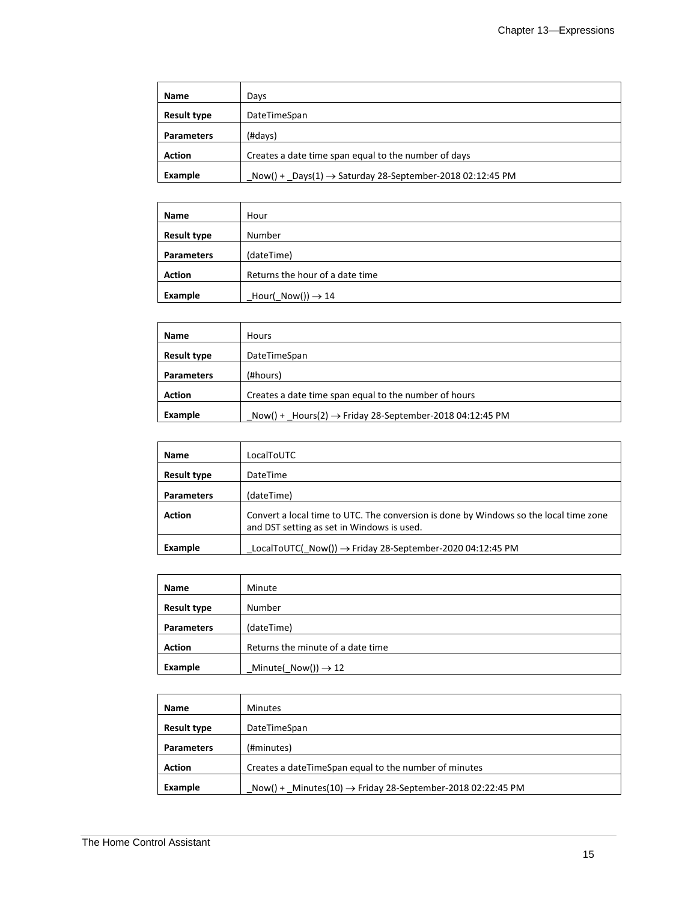| Name | Days |
|---|---|
| Result type | DateTimeSpan |
| Parameters | (#days) |
| Action | Creates a date time span equal to the number of days |
| Example | _Now() + _Days(1) → Saturday 28-September-2018 02:12:45 PM |

| Name | Hour |
|---|---|
| Result type | Number |
| Parameters | (dateTime) |
| Action | Returns the hour of a date time |
| Example | _Hour(_Now()) → 14 |

| Name | Hours |
|---|---|
| Result type | DateTimeSpan |
| Parameters | (#hours) |
| Action | Creates a date time span equal to the number of hours |
| Example | _Now() + _Hours(2) → Friday 28-September-2018 04:12:45 PM |

| Name | LocalToUTC |
|---|---|
| Result type | DateTime |
| Parameters | (dateTime) |
| Action | Convert a local time to UTC. The conversion is done by Windows so the local time zone and DST setting as set in Windows is used. |
| Example | _LocalToUTC(_Now()) → Friday 28-September-2020 04:12:45 PM |

| Name | Minute |
|---|---|
| Result type | Number |
| Parameters | (dateTime) |
| Action | Returns the minute of a date time |
| Example | _Minute(_Now()) → 12 |

| Name | Minutes |
|---|---|
| Result type | DateTimeSpan |
| Parameters | (#minutes) |
| Action | Creates a dateTimeSpan equal to the number of minutes |
| Example | _Now() + _Minutes(10) → Friday 28-September-2018 02:22:45 PM |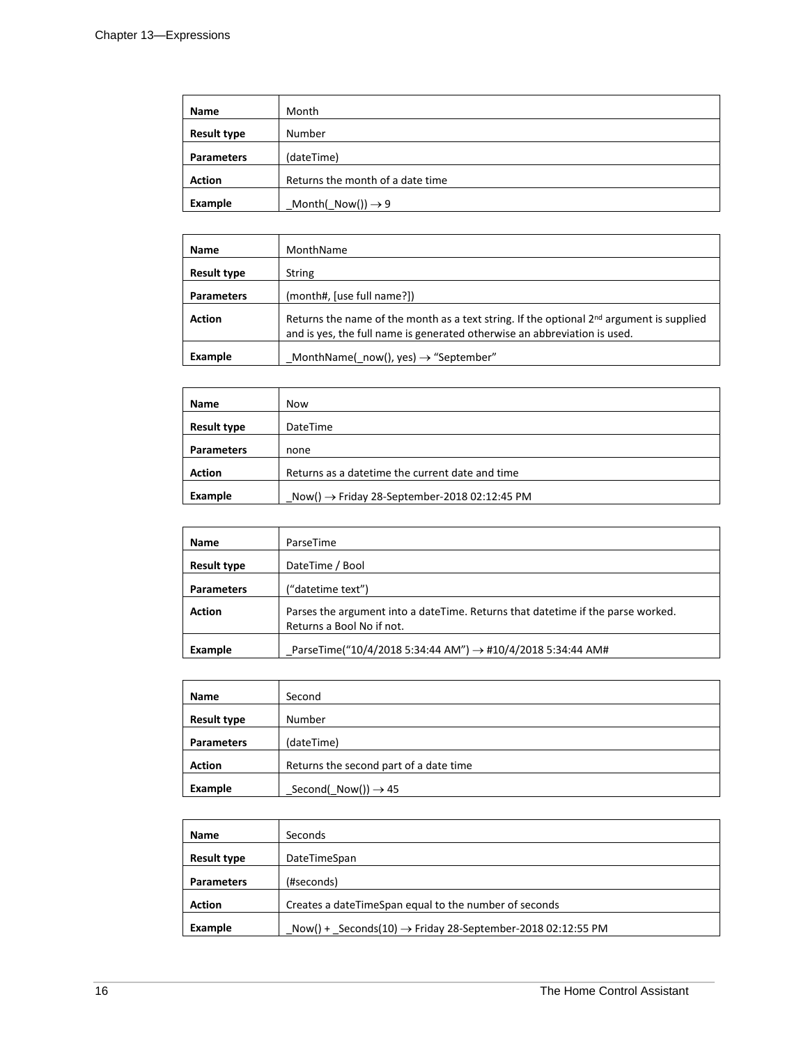| Name | Month |
| --- | --- |
| Result type | Number |
| Parameters | (dateTime) |
| Action | Returns the month of a date time |
| Example | _Month(_Now()) → 9 |

| Name | MonthName |
| --- | --- |
| Result type | String |
| Parameters | (month#, [use full name?]) |
| Action | Returns the name of the month as a text string. If the optional 2nd argument is supplied and is yes, the full name is generated otherwise an abbreviation is used. |
| Example | _MonthName(_now(), yes) → "September" |

| Name | Now |
| --- | --- |
| Result type | DateTime |
| Parameters | none |
| Action | Returns as a datetime the current date and time |
| Example | _Now() → Friday 28-September-2018 02:12:45 PM |

| Name | ParseTime |
| --- | --- |
| Result type | DateTime / Bool |
| Parameters | ("datetime text") |
| Action | Parses the argument into a dateTime. Returns that datetime if the parse worked. Returns a Bool No if not. |
| Example | _ParseTime("10/4/2018 5:34:44 AM") → #10/4/2018 5:34:44 AM# |

| Name | Second |
| --- | --- |
| Result type | Number |
| Parameters | (dateTime) |
| Action | Returns the second part of a date time |
| Example | _Second(_Now()) → 45 |

| Name | Seconds |
| --- | --- |
| Result type | DateTimeSpan |
| Parameters | (#seconds) |
| Action | Creates a dateTimeSpan equal to the number of seconds |
| Example | _Now() + _Seconds(10) → Friday 28-September-2018 02:12:55 PM |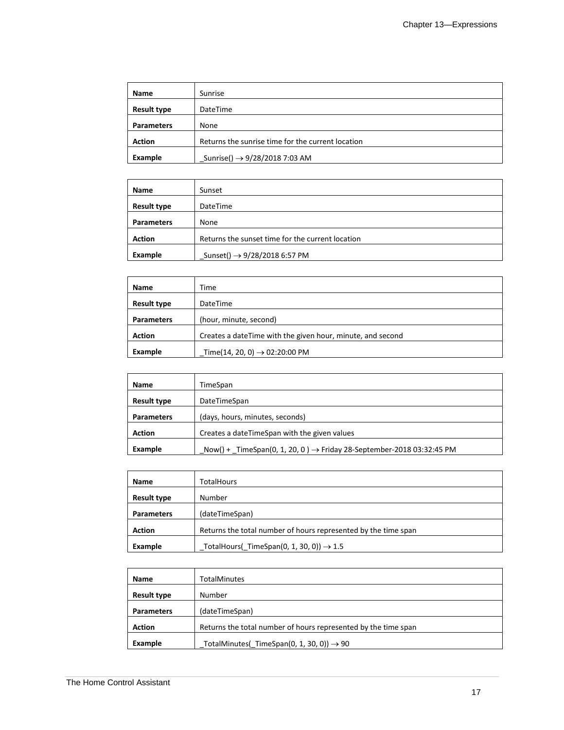| Name | Sunrise |
| --- | --- |
| Result type | DateTime |
| Parameters | None |
| Action | Returns the sunrise time for the current location |
| Example | _Sunrise() → 9/28/2018 7:03 AM |

| Name | Sunset |
| --- | --- |
| Result type | DateTime |
| Parameters | None |
| Action | Returns the sunset time for the current location |
| Example | _Sunset() → 9/28/2018 6:57 PM |

| Name | Time |
| --- | --- |
| Result type | DateTime |
| Parameters | (hour, minute, second) |
| Action | Creates a dateTime with the given hour, minute, and second |
| Example | _Time(14, 20, 0) → 02:20:00 PM |

| Name | TimeSpan |
| --- | --- |
| Result type | DateTimeSpan |
| Parameters | (days, hours, minutes, seconds) |
| Action | Creates a dateTimeSpan with the given values |
| Example | _Now() + _TimeSpan(0, 1, 20, 0 ) → Friday 28-September-2018 03:32:45 PM |

| Name | TotalHours |
| --- | --- |
| Result type | Number |
| Parameters | (dateTimeSpan) |
| Action | Returns the total number of hours represented by the time span |
| Example | _TotalHours(_TimeSpan(0, 1, 30, 0)) → 1.5 |

| Name | TotalMinutes |
| --- | --- |
| Result type | Number |
| Parameters | (dateTimeSpan) |
| Action | Returns the total number of hours represented by the time span |
| Example | _TotalMinutes(_TimeSpan(0, 1, 30, 0)) → 90 |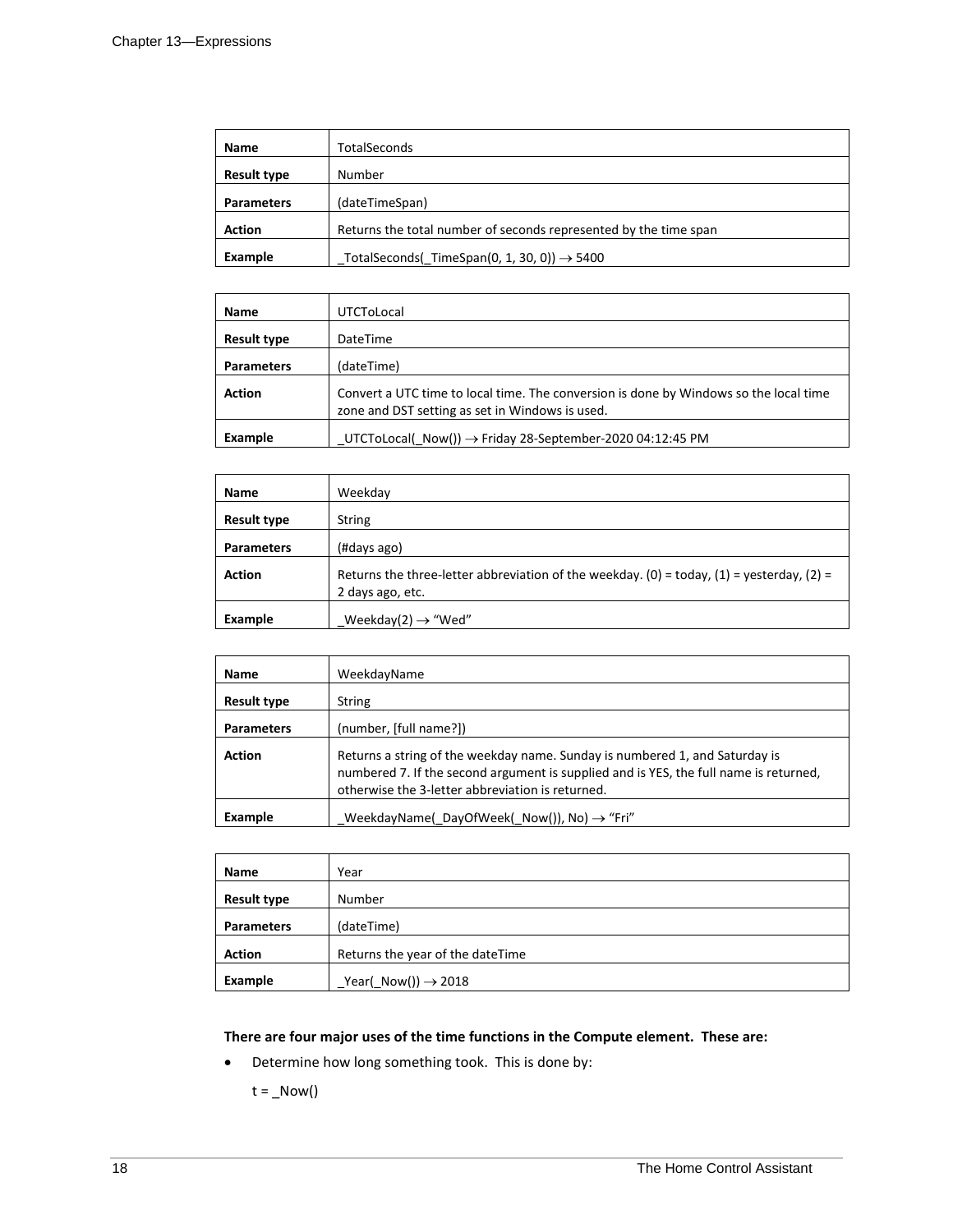| Name | TotalSeconds |
|---|---|
| Result type | Number |
| Parameters | (dateTimeSpan) |
| Action | Returns the total number of seconds represented by the time span |
| Example | _TotalSeconds(_TimeSpan(0, 1, 30, 0)) → 5400 |

| Name | UTCToLocal |
|---|---|
| Result type | DateTime |
| Parameters | (dateTime) |
| Action | Convert a UTC time to local time. The conversion is done by Windows so the local time zone and DST setting as set in Windows is used. |
| Example | _UTCToLocal(_Now()) → Friday 28-September-2020 04:12:45 PM |

| Name | Weekday |
|---|---|
| Result type | String |
| Parameters | (#days ago) |
| Action | Returns the three-letter abbreviation of the weekday. (0) = today, (1) = yesterday, (2) = 2 days ago, etc. |
| Example | _Weekday(2) → "Wed" |

| Name | WeekdayName |
|---|---|
| Result type | String |
| Parameters | (number, [full name?]) |
| Action | Returns a string of the weekday name. Sunday is numbered 1, and Saturday is numbered 7. If the second argument is supplied and is YES, the full name is returned, otherwise the 3-letter abbreviation is returned. |
| Example | _WeekdayName(_DayOfWeek(_Now()), No) → "Fri" |

| Name | Year |
|---|---|
| Result type | Number |
| Parameters | (dateTime) |
| Action | Returns the year of the dateTime |
| Example | _Year(_Now()) → 2018 |

**There are four major uses of the time functions in the Compute element. These are:**

- Determine how long something took. This is done by:

  t = _Now()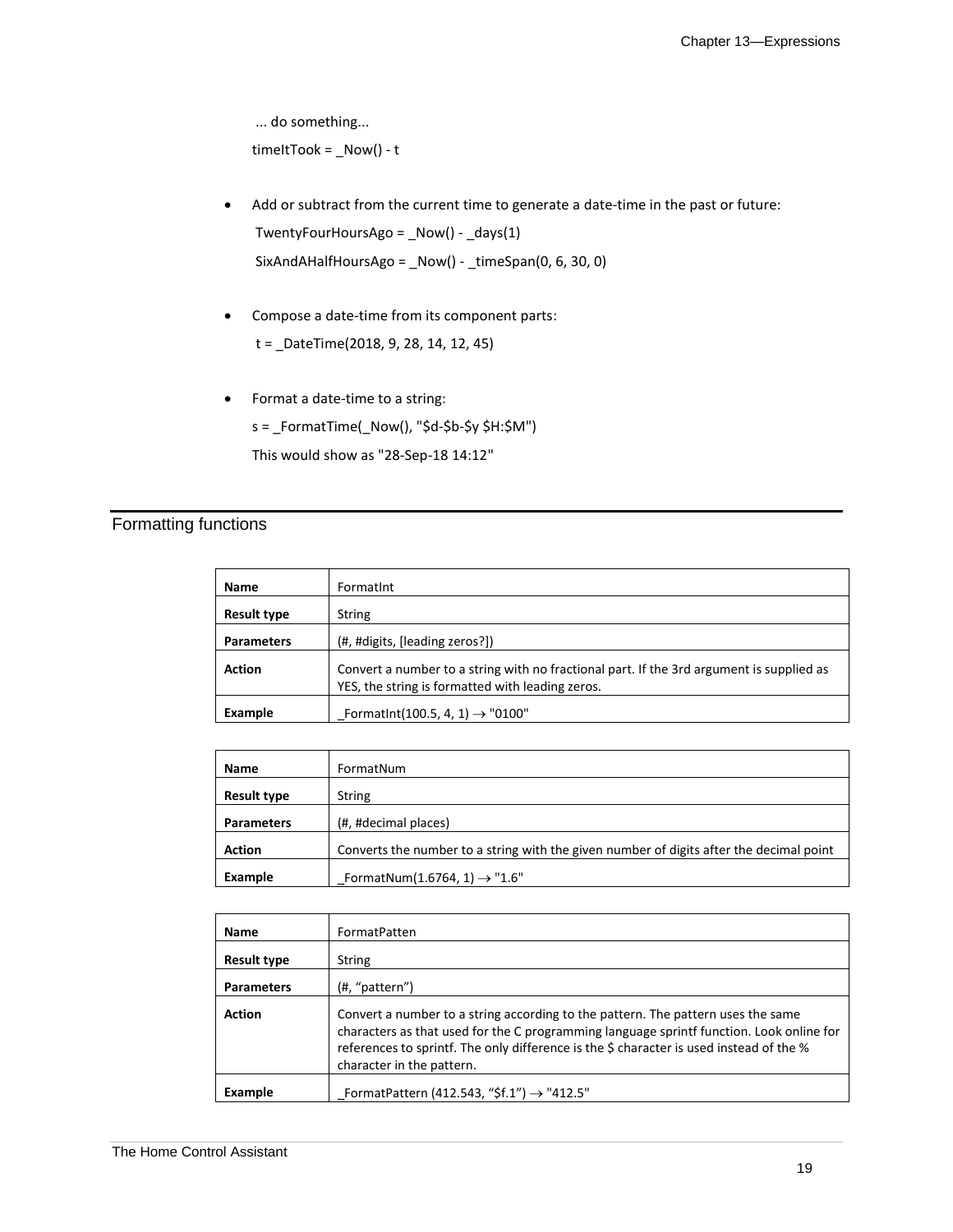```
... do something...
timeItTook = _Now() - t
```

- Add or subtract from the current time to generate a date-time in the past or future:

```
TwentyFourHoursAgo = _Now() - _days(1)
SixAndAHalfHoursAgo = _Now() - _timeSpan(0, 6, 30, 0)
```

- Compose a date-time from its component parts:

```
t = _DateTime(2018, 9, 28, 14, 12, 45)
```

- Format a date-time to a string:

```
s = _FormatTime(_Now(), "$d-$b-$y $H:$M")
```

  This would show as "28-Sep-18 14:12"

## Formatting functions

| Name | FormatInt |
|---|---|
| Result type | String |
| Parameters | (#, #digits, [leading zeros?]) |
| Action | Convert a number to a string with no fractional part. If the 3rd argument is supplied as YES, the string is formatted with leading zeros. |
| Example | _FormatInt(100.5, 4, 1) → "0100" |

| Name | FormatNum |
|---|---|
| Result type | String |
| Parameters | (#, #decimal places) |
| Action | Converts the number to a string with the given number of digits after the decimal point |
| Example | _FormatNum(1.6764, 1) → "1.6" |

| Name | FormatPatten |
|---|---|
| Result type | String |
| Parameters | (#, “pattern”) |
| Action | Convert a number to a string according to the pattern. The pattern uses the same characters as that used for the C programming language sprintf function. Look online for references to sprintf. The only difference is the $ character is used instead of the % character in the pattern. |
| Example | _FormatPattern (412.543, “$f.1”) → "412.5" |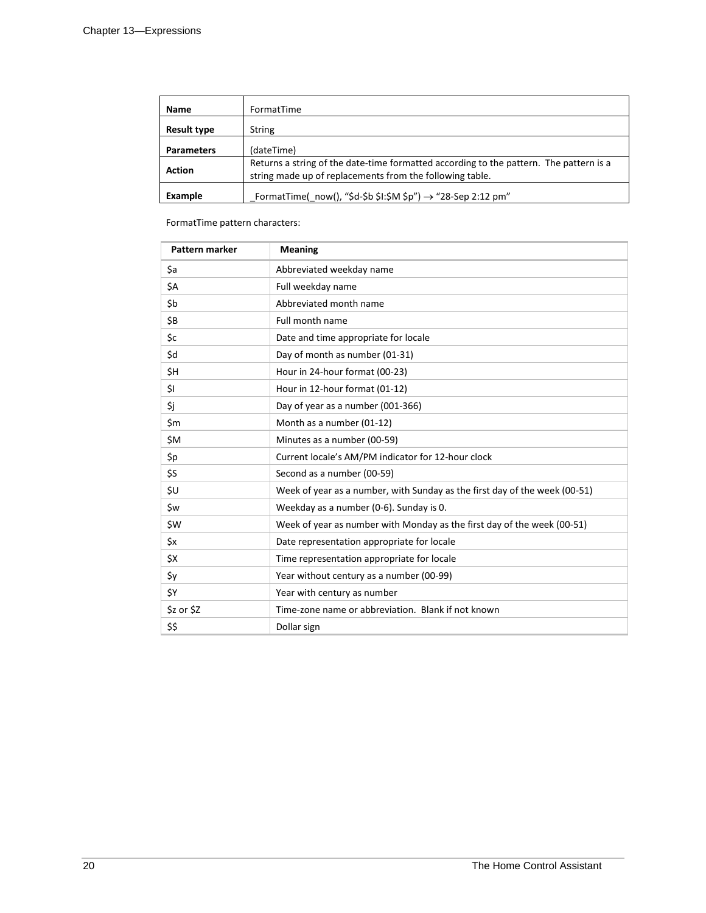| Name | FormatTime |
|---|---|
| Result type | String |
| Parameters | (dateTime) |
| Action | Returns a string of the date-time formatted according to the pattern. The pattern is a string made up of replacements from the following table. |
| Example | _FormatTime(_now(), “$d-$b $I:$M $p”) → “28-Sep 2:12 pm” |

FormatTime pattern characters:

| Pattern marker | Meaning |
|---|---|
| $a | Abbreviated weekday name |
| $A | Full weekday name |
| $b | Abbreviated month name |
| $B | Full month name |
| $c | Date and time appropriate for locale |
| $d | Day of month as number (01-31) |
| $H | Hour in 24-hour format (00-23) |
| $I | Hour in 12-hour format (01-12) |
| $j | Day of year as a number (001-366) |
| $m | Month as a number (01-12) |
| $M | Minutes as a number (00-59) |
| $p | Current locale’s AM/PM indicator for 12-hour clock |
| $S | Second as a number (00-59) |
| $U | Week of year as a number, with Sunday as the first day of the week (00-51) |
| $w | Weekday as a number (0-6). Sunday is 0. |
| $W | Week of year as number with Monday as the first day of the week (00-51) |
| $x | Date representation appropriate for locale |
| $X | Time representation appropriate for locale |
| $y | Year without century as a number (00-99) |
| $Y | Year with century as number |
| $z or $Z | Time-zone name or abbreviation. Blank if not known |
| $$ | Dollar sign |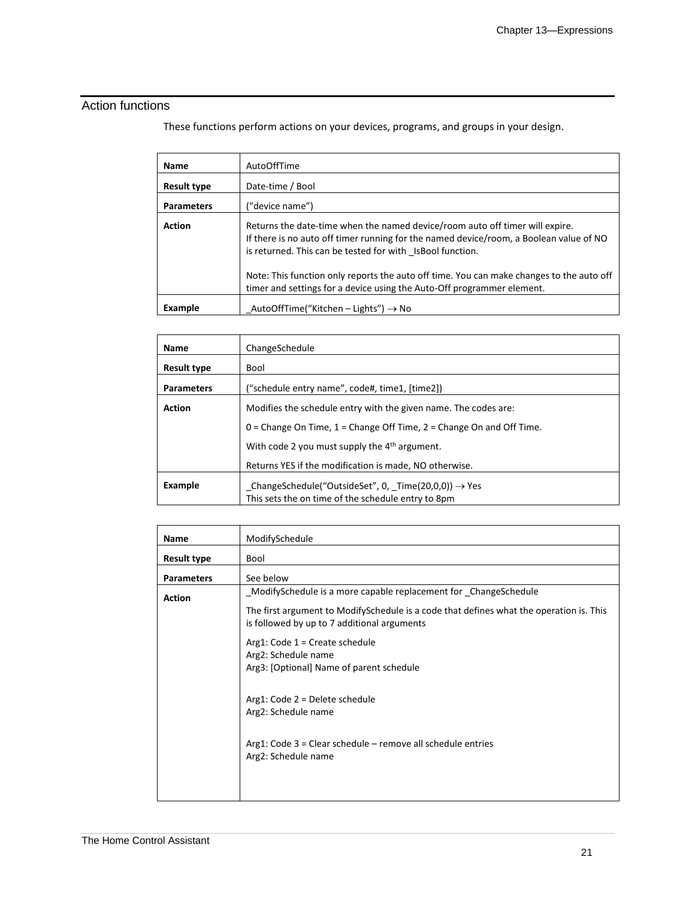## Action functions

These functions perform actions on your devices, programs, and groups in your design.

| **Name** | AutoOffTime |
| --- | --- |
| **Result type** | Date-time / Bool |
| **Parameters** | (“device name”) |
| **Action** | Returns the date-time when the named device/room auto off timer will expire.<br>If there is no auto off timer running for the named device/room, a Boolean value of NO is returned. This can be tested for with _IsBool function.<br><br>Note: This function only reports the auto off time. You can make changes to the auto off timer and settings for a device using the Auto-Off programmer element. |
| **Example** | _AutoOffTime(“Kitchen – Lights”) → No |

| **Name** | ChangeSchedule |
| --- | --- |
| **Result type** | Bool |
| **Parameters** | (“schedule entry name”, code#, time1, [time2]) |
| **Action** | Modifies the schedule entry with the given name. The codes are:<br>0 = Change On Time, 1 = Change Off Time, 2 = Change On and Off Time.<br>With code 2 you must supply the 4th argument.<br>Returns YES if the modification is made, NO otherwise. |
| **Example** | _ChangeSchedule(“OutsideSet”, 0, _Time(20,0,0)) → Yes<br>This sets the on time of the schedule entry to 8pm |

| **Name** | ModifySchedule |
| --- | --- |
| **Result type** | Bool |
| **Parameters** | See below |
| **Action** | _ModifySchedule is a more capable replacement for _ChangeSchedule<br>The first argument to ModifySchedule is a code that defines what the operation is. This is followed by up to 7 additional arguments<br>Arg1: Code 1 = Create schedule<br>Arg2: Schedule name<br>Arg3: [Optional] Name of parent schedule<br><br>Arg1: Code 2 = Delete schedule<br>Arg2: Schedule name<br><br>Arg1: Code 3 = Clear schedule – remove all schedule entries<br>Arg2: Schedule name |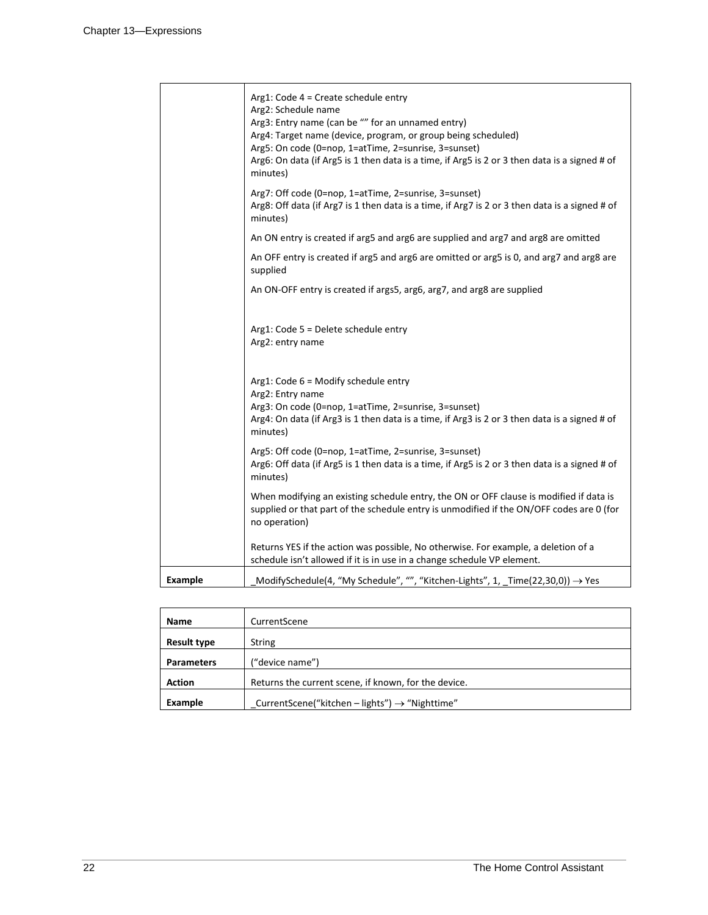| | |
|---|---|
| | Arg1: Code 4 = Create schedule entry<br>Arg2: Schedule name<br>Arg3: Entry name (can be "" for an unnamed entry)<br>Arg4: Target name (device, program, or group being scheduled)<br>Arg5: On code (0=nop, 1=atTime, 2=sunrise, 3=sunset)<br>Arg6: On data (if Arg5 is 1 then data is a time, if Arg5 is 2 or 3 then data is a signed # of minutes)<br><br>Arg7: Off code (0=nop, 1=atTime, 2=sunrise, 3=sunset)<br>Arg8: Off data (if Arg7 is 1 then data is a time, if Arg7 is 2 or 3 then data is a signed # of minutes)<br><br>An ON entry is created if arg5 and arg6 are supplied and arg7 and arg8 are omitted<br><br>An OFF entry is created if arg5 and arg6 are omitted or arg5 is 0, and arg7 and arg8 are supplied<br><br>An ON-OFF entry is created if args5, arg6, arg7, and arg8 are supplied<br><br><br>Arg1: Code 5 = Delete schedule entry<br>Arg2: entry name<br><br><br>Arg1: Code 6 = Modify schedule entry<br>Arg2: Entry name<br>Arg3: On code (0=nop, 1=atTime, 2=sunrise, 3=sunset)<br>Arg4: On data (if Arg3 is 1 then data is a time, if Arg3 is 2 or 3 then data is a signed # of minutes)<br><br>Arg5: Off code (0=nop, 1=atTime, 2=sunrise, 3=sunset)<br>Arg6: Off data (if Arg5 is 1 then data is a time, if Arg5 is 2 or 3 then data is a signed # of minutes)<br><br>When modifying an existing schedule entry, the ON or OFF clause is modified if data is supplied or that part of the schedule entry is unmodified if the ON/OFF codes are 0 (for no operation)<br><br>Returns YES if the action was possible, No otherwise. For example, a deletion of a schedule isn't allowed if it is in use in a change schedule VP element. |
| **Example** | _ModifySchedule(4, "My Schedule", "", "Kitchen-Lights", 1, _Time(22,30,0)) → Yes |

| | |
|---|---|
| **Name** | CurrentScene |
| **Result type** | String |
| **Parameters** | ("device name") |
| **Action** | Returns the current scene, if known, for the device. |
| **Example** | _CurrentScene("kitchen – lights") → "Nighttime" |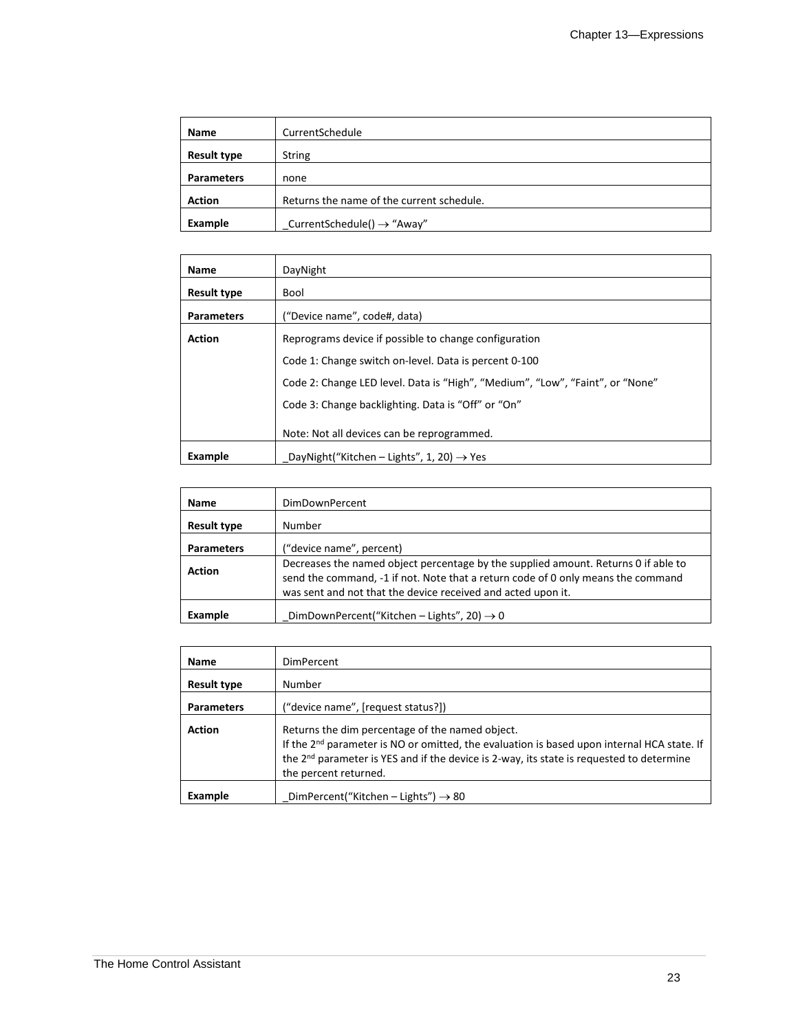| Name | CurrentSchedule |
|---|---|
| **Result type** | String |
| **Parameters** | none |
| **Action** | Returns the name of the current schedule. |
| **Example** | _CurrentSchedule() → "Away" |

| Name | DayNight |
|---|---|
| **Result type** | Bool |
| **Parameters** | ("Device name", code#, data) |
| **Action** | Reprograms device if possible to change configuration<br>Code 1: Change switch on-level. Data is percent 0-100<br>Code 2: Change LED level. Data is "High", "Medium", "Low", "Faint", or "None"<br>Code 3: Change backlighting. Data is "Off" or "On"<br><br>Note: Not all devices can be reprogrammed. |
| **Example** | _DayNight("Kitchen – Lights", 1, 20) → Yes |

| Name | DimDownPercent |
|---|---|
| **Result type** | Number |
| **Parameters** | ("device name", percent) |
| **Action** | Decreases the named object percentage by the supplied amount. Returns 0 if able to send the command, -1 if not. Note that a return code of 0 only means the command was sent and not that the device received and acted upon it. |
| **Example** | _DimDownPercent("Kitchen – Lights", 20) → 0 |

| Name | DimPercent |
|---|---|
| **Result type** | Number |
| **Parameters** | ("device name", [request status?]) |
| **Action** | Returns the dim percentage of the named object.<br>If the 2nd parameter is NO or omitted, the evaluation is based upon internal HCA state. If the 2nd parameter is YES and if the device is 2-way, its state is requested to determine the percent returned. |
| **Example** | _DimPercent("Kitchen – Lights") → 80 |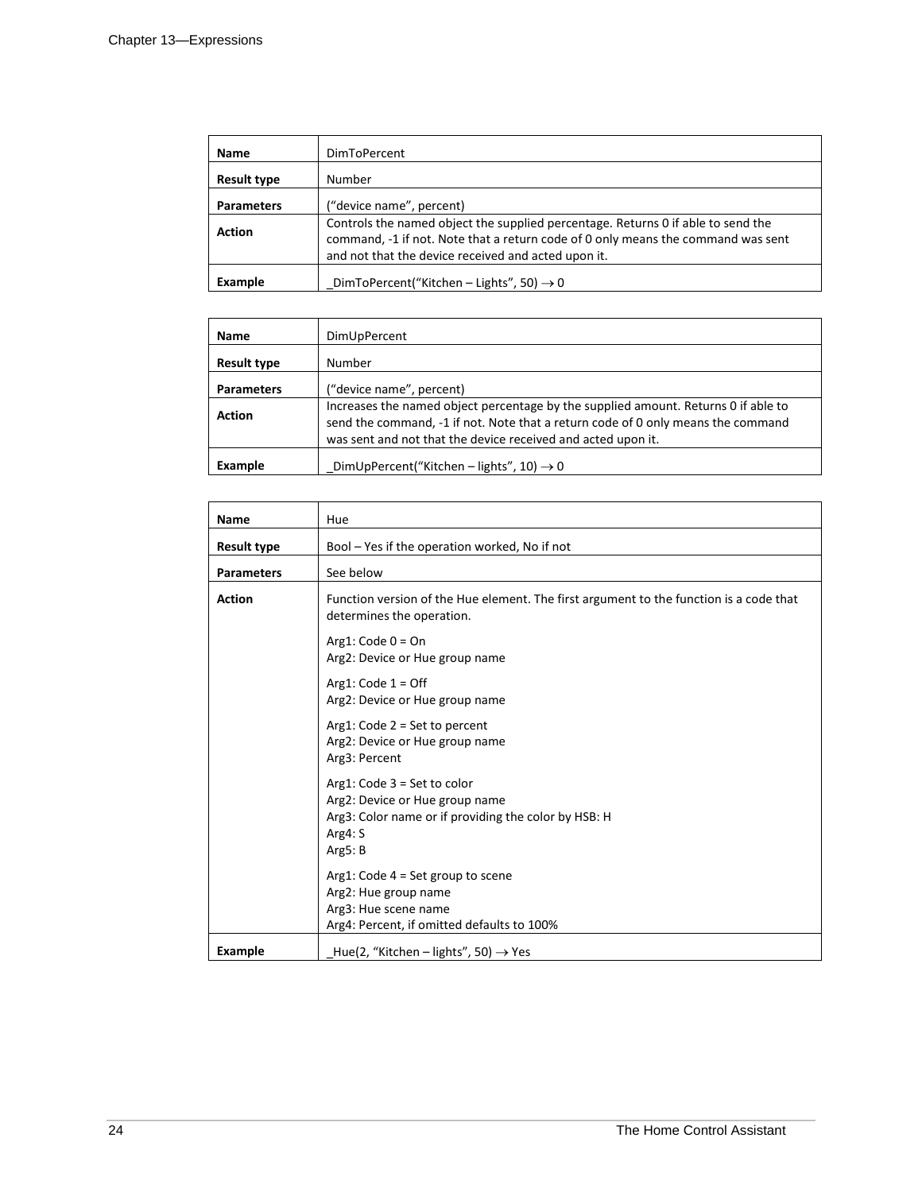| Name | DimToPercent |
|---|---|
| Result type | Number |
| Parameters | (“device name”, percent) |
| Action | Controls the named object the supplied percentage. Returns 0 if able to send the command, -1 if not. Note that a return code of 0 only means the command was sent and not that the device received and acted upon it. |
| Example | _DimToPercent(“Kitchen – Lights”, 50) → 0 |

| Name | DimUpPercent |
|---|---|
| Result type | Number |
| Parameters | (“device name”, percent) |
| Action | Increases the named object percentage by the supplied amount. Returns 0 if able to send the command, -1 if not. Note that a return code of 0 only means the command was sent and not that the device received and acted upon it. |
| Example | _DimUpPercent(“Kitchen – lights”, 10) → 0 |

| Name | Hue |
|---|---|
| Result type | Bool – Yes if the operation worked, No if not |
| Parameters | See below |
| Action | Function version of the Hue element. The first argument to the function is a code that determines the operation.<br><br>Arg1: Code 0 = On<br>Arg2: Device or Hue group name<br><br>Arg1: Code 1 = Off<br>Arg2: Device or Hue group name<br><br>Arg1: Code 2 = Set to percent<br>Arg2: Device or Hue group name<br>Arg3: Percent<br><br>Arg1: Code 3 = Set to color<br>Arg2: Device or Hue group name<br>Arg3: Color name or if providing the color by HSB: H<br>Arg4: S<br>Arg5: B<br><br>Arg1: Code 4 = Set group to scene<br>Arg2: Hue group name<br>Arg3: Hue scene name<br>Arg4: Percent, if omitted defaults to 100% |
| Example | _Hue(2, “Kitchen – lights”, 50) → Yes |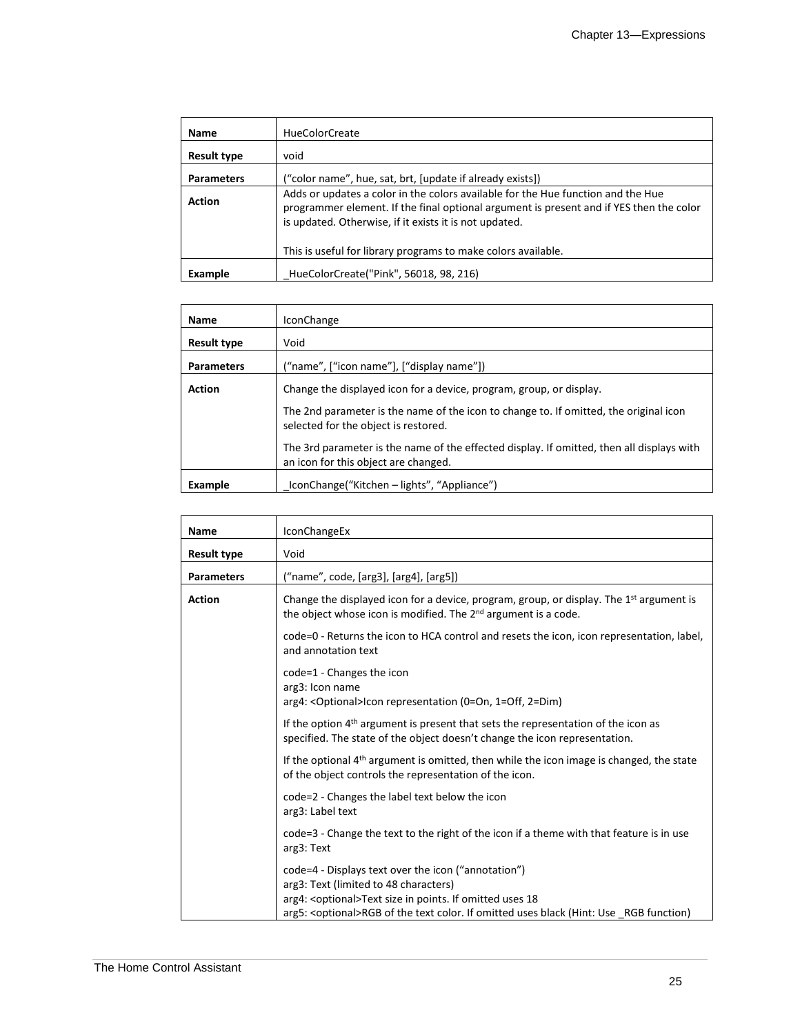| Name | HueColorCreate |
|---|---|
| Result type | void |
| Parameters | (“color name”, hue, sat, brt, [update if already exists]) |
| Action | Adds or updates a color in the colors available for the Hue function and the Hue programmer element. If the final optional argument is present and if YES then the color is updated. Otherwise, if it exists it is not updated.<br><br>This is useful for library programs to make colors available. |
| Example | _HueColorCreate("Pink", 56018, 98, 216) |

| Name | IconChange |
|---|---|
| Result type | Void |
| Parameters | (“name”, [“icon name”], [“display name”]) |
| Action | Change the displayed icon for a device, program, group, or display.<br><br>The 2nd parameter is the name of the icon to change to. If omitted, the original icon selected for the object is restored.<br><br>The 3rd parameter is the name of the effected display. If omitted, then all displays with an icon for this object are changed. |
| Example | _IconChange(“Kitchen – lights”, “Appliance”) |

| Name | IconChangeEx |
|---|---|
| Result type | Void |
| Parameters | (“name”, code, [arg3], [arg4], [arg5]) |
| Action | Change the displayed icon for a device, program, group, or display. The 1st argument is the object whose icon is modified. The 2nd argument is a code.<br><br>code=0 - Returns the icon to HCA control and resets the icon, icon representation, label, and annotation text<br><br>code=1 - Changes the icon<br>arg3: Icon name<br>arg4: <Optional>Icon representation (0=On, 1=Off, 2=Dim)<br><br>If the option 4th argument is present that sets the representation of the icon as specified. The state of the object doesn’t change the icon representation.<br><br>If the optional 4th argument is omitted, then while the icon image is changed, the state of the object controls the representation of the icon.<br><br>code=2 - Changes the label text below the icon<br>arg3: Label text<br><br>code=3 - Change the text to the right of the icon if a theme with that feature is in use<br>arg3: Text<br><br>code=4 - Displays text over the icon (“annotation”)<br>arg3: Text (limited to 48 characters)<br>arg4: <optional>Text size in points. If omitted uses 18<br>arg5: <optional>RGB of the text color. If omitted uses black (Hint: Use _RGB function) |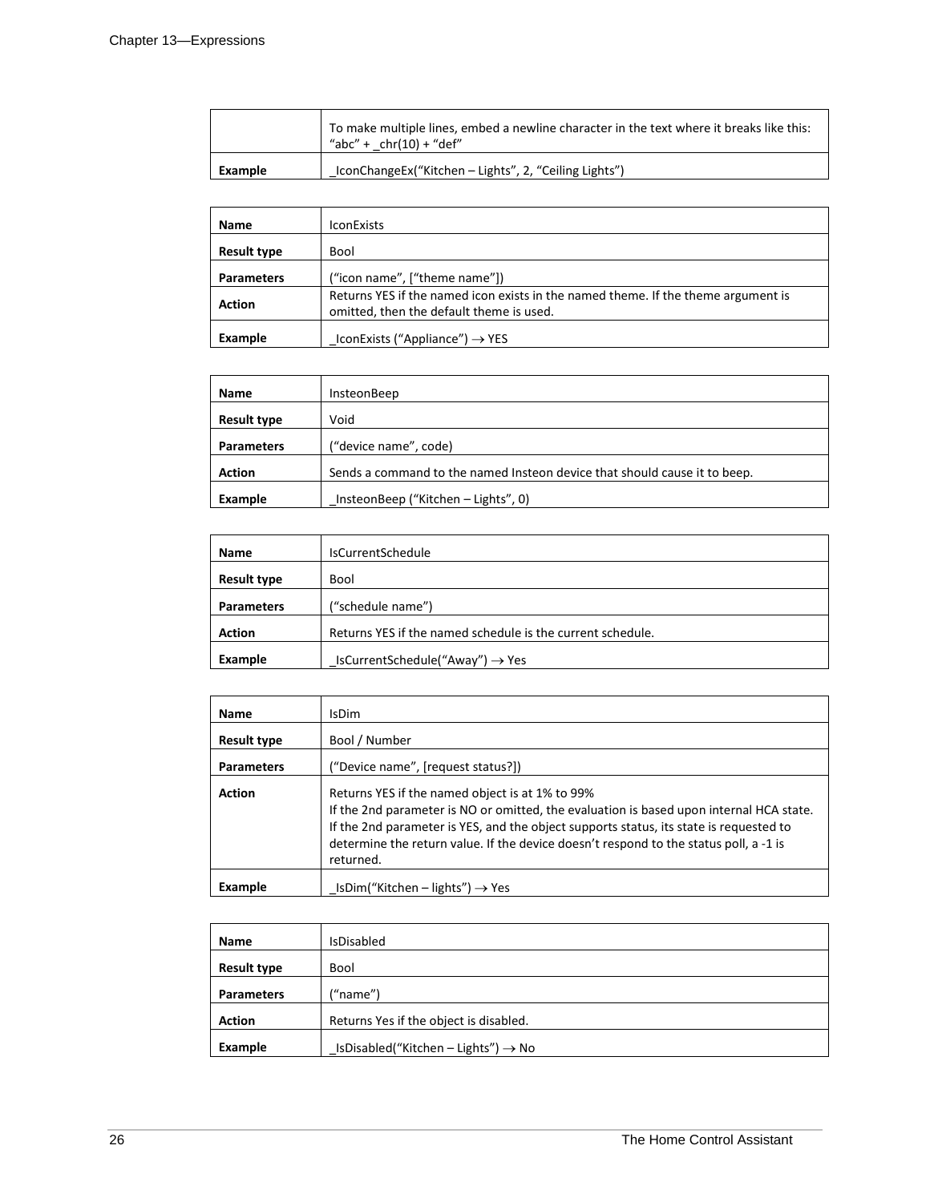| | |
|---|---|
| | To make multiple lines, embed a newline character in the text where it breaks like this: "abc" + _chr(10) + "def" |
| **Example** | _IconChangeEx("Kitchen – Lights", 2, "Ceiling Lights") |

| | |
|---|---|
| **Name** | IconExists |
| **Result type** | Bool |
| **Parameters** | ("icon name", ["theme name"]) |
| **Action** | Returns YES if the named icon exists in the named theme. If the theme argument is omitted, then the default theme is used. |
| **Example** | _IconExists ("Appliance") → YES |

| | |
|---|---|
| **Name** | InsteonBeep |
| **Result type** | Void |
| **Parameters** | ("device name", code) |
| **Action** | Sends a command to the named Insteon device that should cause it to beep. |
| **Example** | _InsteonBeep ("Kitchen – Lights", 0) |

| | |
|---|---|
| **Name** | IsCurrentSchedule |
| **Result type** | Bool |
| **Parameters** | ("schedule name") |
| **Action** | Returns YES if the named schedule is the current schedule. |
| **Example** | _IsCurrentSchedule("Away") → Yes |

| | |
|---|---|
| **Name** | IsDim |
| **Result type** | Bool / Number |
| **Parameters** | ("Device name", [request status?]) |
| **Action** | Returns YES if the named object is at 1% to 99%<br>If the 2nd parameter is NO or omitted, the evaluation is based upon internal HCA state.<br>If the 2nd parameter is YES, and the object supports status, its state is requested to determine the return value. If the device doesn't respond to the status poll, a -1 is returned. |
| **Example** | _IsDim("Kitchen – lights") → Yes |

| | |
|---|---|
| **Name** | IsDisabled |
| **Result type** | Bool |
| **Parameters** | ("name") |
| **Action** | Returns Yes if the object is disabled. |
| **Example** | _IsDisabled("Kitchen – Lights") → No |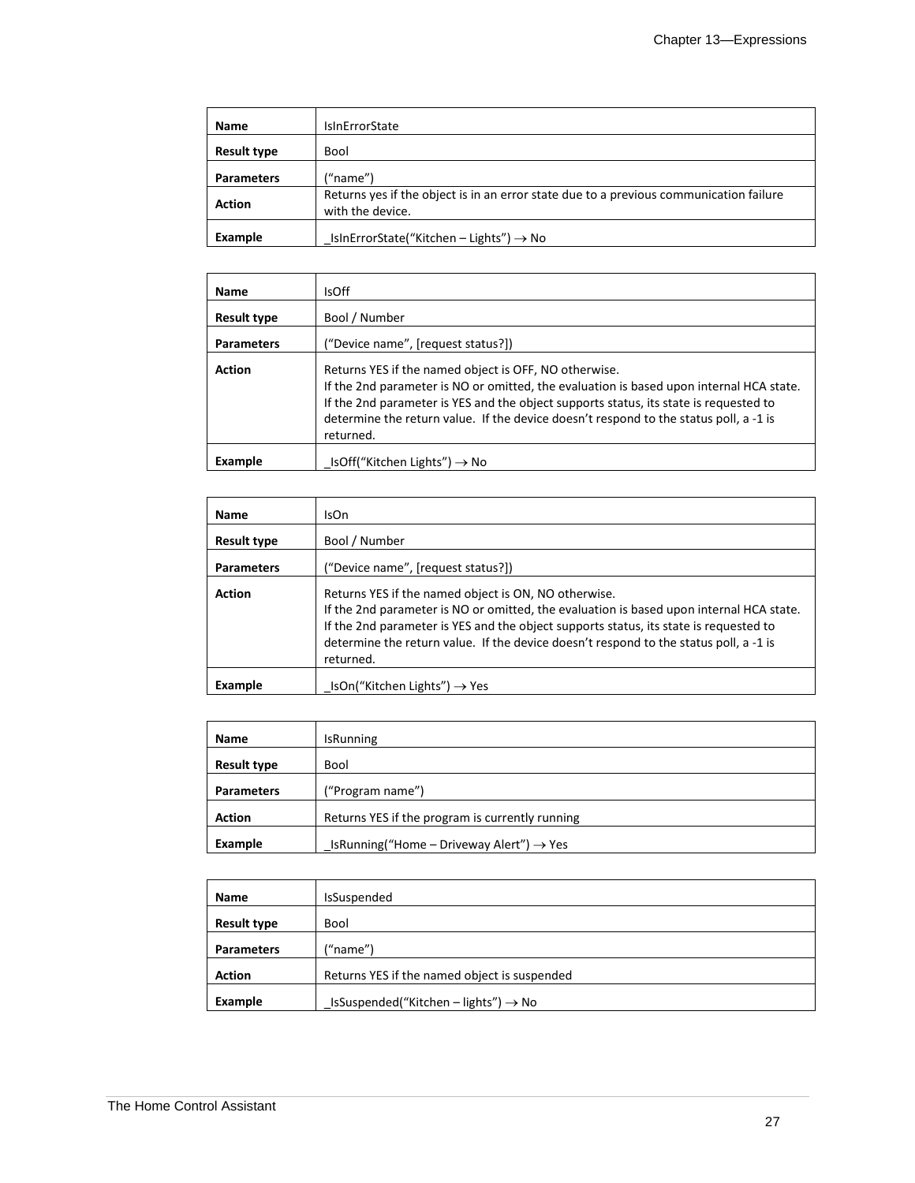| Name | IsInErrorState |
|---|---|
| Result type | Bool |
| Parameters | (“name”) |
| Action | Returns yes if the object is in an error state due to a previous communication failure with the device. |
| Example | _IsInErrorState(“Kitchen – Lights”) → No |

| Name | IsOff |
|---|---|
| Result type | Bool / Number |
| Parameters | (“Device name”, [request status?]) |
| Action | Returns YES if the named object is OFF, NO otherwise.<br>If the 2nd parameter is NO or omitted, the evaluation is based upon internal HCA state.<br>If the 2nd parameter is YES and the object supports status, its state is requested to determine the return value. If the device doesn’t respond to the status poll, a -1 is returned. |
| Example | _IsOff(“Kitchen Lights”) → No |

| Name | IsOn |
|---|---|
| Result type | Bool / Number |
| Parameters | (“Device name”, [request status?]) |
| Action | Returns YES if the named object is ON, NO otherwise.<br>If the 2nd parameter is NO or omitted, the evaluation is based upon internal HCA state.<br>If the 2nd parameter is YES and the object supports status, its state is requested to determine the return value. If the device doesn’t respond to the status poll, a -1 is returned. |
| Example | _IsOn(“Kitchen Lights”) → Yes |

| Name | IsRunning |
|---|---|
| Result type | Bool |
| Parameters | (“Program name”) |
| Action | Returns YES if the program is currently running |
| Example | _IsRunning(“Home – Driveway Alert”) → Yes |

| Name | IsSuspended |
|---|---|
| Result type | Bool |
| Parameters | (“name”) |
| Action | Returns YES if the named object is suspended |
| Example | _IsSuspended(“Kitchen – lights”) → No |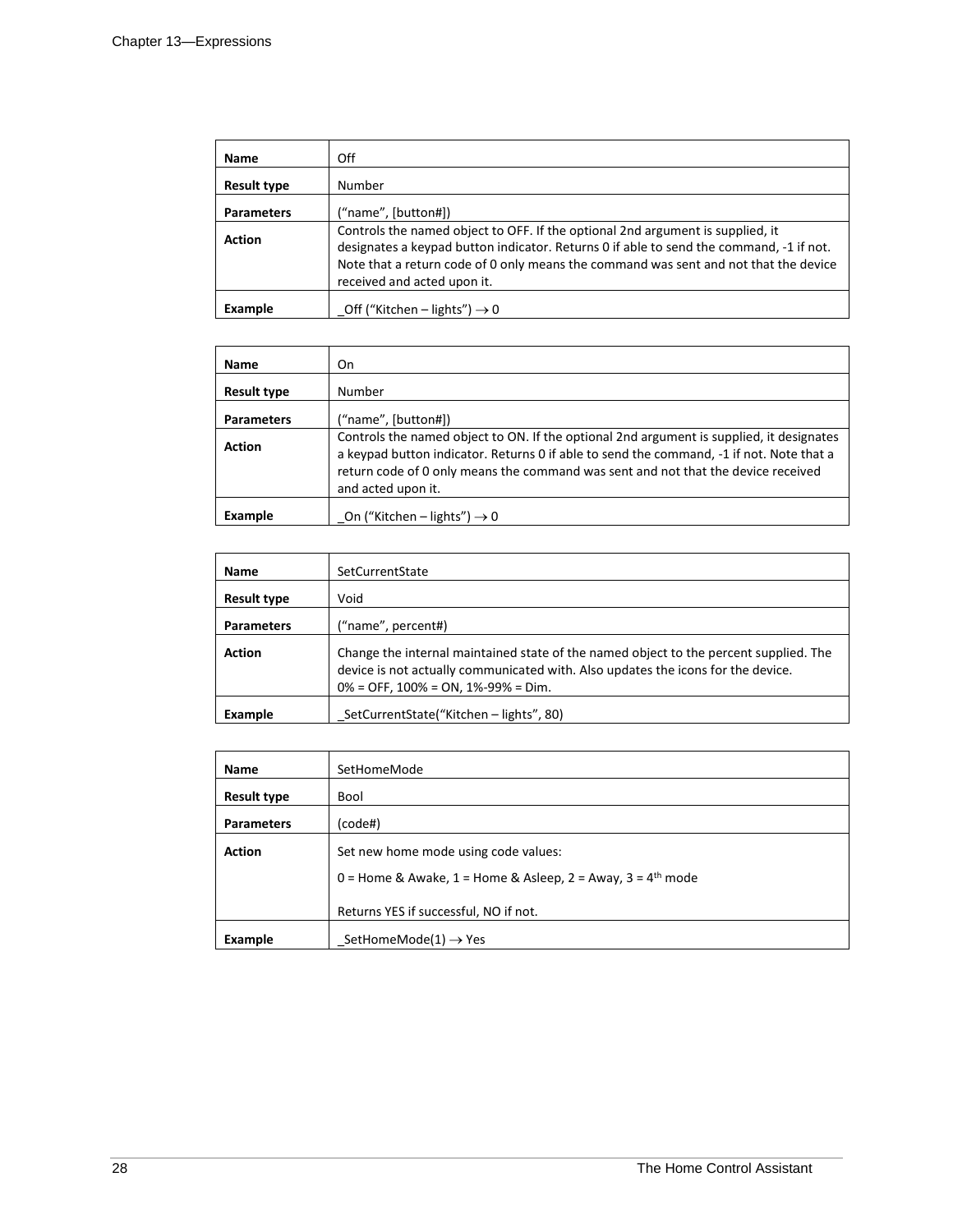| Name | Off |
|---|---|
| Result type | Number |
| Parameters | (“name”, [button#]) |
| Action | Controls the named object to OFF. If the optional 2nd argument is supplied, it designates a keypad button indicator. Returns 0 if able to send the command, -1 if not. Note that a return code of 0 only means the command was sent and not that the device received and acted upon it. |
| Example | _Off (“Kitchen – lights”) → 0 |

| Name | On |
|---|---|
| Result type | Number |
| Parameters | (“name”, [button#]) |
| Action | Controls the named object to ON. If the optional 2nd argument is supplied, it designates a keypad button indicator. Returns 0 if able to send the command, -1 if not. Note that a return code of 0 only means the command was sent and not that the device received and acted upon it. |
| Example | _On (“Kitchen – lights”) → 0 |

| Name | SetCurrentState |
|---|---|
| Result type | Void |
| Parameters | (“name”, percent#) |
| Action | Change the internal maintained state of the named object to the percent supplied. The device is not actually communicated with. Also updates the icons for the device. 0% = OFF, 100% = ON, 1%-99% = Dim. |
| Example | _SetCurrentState(“Kitchen – lights”, 80) |

| Name | SetHomeMode |
|---|---|
| Result type | Bool |
| Parameters | (code#) |
| Action | Set new home mode using code values: 0 = Home & Awake, 1 = Home & Asleep, 2 = Away, 3 = 4th mode<br><br>Returns YES if successful, NO if not. |
| Example | _SetHomeMode(1) → Yes |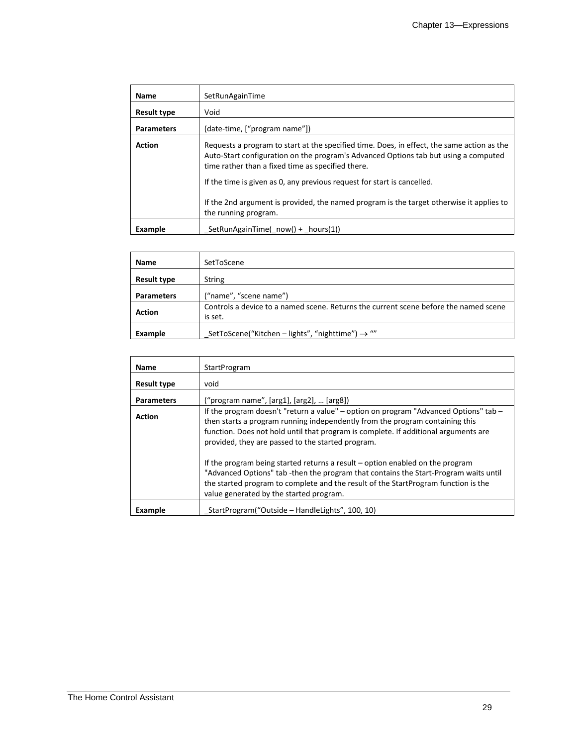| Name | SetRunAgainTime |
|---|---|
| Result type | Void |
| Parameters | (date-time, [“program name”]) |
| Action | Requests a program to start at the specified time. Does, in effect, the same action as the Auto-Start configuration on the program's Advanced Options tab but using a computed time rather than a fixed time as specified there.<br><br>If the time is given as 0, any previous request for start is cancelled.<br><br>If the 2nd argument is provided, the named program is the target otherwise it applies to the running program. |
| Example | _SetRunAgainTime(_now() + _hours(1)) |

| Name | SetToScene |
|---|---|
| Result type | String |
| Parameters | (“name”, “scene name”) |
| Action | Controls a device to a named scene. Returns the current scene before the named scene is set. |
| Example | _SetToScene(“Kitchen – lights”, “nighttime”) → “” |

| Name | StartProgram |
|---|---|
| Result type | void |
| Parameters | (“program name”, [arg1], [arg2], … [arg8]) |
| Action | If the program doesn't "return a value" – option on program "Advanced Options" tab – then starts a program running independently from the program containing this function. Does not hold until that program is complete. If additional arguments are provided, they are passed to the started program.<br><br>If the program being started returns a result – option enabled on the program "Advanced Options" tab -then the program that contains the Start-Program waits until the started program to complete and the result of the StartProgram function is the value generated by the started program. |
| Example | _StartProgram(“Outside – HandleLights”, 100, 10) |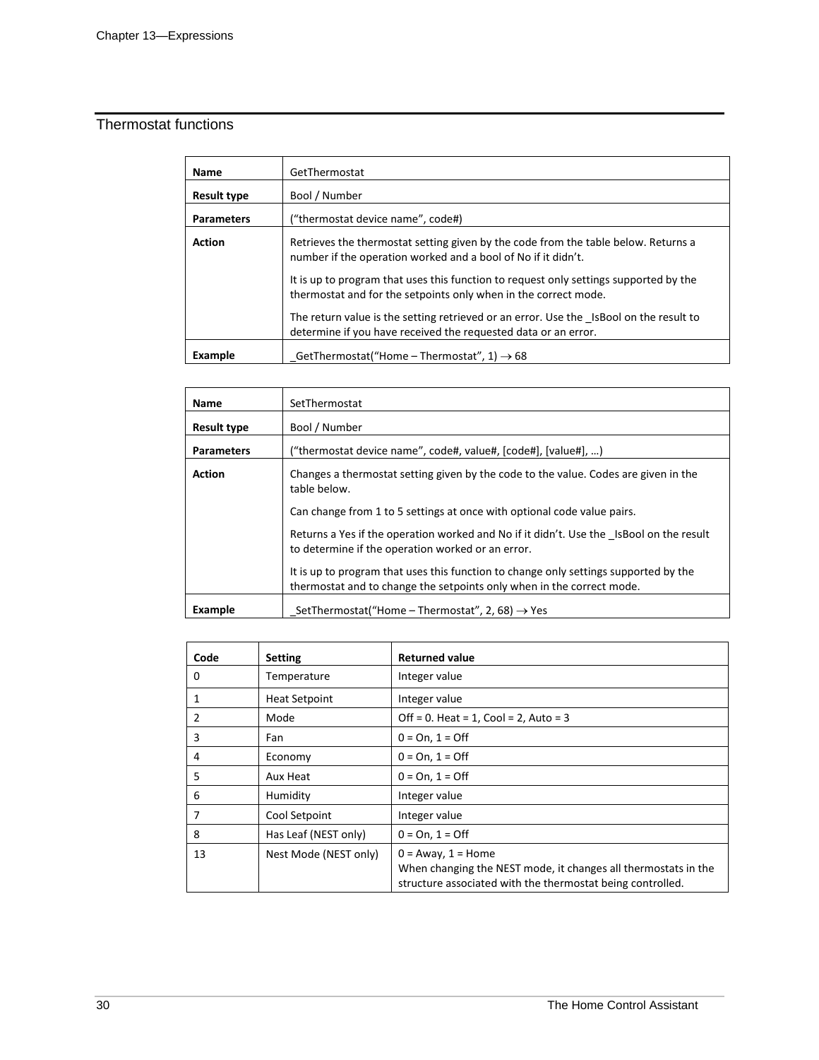## Thermostat functions

| Name | GetThermostat |
|---|---|
| Result type | Bool / Number |
| Parameters | (“thermostat device name”, code#) |
| Action | Retrieves the thermostat setting given by the code from the table below. Returns a number if the operation worked and a bool of No if it didn’t.<br><br>It is up to program that uses this function to request only settings supported by the thermostat and for the setpoints only when in the correct mode.<br><br>The return value is the setting retrieved or an error. Use the _IsBool on the result to determine if you have received the requested data or an error. |
| Example | _GetThermostat(“Home – Thermostat”, 1) → 68 |

| Name | SetThermostat |
|---|---|
| Result type | Bool / Number |
| Parameters | (“thermostat device name”, code#, value#, [code#], [value#], …) |
| Action | Changes a thermostat setting given by the code to the value. Codes are given in the table below.<br><br>Can change from 1 to 5 settings at once with optional code value pairs.<br><br>Returns a Yes if the operation worked and No if it didn’t. Use the _IsBool on the result to determine if the operation worked or an error.<br><br>It is up to program that uses this function to change only settings supported by the thermostat and to change the setpoints only when in the correct mode. |
| Example | _SetThermostat(“Home – Thermostat”, 2, 68) → Yes |

| Code | Setting | Returned value |
|---|---|---|
| 0 | Temperature | Integer value |
| 1 | Heat Setpoint | Integer value |
| 2 | Mode | Off = 0. Heat = 1, Cool = 2, Auto = 3 |
| 3 | Fan | 0 = On, 1 = Off |
| 4 | Economy | 0 = On, 1 = Off |
| 5 | Aux Heat | 0 = On, 1 = Off |
| 6 | Humidity | Integer value |
| 7 | Cool Setpoint | Integer value |
| 8 | Has Leaf (NEST only) | 0 = On, 1 = Off |
| 13 | Nest Mode (NEST only) | 0 = Away, 1 = Home<br>When changing the NEST mode, it changes all thermostats in the structure associated with the thermostat being controlled. |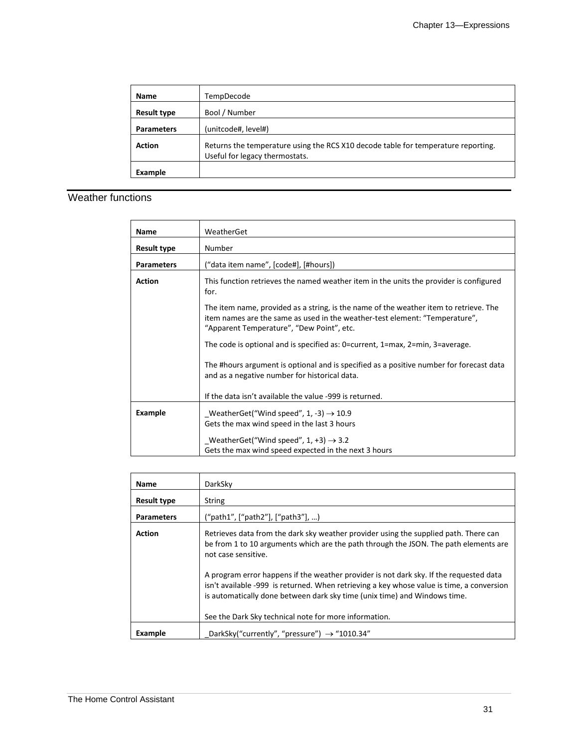| Name | TempDecode |
|---|---|
| Result type | Bool / Number |
| Parameters | (unitcode#, level#) |
| Action | Returns the temperature using the RCS X10 decode table for temperature reporting. Useful for legacy thermostats. |
| Example | |

## Weather functions

| Name | WeatherGet |
|---|---|
| Result type | Number |
| Parameters | (“data item name”, [code#], [#hours]) |
| Action | This function retrieves the named weather item in the units the provider is configured for.<br><br>The item name, provided as a string, is the name of the weather item to retrieve. The item names are the same as used in the weather-test element: “Temperature”, “Apparent Temperature”, “Dew Point”, etc.<br><br>The code is optional and is specified as: 0=current, 1=max, 2=min, 3=average.<br><br>The #hours argument is optional and is specified as a positive number for forecast data and as a negative number for historical data.<br><br>If the data isn’t available the value -999 is returned. |
| Example | _WeatherGet(“Wind speed”, 1, -3) → 10.9<br>Gets the max wind speed in the last 3 hours<br><br>_WeatherGet(“Wind speed”, 1, +3) → 3.2<br>Gets the max wind speed expected in the next 3 hours |

| Name | DarkSky |
|---|---|
| Result type | String |
| Parameters | (“path1”, [“path2”], [“path3”], …) |
| Action | Retrieves data from the dark sky weather provider using the supplied path. There can be from 1 to 10 arguments which are the path through the JSON. The path elements are not case sensitive.<br><br>A program error happens if the weather provider is not dark sky. If the requested data isn't available -999 is returned. When retrieving a key whose value is time, a conversion is automatically done between dark sky time (unix time) and Windows time.<br><br>See the Dark Sky technical note for more information. |
| Example | _DarkSky(“currently”, “pressure”) → “1010.34” |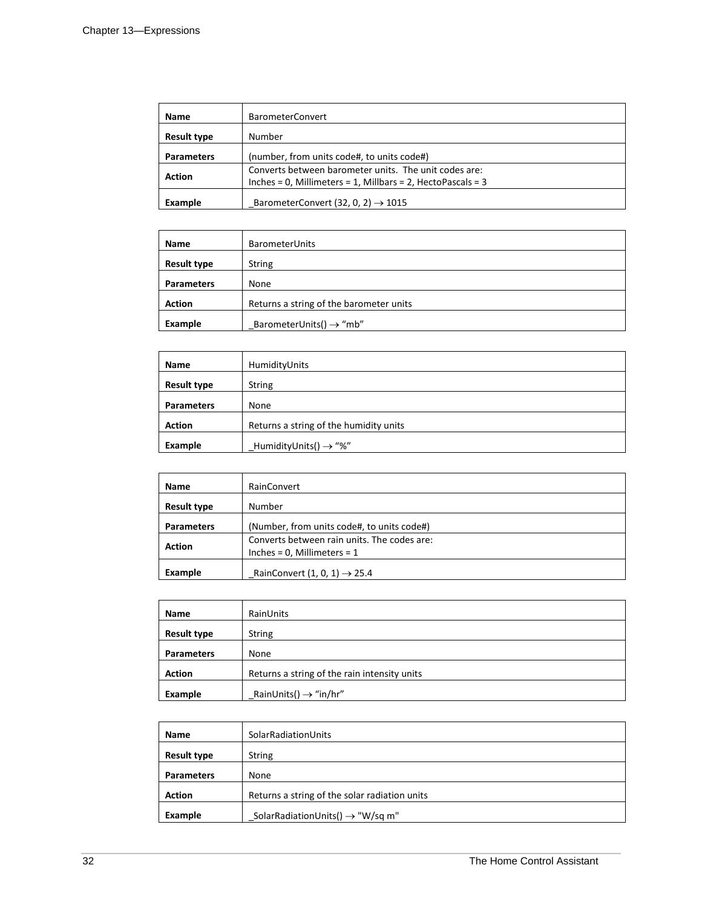| Name | BarometerConvert |
|---|---|
| Result type | Number |
| Parameters | (number, from units code#, to units code#) |
| Action | Converts between barometer units. The unit codes are: Inches = 0, Millimeters = 1, Millbars = 2, HectoPascals = 3 |
| Example | _BarometerConvert (32, 0, 2) → 1015 |

| Name | BarometerUnits |
|---|---|
| Result type | String |
| Parameters | None |
| Action | Returns a string of the barometer units |
| Example | _BarometerUnits() → “mb” |

| Name | HumidityUnits |
|---|---|
| Result type | String |
| Parameters | None |
| Action | Returns a string of the humidity units |
| Example | _HumidityUnits() → “%” |

| Name | RainConvert |
|---|---|
| Result type | Number |
| Parameters | (Number, from units code#, to units code#) |
| Action | Converts between rain units. The codes are: Inches = 0, Millimeters = 1 |
| Example | _RainConvert (1, 0, 1) → 25.4 |

| Name | RainUnits |
|---|---|
| Result type | String |
| Parameters | None |
| Action | Returns a string of the rain intensity units |
| Example | _RainUnits() → “in/hr” |

| Name | SolarRadiationUnits |
|---|---|
| Result type | String |
| Parameters | None |
| Action | Returns a string of the solar radiation units |
| Example | _SolarRadiationUnits() → "W/sq m" |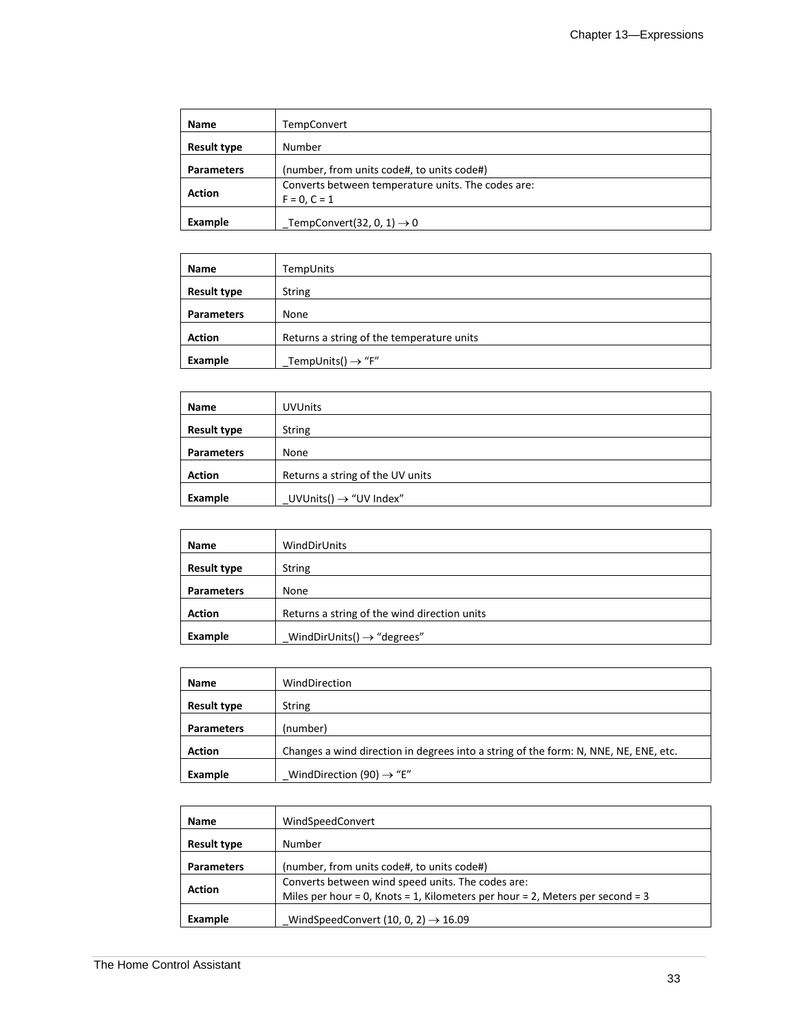| Name | TempConvert |
| --- | --- |
| Result type | Number |
| Parameters | (number, from units code#, to units code#) |
| Action | Converts between temperature units. The codes are:<br>F = 0, C = 1 |
| Example | _TempConvert(32, 0, 1) → 0 |

| Name | TempUnits |
| --- | --- |
| Result type | String |
| Parameters | None |
| Action | Returns a string of the temperature units |
| Example | _TempUnits() → “F” |

| Name | UVUnits |
| --- | --- |
| Result type | String |
| Parameters | None |
| Action | Returns a string of the UV units |
| Example | _UVUnits() → “UV Index” |

| Name | WindDirUnits |
| --- | --- |
| Result type | String |
| Parameters | None |
| Action | Returns a string of the wind direction units |
| Example | _WindDirUnits() → “degrees” |

| Name | WindDirection |
| --- | --- |
| Result type | String |
| Parameters | (number) |
| Action | Changes a wind direction in degrees into a string of the form: N, NNE, NE, ENE, etc. |
| Example | _WindDirection (90) → “E” |

| Name | WindSpeedConvert |
| --- | --- |
| Result type | Number |
| Parameters | (number, from units code#, to units code#) |
| Action | Converts between wind speed units. The codes are:<br>Miles per hour = 0, Knots = 1, Kilometers per hour = 2, Meters per second = 3 |
| Example | _WindSpeedConvert (10, 0, 2) → 16.09 |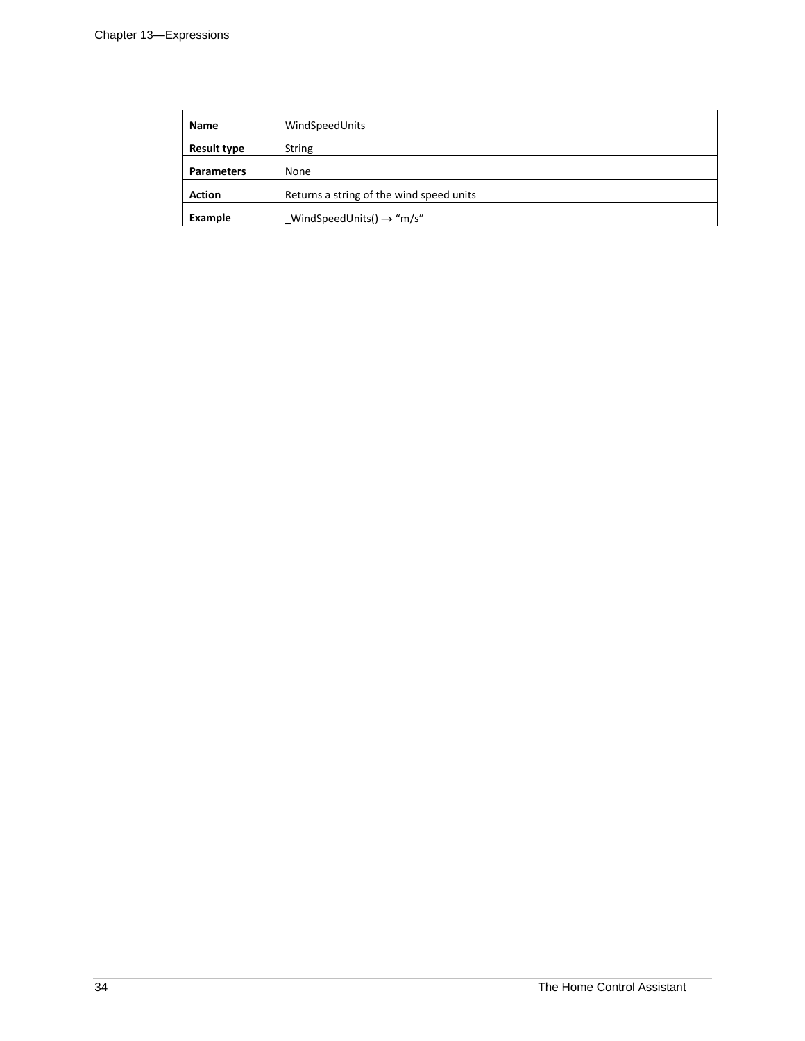| | |
|---|---|
| **Name** | WindSpeedUnits |
| **Result type** | String |
| **Parameters** | None |
| **Action** | Returns a string of the wind speed units |
| **Example** | _WindSpeedUnits() → “m/s” |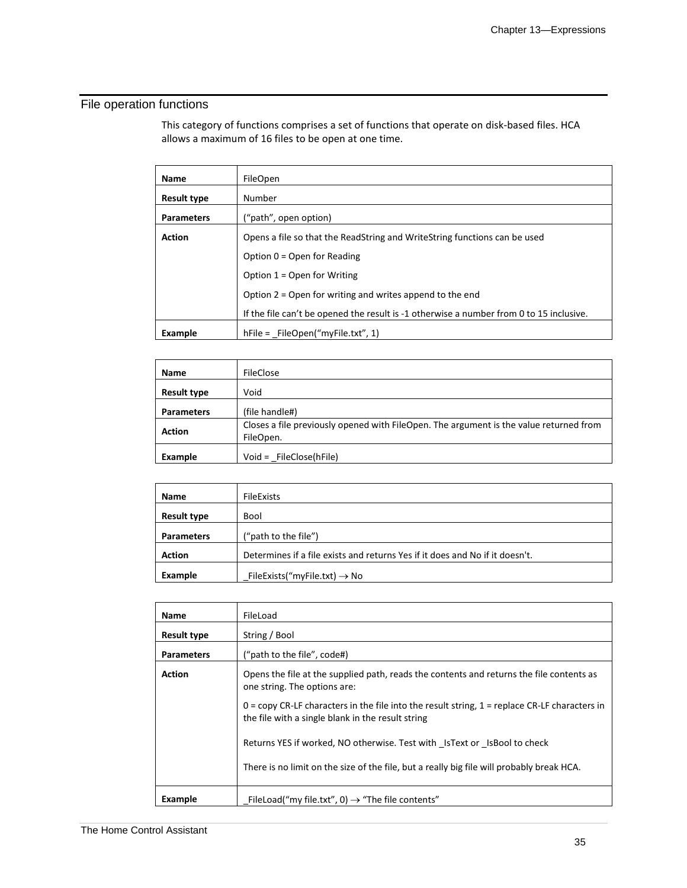## File operation functions

This category of functions comprises a set of functions that operate on disk-based files. HCA allows a maximum of 16 files to be open at one time.

| **Name** | FileOpen |
|---|---|
| **Result type** | Number |
| **Parameters** | (“path”, open option) |
| **Action** | Opens a file so that the ReadString and WriteString functions can be used<br>Option 0 = Open for Reading<br>Option 1 = Open for Writing<br>Option 2 = Open for writing and writes append to the end<br>If the file can’t be opened the result is -1 otherwise a number from 0 to 15 inclusive. |
| **Example** | hFile = _FileOpen(“myFile.txt”, 1) |

| **Name** | FileClose |
|---|---|
| **Result type** | Void |
| **Parameters** | (file handle#) |
| **Action** | Closes a file previously opened with FileOpen. The argument is the value returned from FileOpen. |
| **Example** | Void = _FileClose(hFile) |

| **Name** | FileExists |
|---|---|
| **Result type** | Bool |
| **Parameters** | (“path to the file”) |
| **Action** | Determines if a file exists and returns Yes if it does and No if it doesn't. |
| **Example** | _FileExists(“myFile.txt) → No |

| **Name** | FileLoad |
|---|---|
| **Result type** | String / Bool |
| **Parameters** | (“path to the file”, code#) |
| **Action** | Opens the file at the supplied path, reads the contents and returns the file contents as one string. The options are:<br>0 = copy CR-LF characters in the file into the result string, 1 = replace CR-LF characters in the file with a single blank in the result string<br>Returns YES if worked, NO otherwise. Test with _IsText or _IsBool to check<br>There is no limit on the size of the file, but a really big file will probably break HCA. |
| **Example** | _FileLoad(“my file.txt”, 0) → “The file contents” |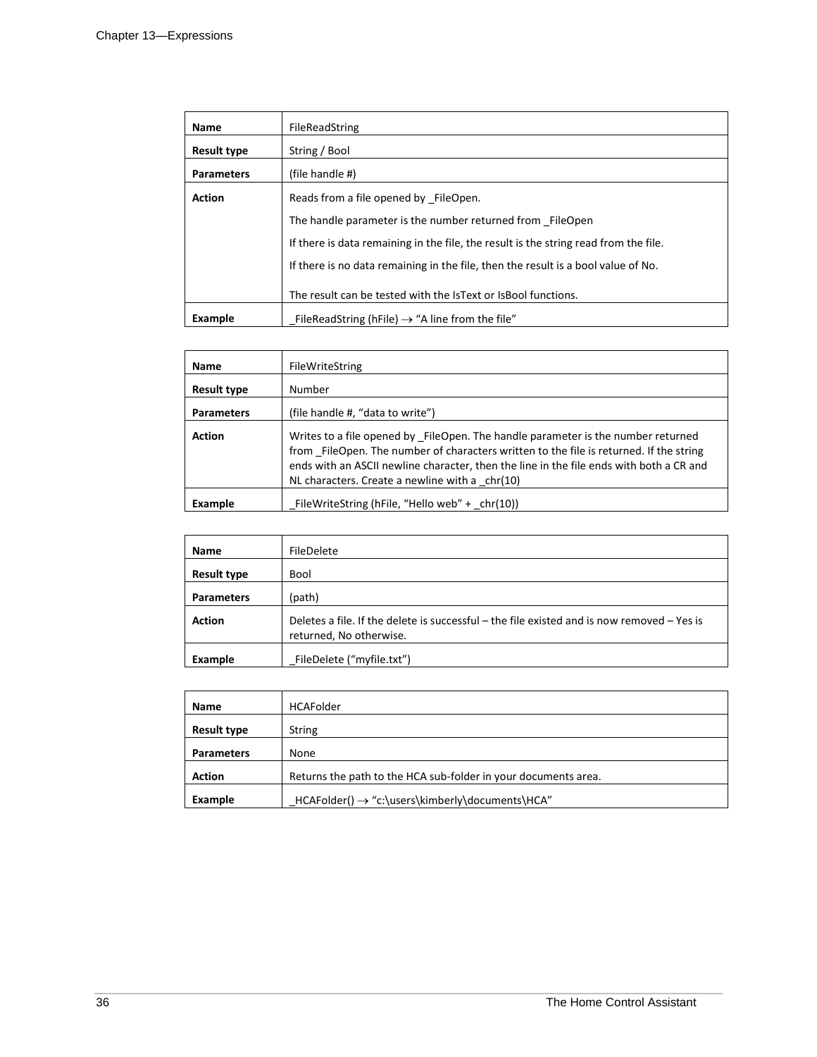| Name | FileReadString |
| --- | --- |
| Result type | String / Bool |
| Parameters | (file handle #) |
| Action | Reads from a file opened by _FileOpen.<br><br>The handle parameter is the number returned from _FileOpen<br><br>If there is data remaining in the file, the result is the string read from the file.<br><br>If there is no data remaining in the file, then the result is a bool value of No.<br><br>The result can be tested with the IsText or IsBool functions. |
| Example | _FileReadString (hFile) → “A line from the file” |

| Name | FileWriteString |
| --- | --- |
| Result type | Number |
| Parameters | (file handle #, “data to write”) |
| Action | Writes to a file opened by _FileOpen. The handle parameter is the number returned from _FileOpen. The number of characters written to the file is returned. If the string ends with an ASCII newline character, then the line in the file ends with both a CR and NL characters. Create a newline with a _chr(10) |
| Example | _FileWriteString (hFile, “Hello web” + _chr(10)) |

| Name | FileDelete |
| --- | --- |
| Result type | Bool |
| Parameters | (path) |
| Action | Deletes a file. If the delete is successful – the file existed and is now removed – Yes is returned, No otherwise. |
| Example | _FileDelete (“myfile.txt”) |

| Name | HCAFolder |
| --- | --- |
| Result type | String |
| Parameters | None |
| Action | Returns the path to the HCA sub-folder in your documents area. |
| Example | _HCAFolder() → “c:\users\kimberly\documents\HCA” |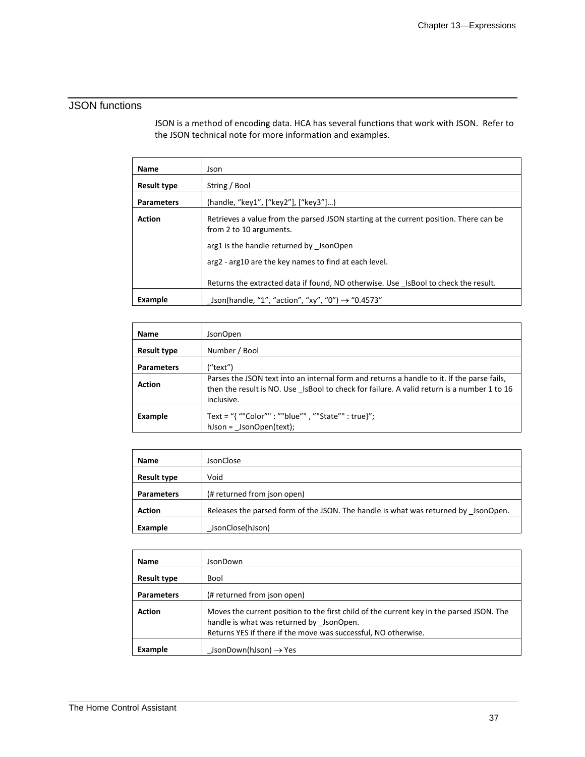## JSON functions

JSON is a method of encoding data. HCA has several functions that work with JSON. Refer to the JSON technical note for more information and examples.

| **Name** | Json |
|---|---|
| **Result type** | String / Bool |
| **Parameters** | (handle, “key1”, [“key2”], [“key3”]…) |
| **Action** | Retrieves a value from the parsed JSON starting at the current position. There can be from 2 to 10 arguments.<br><br>arg1 is the handle returned by _JsonOpen<br><br>arg2 - arg10 are the key names to find at each level.<br><br>Returns the extracted data if found, NO otherwise. Use _IsBool to check the result. |
| **Example** | _Json(handle, “1”, “action”, “xy”, “0”) → “0.4573” |

| **Name** | JsonOpen |
|---|---|
| **Result type** | Number / Bool |
| **Parameters** | (“text”) |
| **Action** | Parses the JSON text into an internal form and returns a handle to it. If the parse fails, then the result is NO. Use _IsBool to check for failure. A valid return is a number 1 to 16 inclusive. |
| **Example** | Text = “{ “"Color”" : ”"blue”" , ”"State”" : true}”;<br>hJson = _JsonOpen(text); |

| **Name** | JsonClose |
|---|---|
| **Result type** | Void |
| **Parameters** | (# returned from json open) |
| **Action** | Releases the parsed form of the JSON. The handle is what was returned by _JsonOpen. |
| **Example** | _JsonClose(hJson) |

| **Name** | JsonDown |
|---|---|
| **Result type** | Bool |
| **Parameters** | (# returned from json open) |
| **Action** | Moves the current position to the first child of the current key in the parsed JSON. The handle is what was returned by _JsonOpen.<br>Returns YES if there if the move was successful, NO otherwise. |
| **Example** | _JsonDown(hJson) → Yes |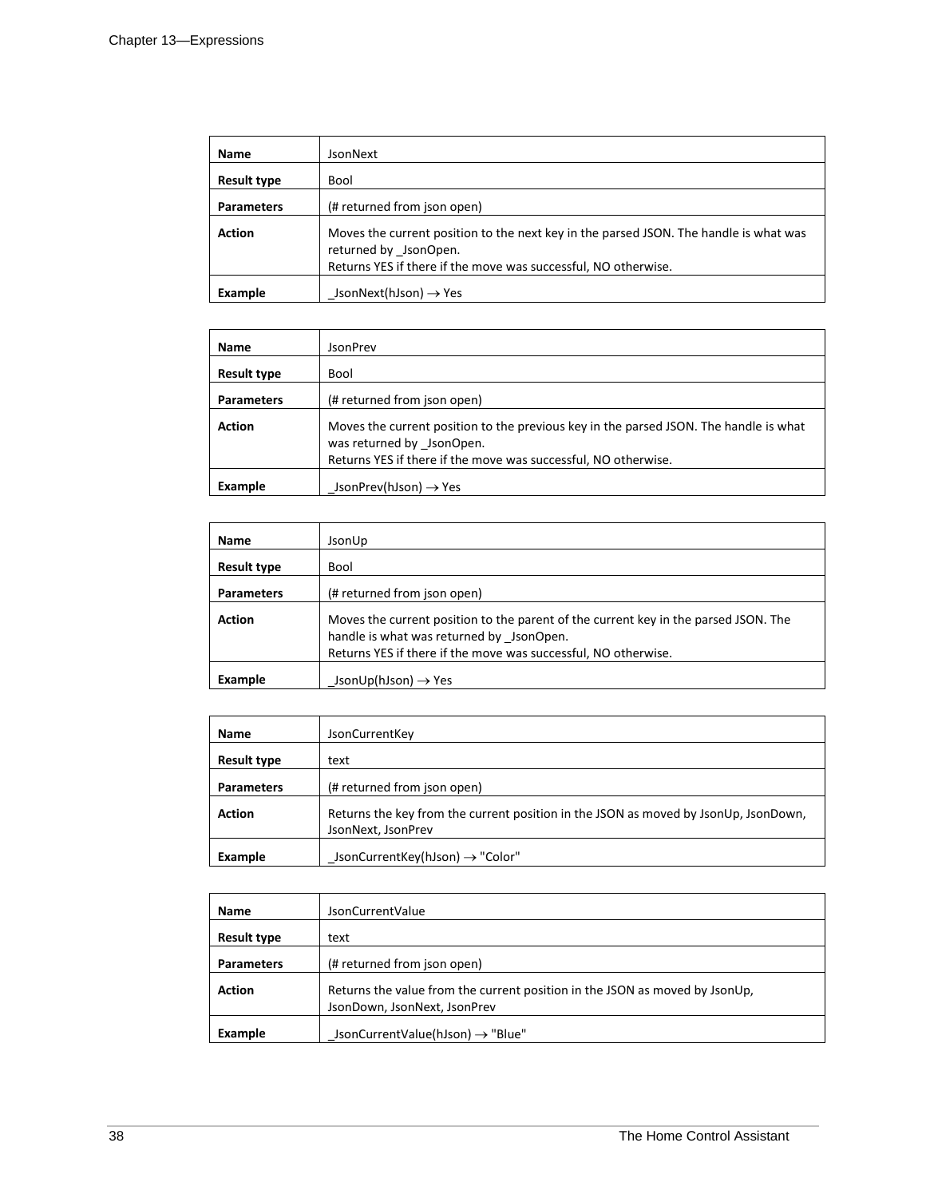| Name | JsonNext |
| --- | --- |
| Result type | Bool |
| Parameters | (# returned from json open) |
| Action | Moves the current position to the next key in the parsed JSON. The handle is what was returned by _JsonOpen.<br>Returns YES if there if the move was successful, NO otherwise. |
| Example | _JsonNext(hJson) → Yes |

| Name | JsonPrev |
| --- | --- |
| Result type | Bool |
| Parameters | (# returned from json open) |
| Action | Moves the current position to the previous key in the parsed JSON. The handle is what was returned by _JsonOpen.<br>Returns YES if there if the move was successful, NO otherwise. |
| Example | _JsonPrev(hJson) → Yes |

| Name | JsonUp |
| --- | --- |
| Result type | Bool |
| Parameters | (# returned from json open) |
| Action | Moves the current position to the parent of the current key in the parsed JSON. The handle is what was returned by _JsonOpen.<br>Returns YES if there if the move was successful, NO otherwise. |
| Example | _JsonUp(hJson) → Yes |

| Name | JsonCurrentKey |
| --- | --- |
| Result type | text |
| Parameters | (# returned from json open) |
| Action | Returns the key from the current position in the JSON as moved by JsonUp, JsonDown, JsonNext, JsonPrev |
| Example | _JsonCurrentKey(hJson) → "Color" |

| Name | JsonCurrentValue |
| --- | --- |
| Result type | text |
| Parameters | (# returned from json open) |
| Action | Returns the value from the current position in the JSON as moved by JsonUp, JsonDown, JsonNext, JsonPrev |
| Example | _JsonCurrentValue(hJson) → "Blue" |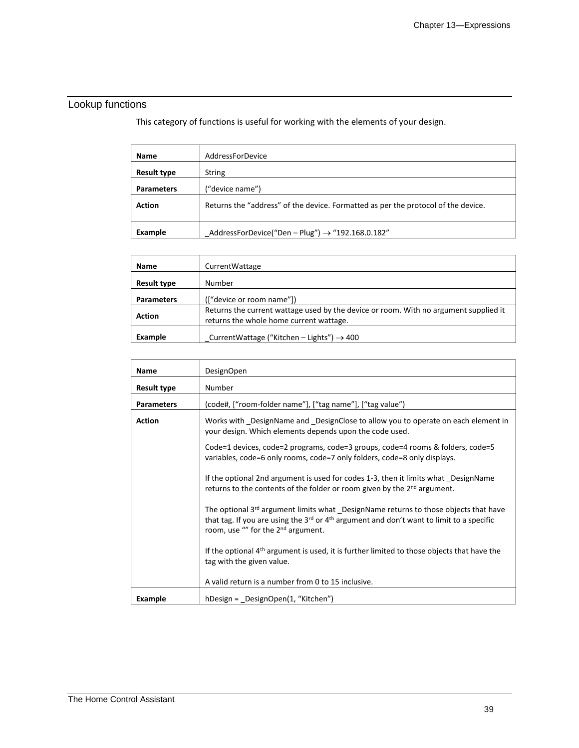## Lookup functions

This category of functions is useful for working with the elements of your design.

| Name | AddressForDevice |
|---|---|
| Result type | String |
| Parameters | (“device name”) |
| Action | Returns the “address” of the device. Formatted as per the protocol of the device. |
| Example | _AddressForDevice(“Den – Plug”) → “192.168.0.182” |

| Name | CurrentWattage |
|---|---|
| Result type | Number |
| Parameters | ([“device or room name”]) |
| Action | Returns the current wattage used by the device or room. With no argument supplied it returns the whole home current wattage. |
| Example | _CurrentWattage (“Kitchen – Lights”) → 400 |

| Name | DesignOpen |
|---|---|
| Result type | Number |
| Parameters | (code#, [“room-folder name”], [“tag name”], [“tag value”) |
| Action | Works with _DesignName and _DesignClose to allow you to operate on each element in your design. Which elements depends upon the code used.<br><br>Code=1 devices, code=2 programs, code=3 groups, code=4 rooms & folders, code=5 variables, code=6 only rooms, code=7 only folders, code=8 only displays.<br><br>If the optional 2nd argument is used for codes 1-3, then it limits what _DesignName returns to the contents of the folder or room given by the 2nd argument.<br><br>The optional 3rd argument limits what _DesignName returns to those objects that have that tag. If you are using the 3rd or 4th argument and don’t want to limit to a specific room, use “” for the 2nd argument.<br><br>If the optional 4th argument is used, it is further limited to those objects that have the tag with the given value.<br><br>A valid return is a number from 0 to 15 inclusive. |
| Example | hDesign = _DesignOpen(1, “Kitchen”) |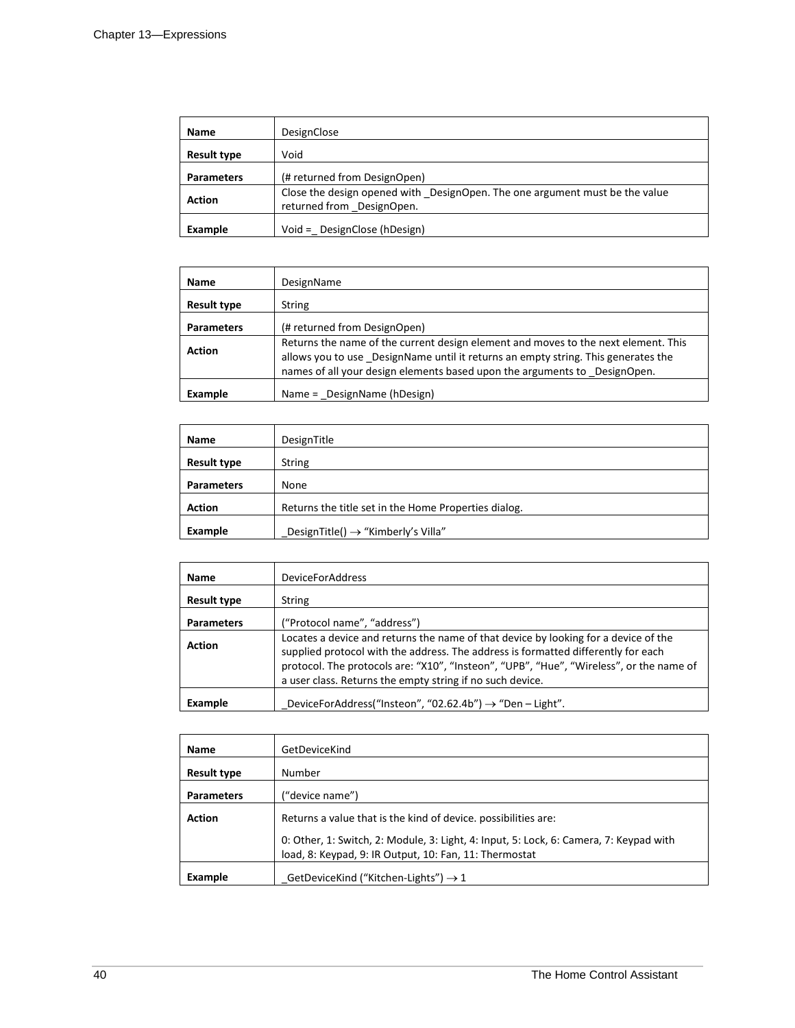| Name | DesignClose |
| --- | --- |
| Result type | Void |
| Parameters | (# returned from DesignOpen) |
| Action | Close the design opened with _DesignOpen. The one argument must be the value returned from _DesignOpen. |
| Example | Void =_ DesignClose (hDesign) |

| Name | DesignName |
| --- | --- |
| Result type | String |
| Parameters | (# returned from DesignOpen) |
| Action | Returns the name of the current design element and moves to the next element. This allows you to use _DesignName until it returns an empty string. This generates the names of all your design elements based upon the arguments to _DesignOpen. |
| Example | Name = _DesignName (hDesign) |

| Name | DesignTitle |
| --- | --- |
| Result type | String |
| Parameters | None |
| Action | Returns the title set in the Home Properties dialog. |
| Example | _DesignTitle() → “Kimberly’s Villa” |

| Name | DeviceForAddress |
| --- | --- |
| Result type | String |
| Parameters | (“Protocol name”, “address”) |
| Action | Locates a device and returns the name of that device by looking for a device of the supplied protocol with the address. The address is formatted differently for each protocol. The protocols are: “X10”, “Insteon”, “UPB”, “Hue”, “Wireless”, or the name of a user class. Returns the empty string if no such device. |
| Example | _DeviceForAddress(“Insteon”, “02.62.4b”) → “Den – Light”. |

| Name | GetDeviceKind |
| --- | --- |
| Result type | Number |
| Parameters | (“device name”) |
| Action | Returns a value that is the kind of device. possibilities are:<br><br>0: Other, 1: Switch, 2: Module, 3: Light, 4: Input, 5: Lock, 6: Camera, 7: Keypad with load, 8: Keypad, 9: IR Output, 10: Fan, 11: Thermostat |
| Example | _GetDeviceKind (“Kitchen-Lights”) → 1 |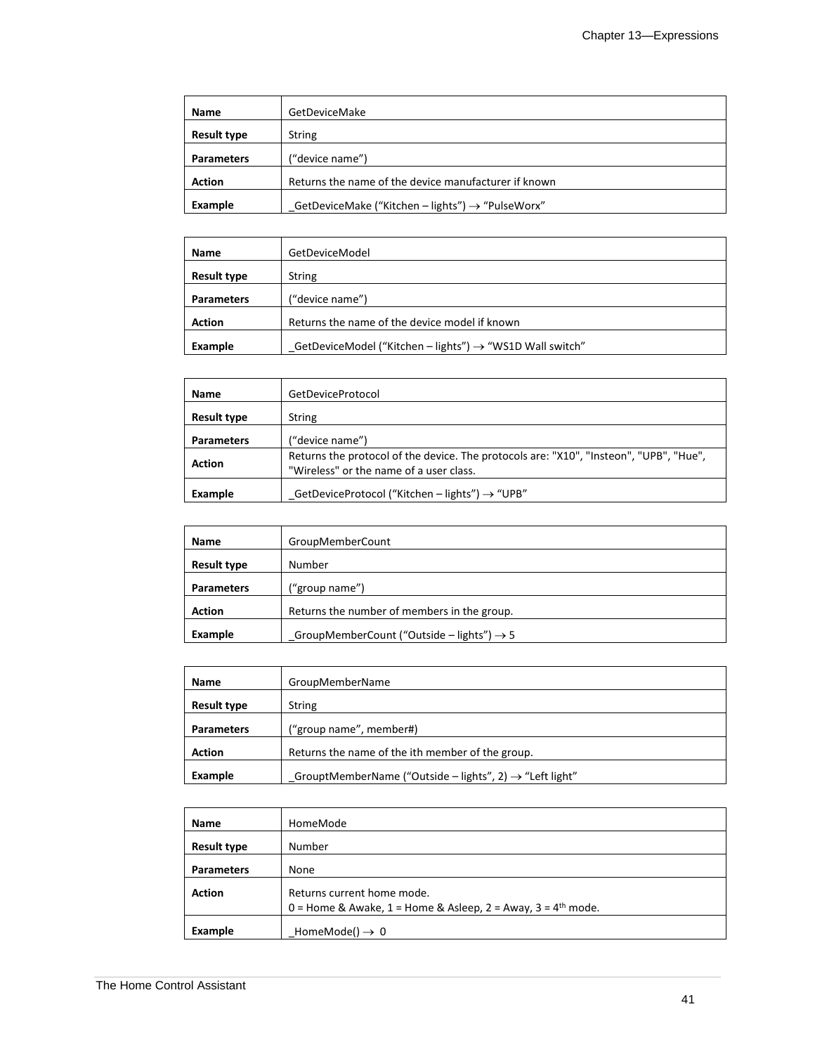| Name | GetDeviceMake |
|---|---|
| Result type | String |
| Parameters | (“device name”) |
| Action | Returns the name of the device manufacturer if known |
| Example | _GetDeviceMake (“Kitchen – lights”) → “PulseWorx” |

| Name | GetDeviceModel |
|---|---|
| Result type | String |
| Parameters | (“device name”) |
| Action | Returns the name of the device model if known |
| Example | _GetDeviceModel (“Kitchen – lights”) → “WS1D Wall switch” |

| Name | GetDeviceProtocol |
|---|---|
| Result type | String |
| Parameters | (“device name”) |
| Action | Returns the protocol of the device. The protocols are: "X10", "Insteon", "UPB", "Hue", "Wireless" or the name of a user class. |
| Example | _GetDeviceProtocol (“Kitchen – lights”) → “UPB” |

| Name | GroupMemberCount |
|---|---|
| Result type | Number |
| Parameters | (“group name”) |
| Action | Returns the number of members in the group. |
| Example | _GroupMemberCount (“Outside – lights”) → 5 |

| Name | GroupMemberName |
|---|---|
| Result type | String |
| Parameters | (“group name”, member#) |
| Action | Returns the name of the ith member of the group. |
| Example | _GrouptMemberName (“Outside – lights”, 2) → “Left light” |

| Name | HomeMode |
|---|---|
| Result type | Number |
| Parameters | None |
| Action | Returns current home mode.<br>0 = Home & Awake, 1 = Home & Asleep, 2 = Away, 3 = 4th mode. |
| Example | _HomeMode() → 0 |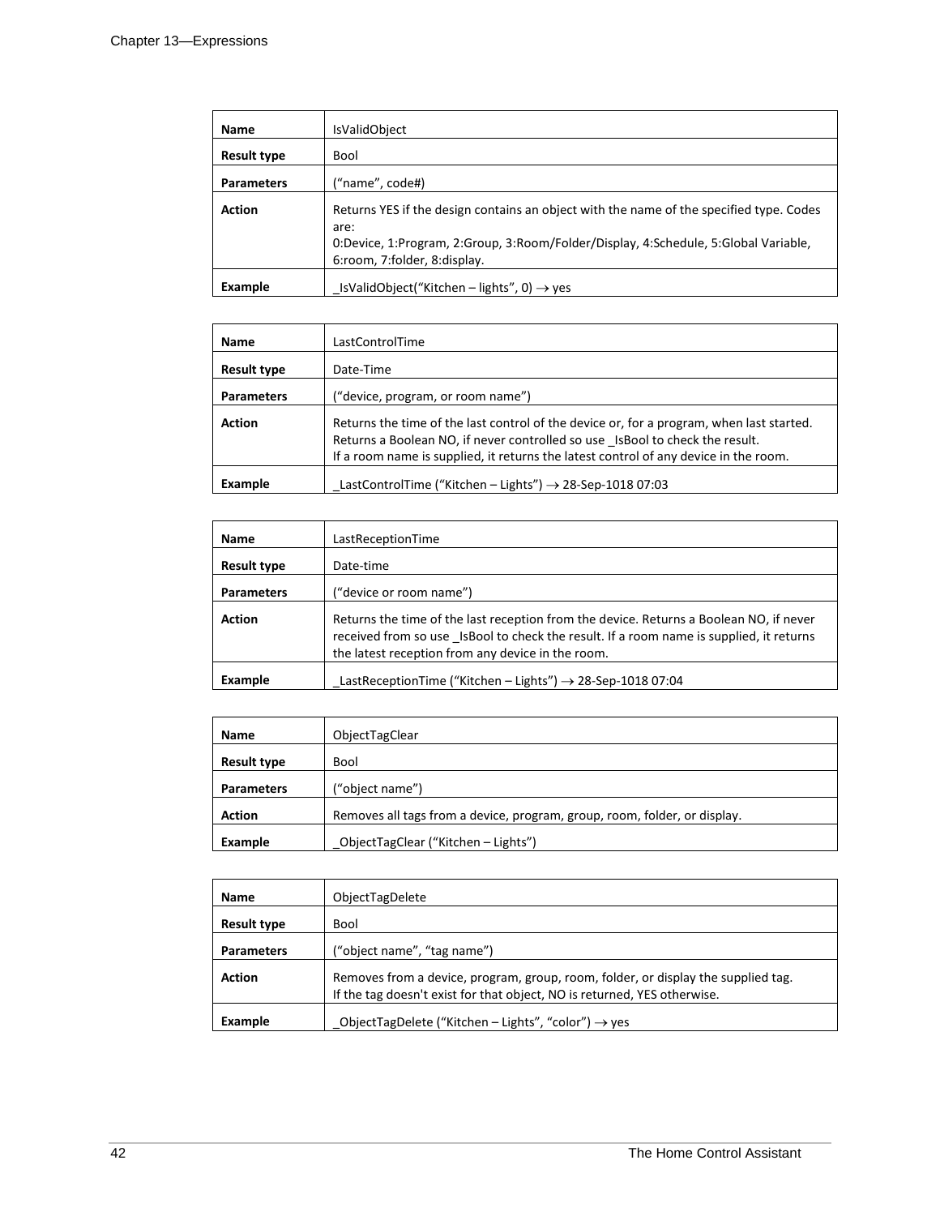| Name | IsValidObject |
|---|---|
| Result type | Bool |
| Parameters | (“name”, code#) |
| Action | Returns YES if the design contains an object with the name of the specified type. Codes are:<br>0:Device, 1:Program, 2:Group, 3:Room/Folder/Display, 4:Schedule, 5:Global Variable, 6:room, 7:folder, 8:display. |
| Example | _IsValidObject(“Kitchen – lights”, 0) → yes |

| Name | LastControlTime |
|---|---|
| Result type | Date-Time |
| Parameters | (“device, program, or room name”) |
| Action | Returns the time of the last control of the device or, for a program, when last started. Returns a Boolean NO, if never controlled so use _IsBool to check the result.<br>If a room name is supplied, it returns the latest control of any device in the room. |
| Example | _LastControlTime (“Kitchen – Lights”) → 28-Sep-1018 07:03 |

| Name | LastReceptionTime |
|---|---|
| Result type | Date-time |
| Parameters | (“device or room name”) |
| Action | Returns the time of the last reception from the device. Returns a Boolean NO, if never received from so use _IsBool to check the result. If a room name is supplied, it returns the latest reception from any device in the room. |
| Example | _LastReceptionTime (“Kitchen – Lights”) → 28-Sep-1018 07:04 |

| Name | ObjectTagClear |
|---|---|
| Result type | Bool |
| Parameters | (“object name”) |
| Action | Removes all tags from a device, program, group, room, folder, or display. |
| Example | _ObjectTagClear (“Kitchen – Lights”) |

| Name | ObjectTagDelete |
|---|---|
| Result type | Bool |
| Parameters | (“object name”, “tag name”) |
| Action | Removes from a device, program, group, room, folder, or display the supplied tag.<br>If the tag doesn't exist for that object, NO is returned, YES otherwise. |
| Example | _ObjectTagDelete (“Kitchen – Lights”, “color”) → yes |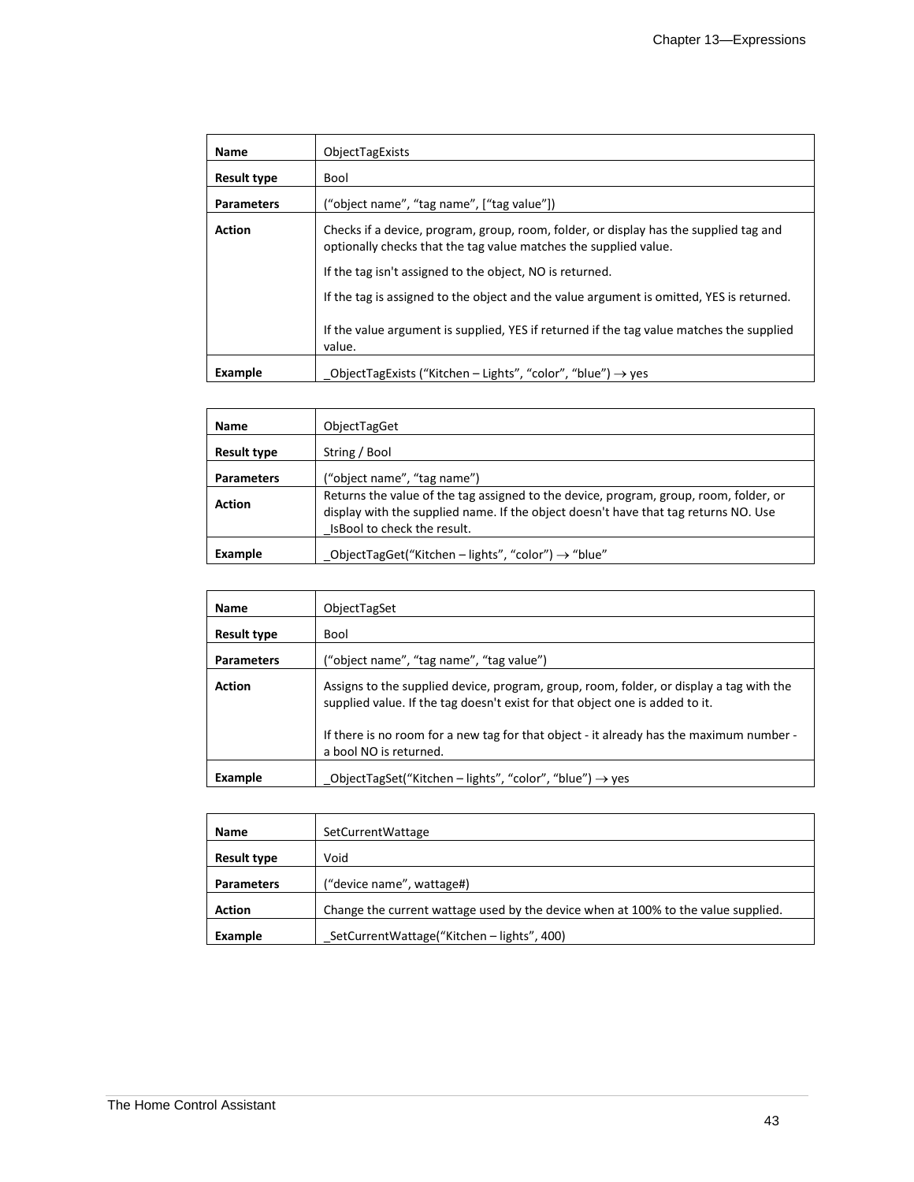| Name | ObjectTagExists |
|---|---|
| Result type | Bool |
| Parameters | (“object name”, “tag name”, [“tag value”]) |
| Action | Checks if a device, program, group, room, folder, or display has the supplied tag and optionally checks that the tag value matches the supplied value.<br><br>If the tag isn't assigned to the object, NO is returned.<br><br>If the tag is assigned to the object and the value argument is omitted, YES is returned.<br><br>If the value argument is supplied, YES if returned if the tag value matches the supplied value. |
| Example | _ObjectTagExists (“Kitchen – Lights”, “color”, “blue”) → yes |

| Name | ObjectTagGet |
|---|---|
| Result type | String / Bool |
| Parameters | (“object name”, “tag name”) |
| Action | Returns the value of the tag assigned to the device, program, group, room, folder, or display with the supplied name. If the object doesn't have that tag returns NO. Use _IsBool to check the result. |
| Example | _ObjectTagGet(“Kitchen – lights”, “color”) → “blue” |

| Name | ObjectTagSet |
|---|---|
| Result type | Bool |
| Parameters | (“object name”, “tag name”, “tag value”) |
| Action | Assigns to the supplied device, program, group, room, folder, or display a tag with the supplied value. If the tag doesn't exist for that object one is added to it.<br><br>If there is no room for a new tag for that object - it already has the maximum number - a bool NO is returned. |
| Example | _ObjectTagSet(“Kitchen – lights”, “color”, “blue”) → yes |

| Name | SetCurrentWattage |
|---|---|
| Result type | Void |
| Parameters | (“device name”, wattage#) |
| Action | Change the current wattage used by the device when at 100% to the value supplied. |
| Example | _SetCurrentWattage(“Kitchen – lights”, 400) |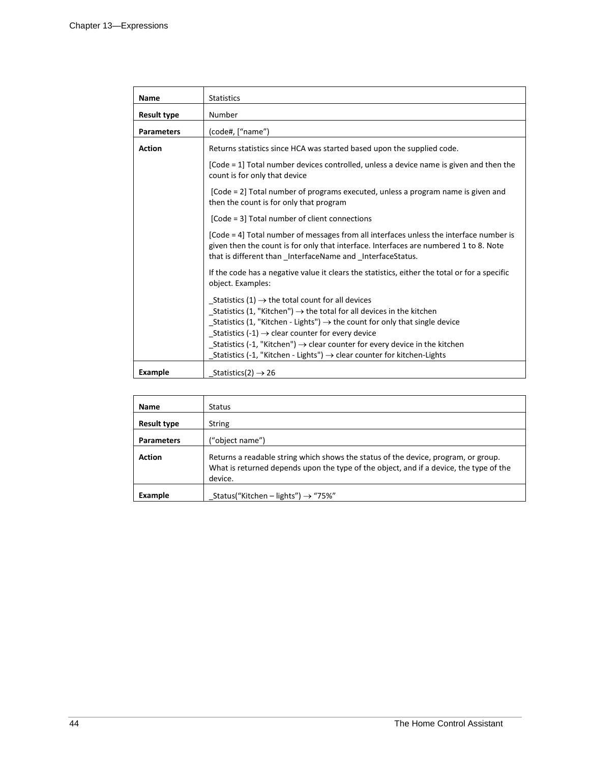| Name | Statistics |
| --- | --- |
| **Result type** | Number |
| **Parameters** | (code#, [“name”) |
| **Action** | Returns statistics since HCA was started based upon the supplied code.<br><br>[Code = 1] Total number devices controlled, unless a device name is given and then the count is for only that device<br><br>[Code = 2] Total number of programs executed, unless a program name is given and then the count is for only that program<br><br>[Code = 3] Total number of client connections<br><br>[Code = 4] Total number of messages from all interfaces unless the interface number is given then the count is for only that interface. Interfaces are numbered 1 to 8. Note that is different than _InterfaceName and _InterfaceStatus.<br><br>If the code has a negative value it clears the statistics, either the total or for a specific object. Examples:<br><br>_Statistics (1) → the total count for all devices<br>_Statistics (1, "Kitchen") → the total for all devices in the kitchen<br>_Statistics (1, "Kitchen - Lights") → the count for only that single device<br>_Statistics (-1) → clear counter for every device<br>_Statistics (-1, "Kitchen") → clear counter for every device in the kitchen<br>_Statistics (-1, "Kitchen - Lights") → clear counter for kitchen-Lights |
| **Example** | _Statistics(2) → 26 |

| Name | Status |
| --- | --- |
| **Result type** | String |
| **Parameters** | (“object name”) |
| **Action** | Returns a readable string which shows the status of the device, program, or group. What is returned depends upon the type of the object, and if a device, the type of the device. |
| **Example** | _Status(“Kitchen – lights”) → “75%” |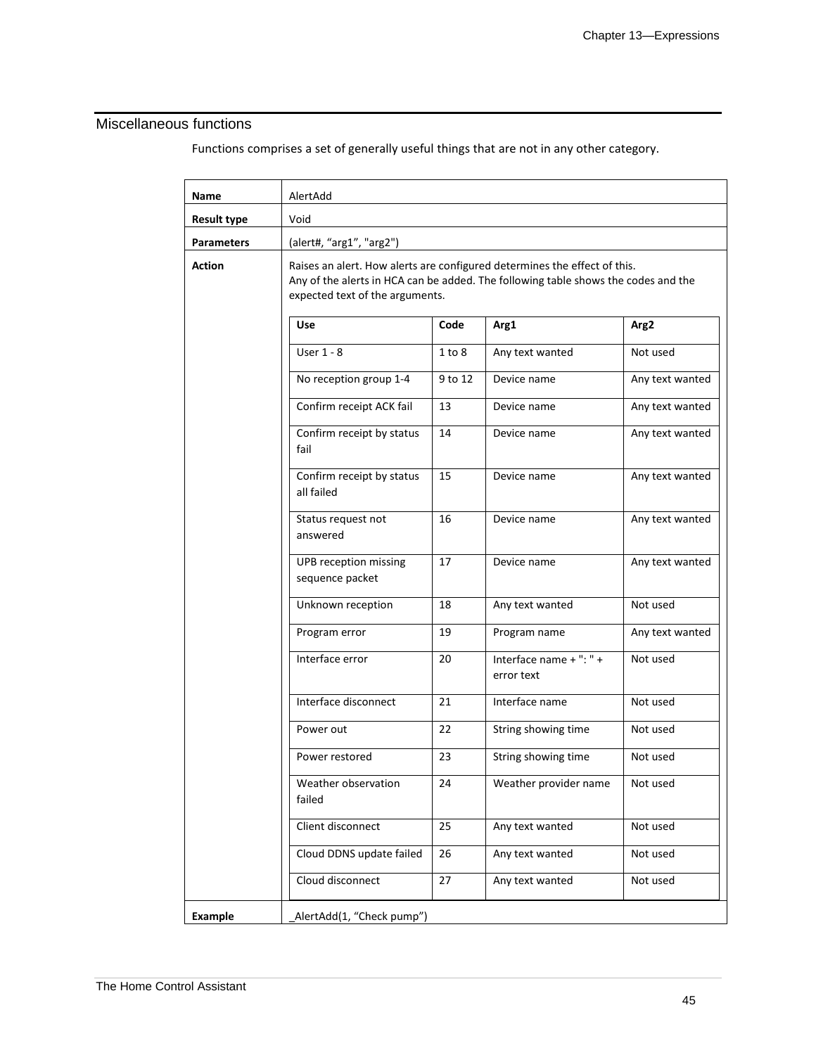## Miscellaneous functions

Functions comprises a set of generally useful things that are not in any other category.

| | |
|---|---|
| **Name** | AlertAdd |
| **Result type** | Void |
| **Parameters** | (alert#, “arg1”, "arg2") |
| **Action** | Raises an alert. How alerts are configured determines the effect of this.<br>Any of the alerts in HCA can be added. The following table shows the codes and the expected text of the arguments. |
| **Example** | _AlertAdd(1, “Check pump”) |

| Use | Code | Arg1 | Arg2 |
|---|---|---|---|
| User 1 - 8 | 1 to 8 | Any text wanted | Not used |
| No reception group 1-4 | 9 to 12 | Device name | Any text wanted |
| Confirm receipt ACK fail | 13 | Device name | Any text wanted |
| Confirm receipt by status fail | 14 | Device name | Any text wanted |
| Confirm receipt by status all failed | 15 | Device name | Any text wanted |
| Status request not answered | 16 | Device name | Any text wanted |
| UPB reception missing sequence packet | 17 | Device name | Any text wanted |
| Unknown reception | 18 | Any text wanted | Not used |
| Program error | 19 | Program name | Any text wanted |
| Interface error | 20 | Interface name + ": " + error text | Not used |
| Interface disconnect | 21 | Interface name | Not used |
| Power out | 22 | String showing time | Not used |
| Power restored | 23 | String showing time | Not used |
| Weather observation failed | 24 | Weather provider name | Not used |
| Client disconnect | 25 | Any text wanted | Not used |
| Cloud DDNS update failed | 26 | Any text wanted | Not used |
| Cloud disconnect | 27 | Any text wanted | Not used |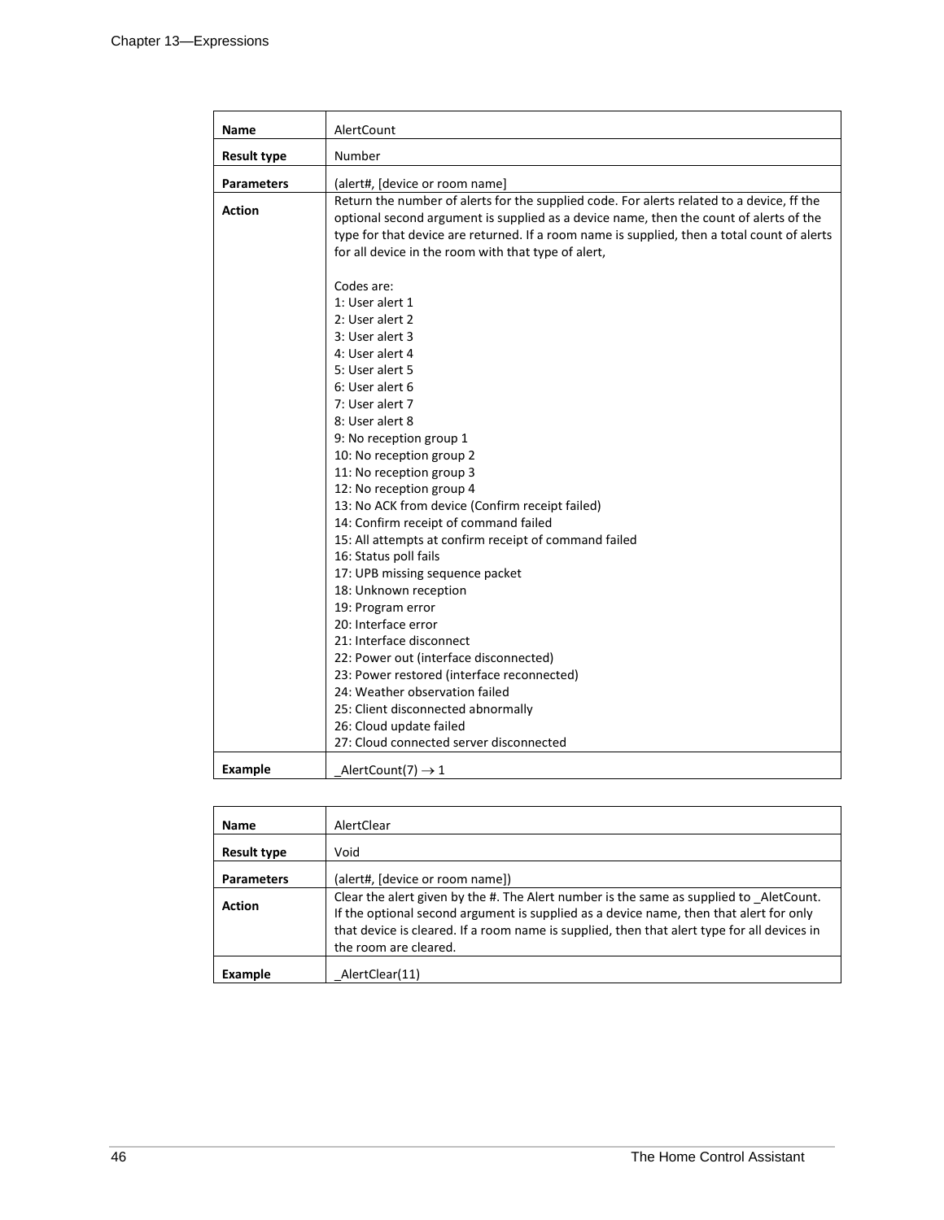| Name | AlertCount |
|---|---|
| Result type | Number |
| Parameters | (alert#, [device or room name] |
| Action | Return the number of alerts for the supplied code. For alerts related to a device, ff the optional second argument is supplied as a device name, then the count of alerts of the type for that device are returned. If a room name is supplied, then a total count of alerts for all device in the room with that type of alert,<br><br>Codes are:<br>1: User alert 1<br>2: User alert 2<br>3: User alert 3<br>4: User alert 4<br>5: User alert 5<br>6: User alert 6<br>7: User alert 7<br>8: User alert 8<br>9: No reception group 1<br>10: No reception group 2<br>11: No reception group 3<br>12: No reception group 4<br>13: No ACK from device (Confirm receipt failed)<br>14: Confirm receipt of command failed<br>15: All attempts at confirm receipt of command failed<br>16: Status poll fails<br>17: UPB missing sequence packet<br>18: Unknown reception<br>19: Program error<br>20: Interface error<br>21: Interface disconnect<br>22: Power out (interface disconnected)<br>23: Power restored (interface reconnected)<br>24: Weather observation failed<br>25: Client disconnected abnormally<br>26: Cloud update failed<br>27: Cloud connected server disconnected |
| Example | _AlertCount(7) → 1 |

| Name | AlertClear |
|---|---|
| Result type | Void |
| Parameters | (alert#, [device or room name]) |
| Action | Clear the alert given by the #. The Alert number is the same as supplied to _AletCount. If the optional second argument is supplied as a device name, then that alert for only that device is cleared. If a room name is supplied, then that alert type for all devices in the room are cleared. |
| Example | _AlertClear(11) |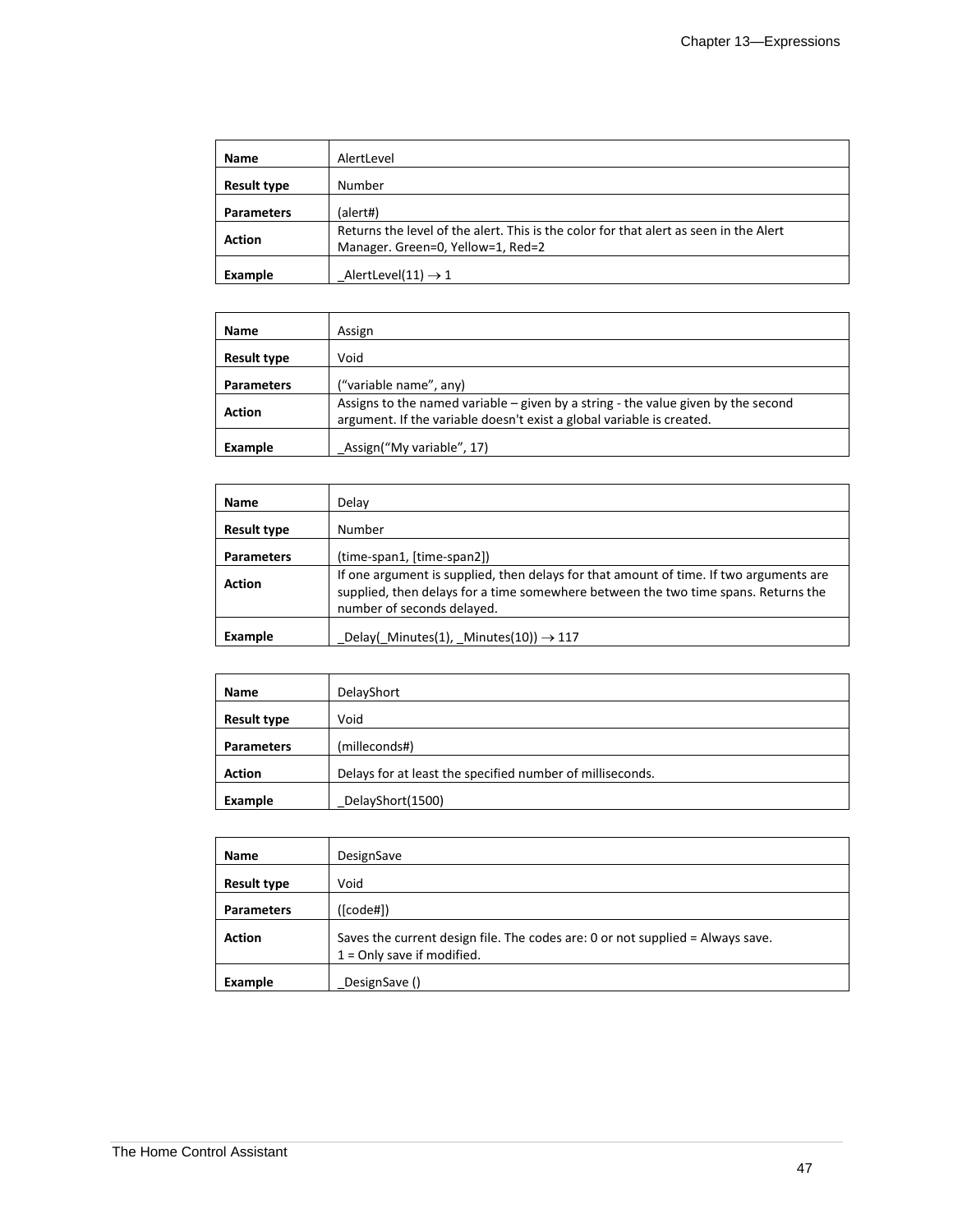| Name | AlertLevel |
|---|---|
| Result type | Number |
| Parameters | (alert#) |
| Action | Returns the level of the alert. This is the color for that alert as seen in the Alert Manager. Green=0, Yellow=1, Red=2 |
| Example | _AlertLevel(11) → 1 |

| Name | Assign |
|---|---|
| Result type | Void |
| Parameters | ("variable name", any) |
| Action | Assigns to the named variable – given by a string - the value given by the second argument. If the variable doesn't exist a global variable is created. |
| Example | _Assign("My variable", 17) |

| Name | Delay |
|---|---|
| Result type | Number |
| Parameters | (time-span1, [time-span2]) |
| Action | If one argument is supplied, then delays for that amount of time. If two arguments are supplied, then delays for a time somewhere between the two time spans. Returns the number of seconds delayed. |
| Example | _Delay(_Minutes(1), _Minutes(10)) → 117 |

| Name | DelayShort |
|---|---|
| Result type | Void |
| Parameters | (milleconds#) |
| Action | Delays for at least the specified number of milliseconds. |
| Example | _DelayShort(1500) |

| Name | DesignSave |
|---|---|
| Result type | Void |
| Parameters | ([code#]) |
| Action | Saves the current design file. The codes are: 0 or not supplied = Always save.<br>1 = Only save if modified. |
| Example | _DesignSave () |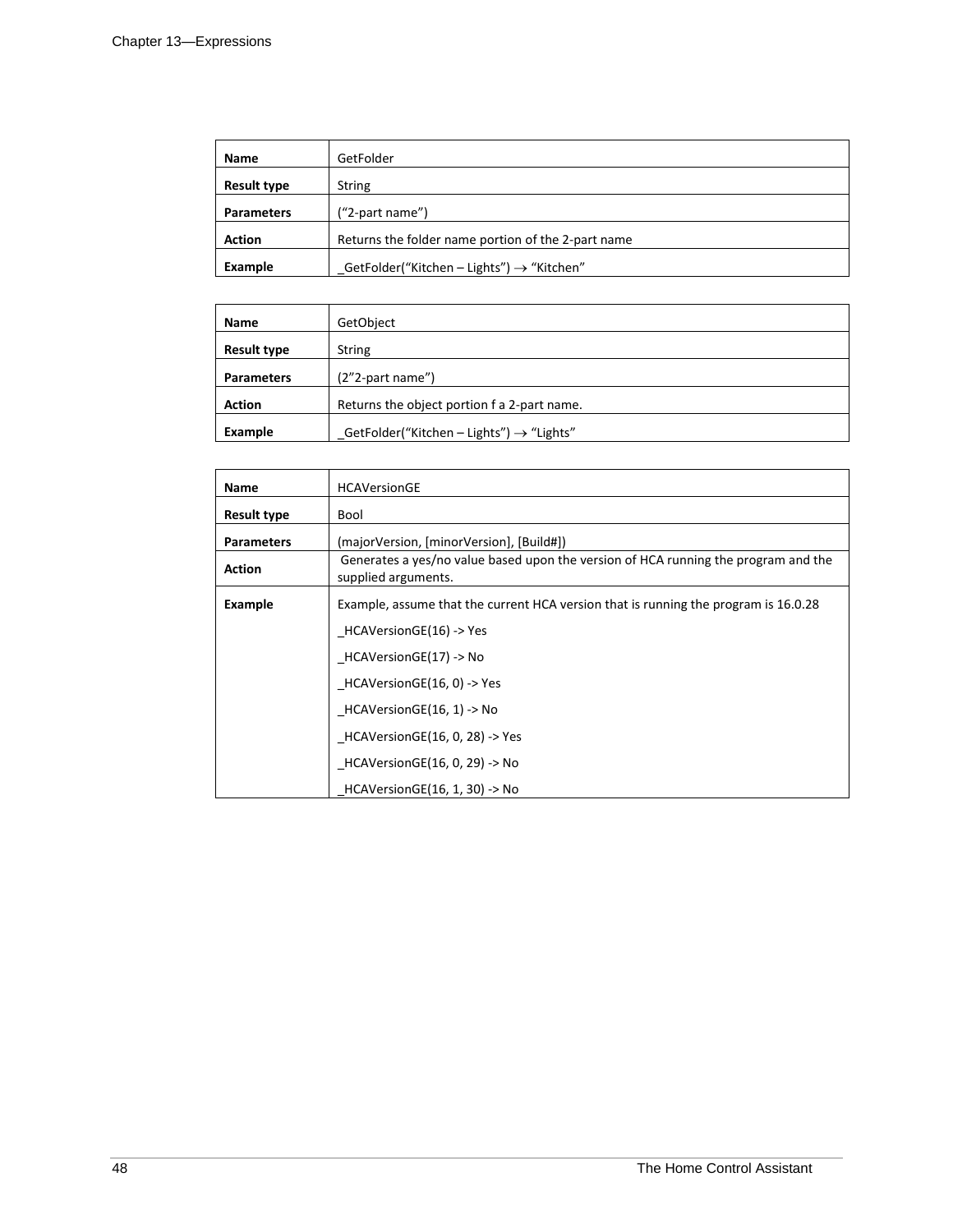| Name | GetFolder |
|---|---|
| Result type | String |
| Parameters | ("2-part name") |
| Action | Returns the folder name portion of the 2-part name |
| Example | _GetFolder("Kitchen – Lights") → "Kitchen" |

| Name | GetObject |
|---|---|
| Result type | String |
| Parameters | (2"2-part name") |
| Action | Returns the object portion f a 2-part name. |
| Example | _GetFolder("Kitchen – Lights") → "Lights" |

| Name | HCAVersionGE |
|---|---|
| Result type | Bool |
| Parameters | (majorVersion, [minorVersion], [Build#]) |
| Action | Generates a yes/no value based upon the version of HCA running the program and the supplied arguments. |
| Example | Example, assume that the current HCA version that is running the program is 16.0.28<br>_HCAVersionGE(16) -> Yes<br>_HCAVersionGE(17) -> No<br>_HCAVersionGE(16, 0) -> Yes<br>_HCAVersionGE(16, 1) -> No<br>_HCAVersionGE(16, 0, 28) -> Yes<br>_HCAVersionGE(16, 0, 29) -> No<br>_HCAVersionGE(16, 1, 30) -> No |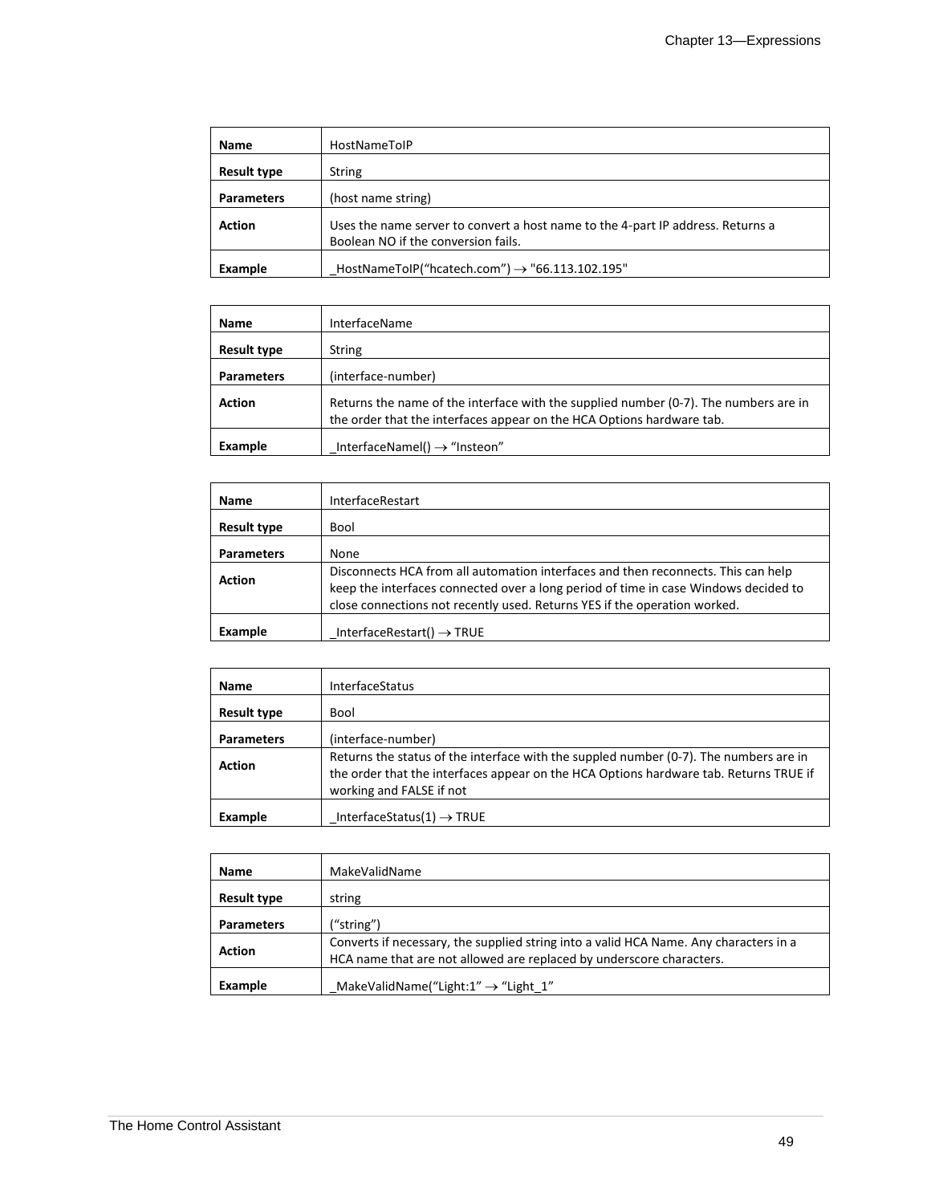| Name | HostNameToIP |
| --- | --- |
| Result type | String |
| Parameters | (host name string) |
| Action | Uses the name server to convert a host name to the 4-part IP address. Returns a Boolean NO if the conversion fails. |
| Example | _HostNameToIP(“hcatech.com”) → "66.113.102.195" |

| Name | InterfaceName |
| --- | --- |
| Result type | String |
| Parameters | (interface-number) |
| Action | Returns the name of the interface with the supplied number (0-7). The numbers are in the order that the interfaces appear on the HCA Options hardware tab. |
| Example | _InterfaceNamel() → “Insteon” |

| Name | InterfaceRestart |
| --- | --- |
| Result type | Bool |
| Parameters | None |
| Action | Disconnects HCA from all automation interfaces and then reconnects. This can help keep the interfaces connected over a long period of time in case Windows decided to close connections not recently used. Returns YES if the operation worked. |
| Example | _InterfaceRestart() → TRUE |

| Name | InterfaceStatus |
| --- | --- |
| Result type | Bool |
| Parameters | (interface-number) |
| Action | Returns the status of the interface with the suppled number (0-7). The numbers are in the order that the interfaces appear on the HCA Options hardware tab. Returns TRUE if working and FALSE if not |
| Example | _InterfaceStatus(1) → TRUE |

| Name | MakeValidName |
| --- | --- |
| Result type | string |
| Parameters | (“string”) |
| Action | Converts if necessary, the supplied string into a valid HCA Name. Any characters in a HCA name that are not allowed are replaced by underscore characters. |
| Example | _MakeValidName(“Light:1” → “Light_1” |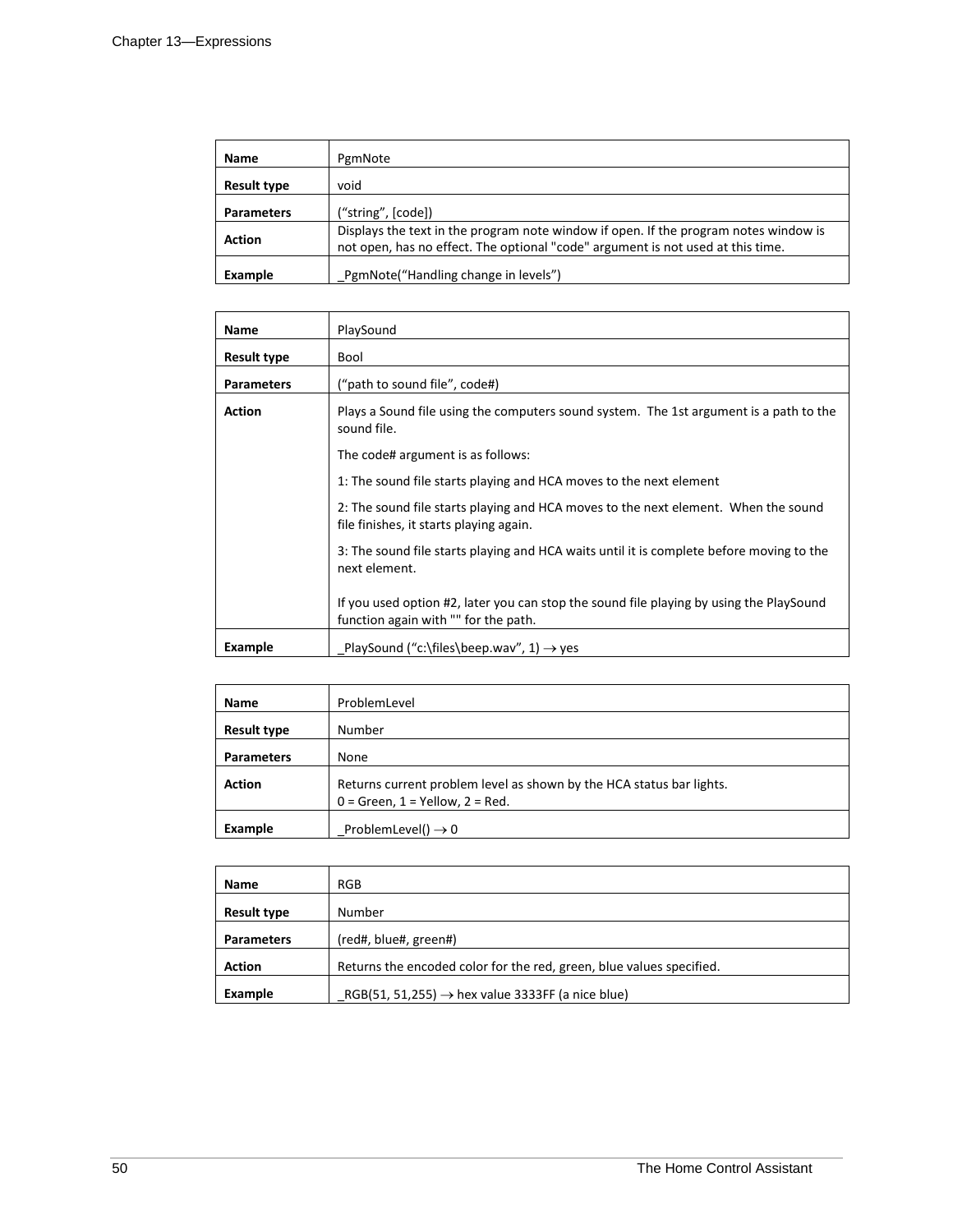| Name | PgmNote |
|---|---|
| Result type | void |
| Parameters | (“string”, [code]) |
| Action | Displays the text in the program note window if open. If the program notes window is not open, has no effect. The optional "code" argument is not used at this time. |
| Example | _PgmNote(“Handling change in levels”) |

| Name | PlaySound |
|---|---|
| Result type | Bool |
| Parameters | (“path to sound file”, code#) |
| Action | Plays a Sound file using the computers sound system.  The 1st argument is a path to the sound file.<br><br>The code# argument is as follows:<br><br>1: The sound file starts playing and HCA moves to the next element<br><br>2: The sound file starts playing and HCA moves to the next element.  When the sound file finishes, it starts playing again.<br><br>3: The sound file starts playing and HCA waits until it is complete before moving to the next element.<br><br>If you used option #2, later you can stop the sound file playing by using the PlaySound function again with "" for the path. |
| Example | _PlaySound (“c:\files\beep.wav”, 1) → yes |

| Name | ProblemLevel |
|---|---|
| Result type | Number |
| Parameters | None |
| Action | Returns current problem level as shown by the HCA status bar lights.<br>0 = Green, 1 = Yellow, 2 = Red. |
| Example | _ProblemLevel() → 0 |

| Name | RGB |
|---|---|
| Result type | Number |
| Parameters | (red#, blue#, green#) |
| Action | Returns the encoded color for the red, green, blue values specified. |
| Example | _RGB(51, 51,255) → hex value 3333FF (a nice blue) |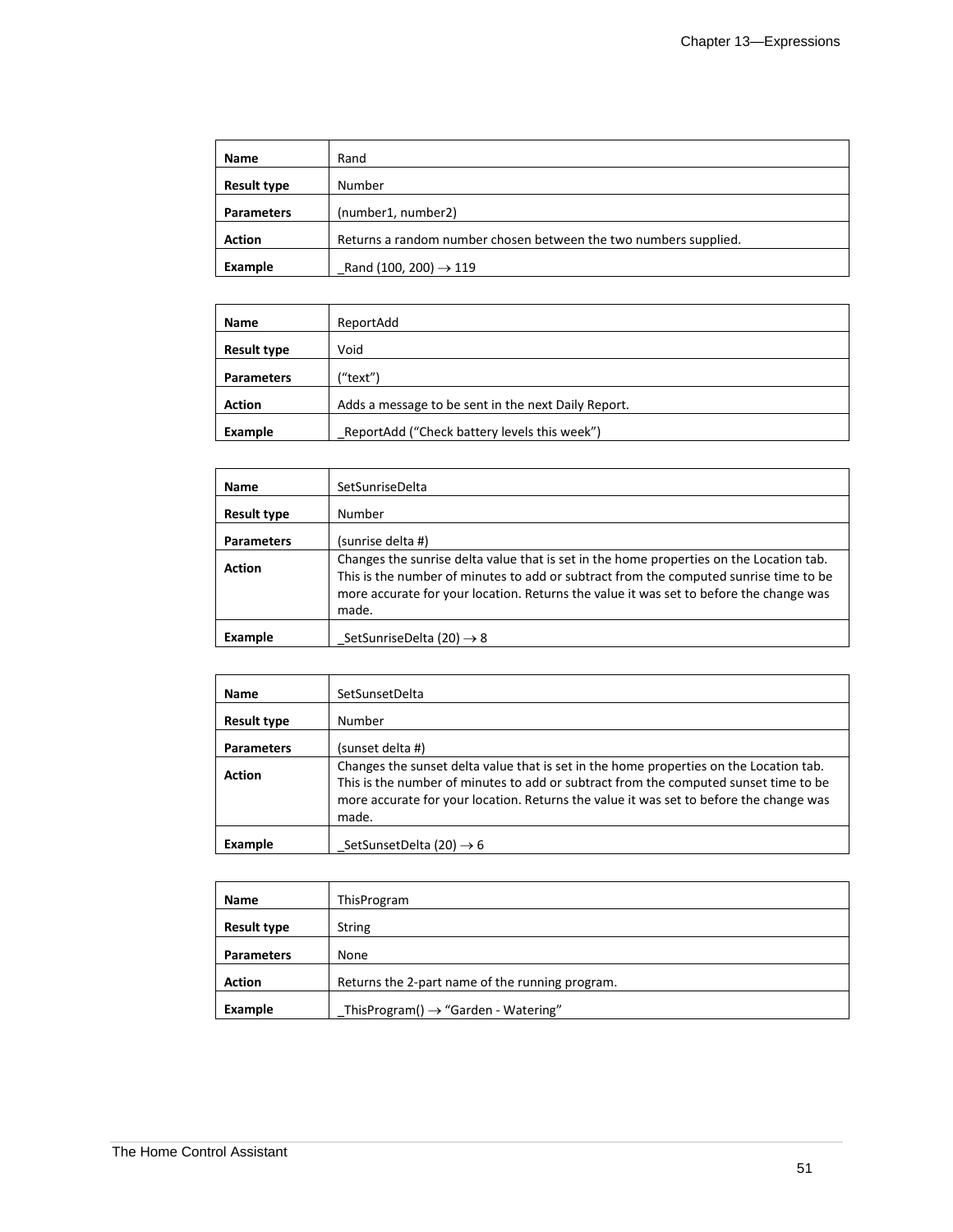| Name | Rand |
|---|---|
| Result type | Number |
| Parameters | (number1, number2) |
| Action | Returns a random number chosen between the two numbers supplied. |
| Example | _Rand (100, 200) → 119 |

| Name | ReportAdd |
|---|---|
| Result type | Void |
| Parameters | (“text”) |
| Action | Adds a message to be sent in the next Daily Report. |
| Example | _ReportAdd (“Check battery levels this week”) |

| Name | SetSunriseDelta |
|---|---|
| Result type | Number |
| Parameters | (sunrise delta #) |
| Action | Changes the sunrise delta value that is set in the home properties on the Location tab. This is the number of minutes to add or subtract from the computed sunrise time to be more accurate for your location. Returns the value it was set to before the change was made. |
| Example | _SetSunriseDelta (20) → 8 |

| Name | SetSunsetDelta |
|---|---|
| Result type | Number |
| Parameters | (sunset delta #) |
| Action | Changes the sunset delta value that is set in the home properties on the Location tab. This is the number of minutes to add or subtract from the computed sunset time to be more accurate for your location. Returns the value it was set to before the change was made. |
| Example | _SetSunsetDelta (20) → 6 |

| Name | ThisProgram |
|---|---|
| Result type | String |
| Parameters | None |
| Action | Returns the 2-part name of the running program. |
| Example | _ThisProgram() → “Garden - Watering” |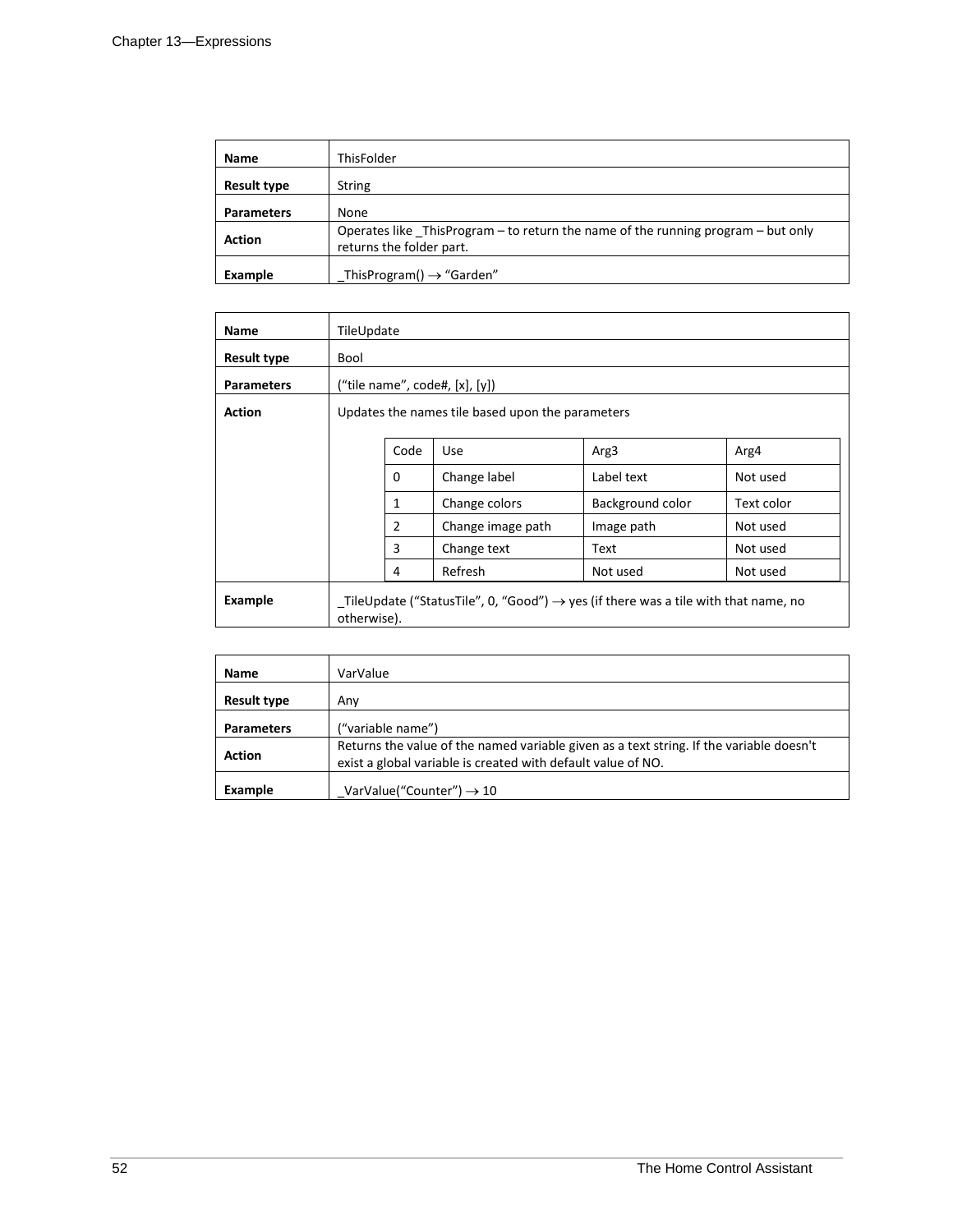| Name | ThisFolder |
| --- | --- |
| **Result type** | String |
| **Parameters** | None |
| **Action** | Operates like _ThisProgram – to return the name of the running program – but only returns the folder part. |
| **Example** | _ThisProgram() → "Garden" |

| Name | TileUpdate |
| --- | --- |
| **Result type** | Bool |
| **Parameters** | ("tile name", code#, [x], [y]) |
| **Action** | Updates the names tile based upon the parameters |
| **Example** | _TileUpdate ("StatusTile", 0, "Good") → yes (if there was a tile with that name, no otherwise). |

| Code | Use | Arg3 | Arg4 |
| --- | --- | --- | --- |
| 0 | Change label | Label text | Not used |
| 1 | Change colors | Background color | Text color |
| 2 | Change image path | Image path | Not used |
| 3 | Change text | Text | Not used |
| 4 | Refresh | Not used | Not used |

| Name | VarValue |
| --- | --- |
| **Result type** | Any |
| **Parameters** | ("variable name") |
| **Action** | Returns the value of the named variable given as a text string. If the variable doesn't exist a global variable is created with default value of NO. |
| **Example** | _VarValue("Counter") → 10 |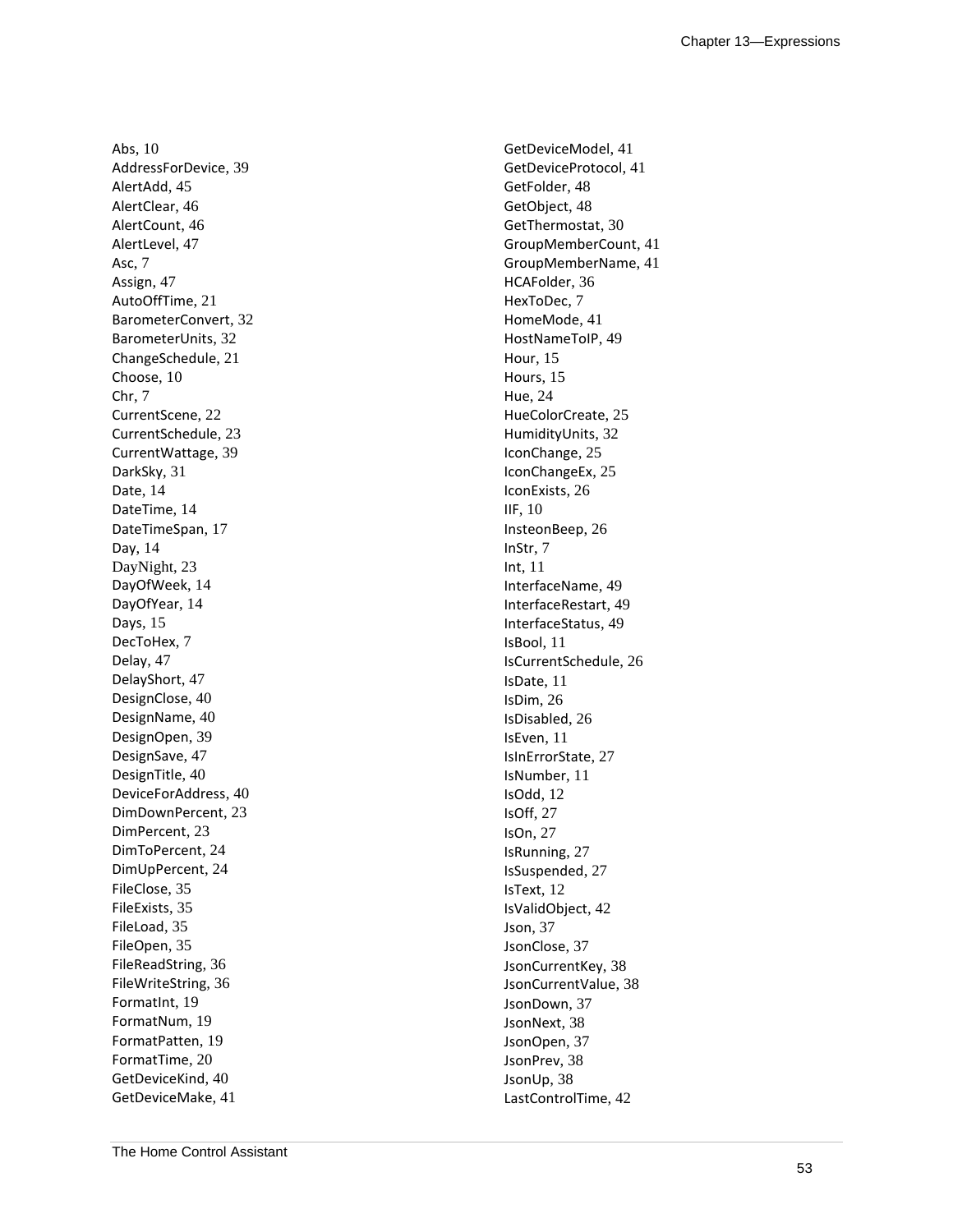Abs, 10
AddressForDevice, 39
AlertAdd, 45
AlertClear, 46
AlertCount, 46
AlertLevel, 47
Asc, 7
Assign, 47
AutoOffTime, 21
BarometerConvert, 32
BarometerUnits, 32
ChangeSchedule, 21
Choose, 10
Chr, 7
CurrentScene, 22
CurrentSchedule, 23
CurrentWattage, 39
DarkSky, 31
Date, 14
DateTime, 14
DateTimeSpan, 17
Day, 14
DayNight, 23
DayOfWeek, 14
DayOfYear, 14
Days, 15
DecToHex, 7
Delay, 47
DelayShort, 47
DesignClose, 40
DesignName, 40
DesignOpen, 39
DesignSave, 47
DesignTitle, 40
DeviceForAddress, 40
DimDownPercent, 23
DimPercent, 23
DimToPercent, 24
DimUpPercent, 24
FileClose, 35
FileExists, 35
FileLoad, 35
FileOpen, 35
FileReadString, 36
FileWriteString, 36
FormatInt, 19
FormatNum, 19
FormatPatten, 19
FormatTime, 20
GetDeviceKind, 40
GetDeviceMake, 41
GetDeviceModel, 41
GetDeviceProtocol, 41
GetFolder, 48
GetObject, 48
GetThermostat, 30
GroupMemberCount, 41
GroupMemberName, 41
HCAFolder, 36
HexToDec, 7
HomeMode, 41
HostNameToIP, 49
Hour, 15
Hours, 15
Hue, 24
HueColorCreate, 25
HumidityUnits, 32
IconChange, 25
IconChangeEx, 25
IconExists, 26
IIF, 10
InsteonBeep, 26
InStr, 7
Int, 11
InterfaceName, 49
InterfaceRestart, 49
InterfaceStatus, 49
IsBool, 11
IsCurrentSchedule, 26
IsDate, 11
IsDim, 26
IsDisabled, 26
IsEven, 11
IsInErrorState, 27
IsNumber, 11
IsOdd, 12
IsOff, 27
IsOn, 27
IsRunning, 27
IsSuspended, 27
IsText, 12
IsValidObject, 42
Json, 37
JsonClose, 37
JsonCurrentKey, 38
JsonCurrentValue, 38
JsonDown, 37
JsonNext, 38
JsonOpen, 37
JsonPrev, 38
JsonUp, 38
LastControlTime, 42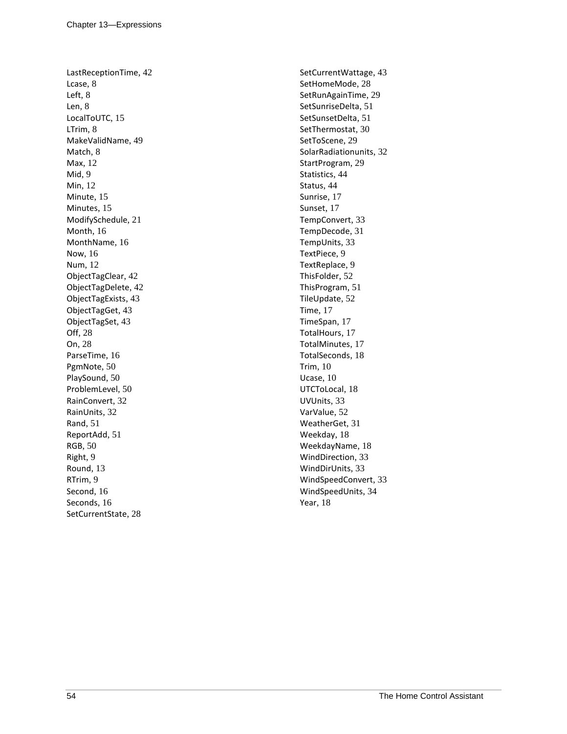LastReceptionTime, 42
Lcase, 8
Left, 8
Len, 8
LocalToUTC, 15
LTrim, 8
MakeValidName, 49
Match, 8
Max, 12
Mid, 9
Min, 12
Minute, 15
Minutes, 15
ModifySchedule, 21
Month, 16
MonthName, 16
Now, 16
Num, 12
ObjectTagClear, 42
ObjectTagDelete, 42
ObjectTagExists, 43
ObjectTagGet, 43
ObjectTagSet, 43
Off, 28
On, 28
ParseTime, 16
PgmNote, 50
PlaySound, 50
ProblemLevel, 50
RainConvert, 32
RainUnits, 32
Rand, 51
ReportAdd, 51
RGB, 50
Right, 9
Round, 13
RTrim, 9
Second, 16
Seconds, 16
SetCurrentState, 28
SetCurrentWattage, 43
SetHomeMode, 28
SetRunAgainTime, 29
SetSunriseDelta, 51
SetSunsetDelta, 51
SetThermostat, 30
SetToScene, 29
SolarRadiationunits, 32
StartProgram, 29
Statistics, 44
Status, 44
Sunrise, 17
Sunset, 17
TempConvert, 33
TempDecode, 31
TempUnits, 33
TextPiece, 9
TextReplace, 9
ThisFolder, 52
ThisProgram, 51
TileUpdate, 52
Time, 17
TimeSpan, 17
TotalHours, 17
TotalMinutes, 17
TotalSeconds, 18
Trim, 10
Ucase, 10
UTCToLocal, 18
UVUnits, 33
VarValue, 52
WeatherGet, 31
Weekday, 18
WeekdayName, 18
WindDirection, 33
WindDirUnits, 33
WindSpeedConvert, 33
WindSpeedUnits, 34
Year, 18